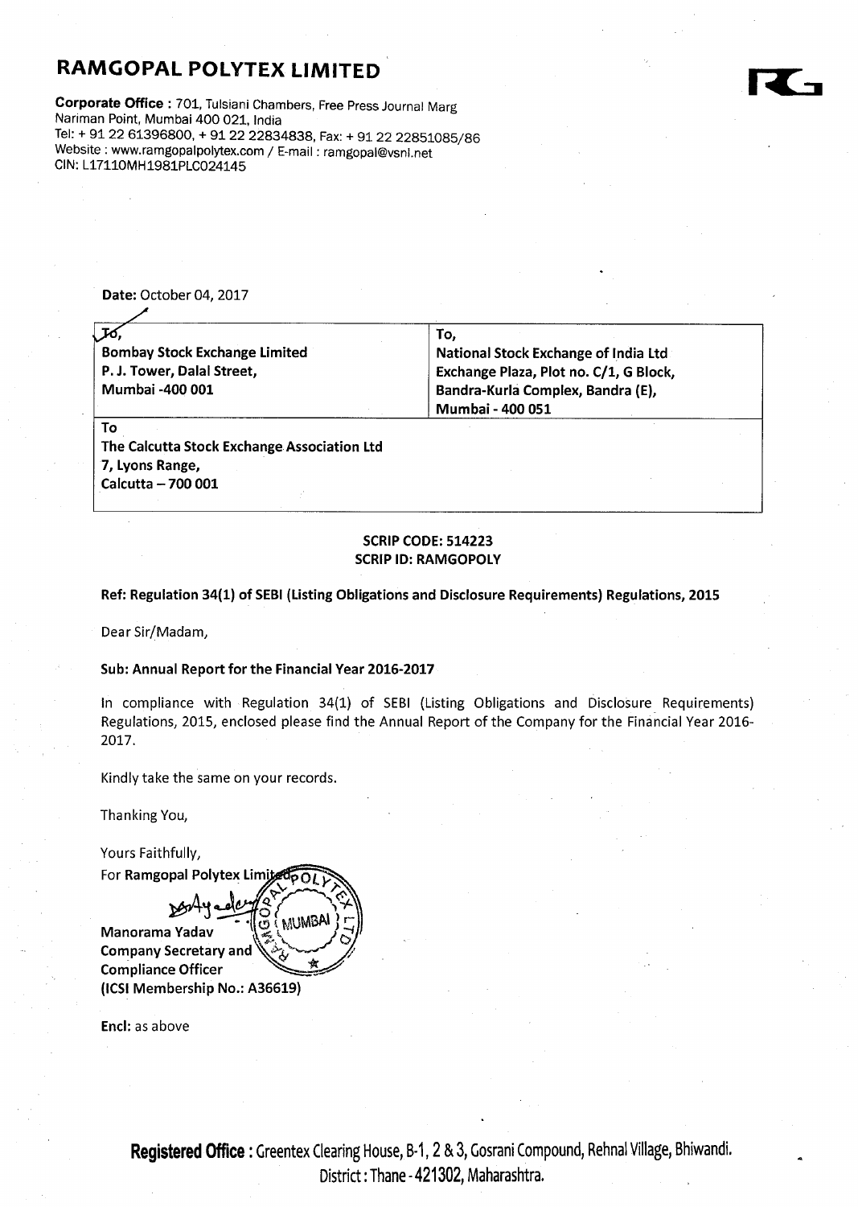# RAMGOPAL POLYTEX LIMITED

**Corporate Office :** 701, Tulsiani Chambers, Free Press Journal Marg
Nariman Point, Mumbai 400 021, India
Tel: + 91 22 61396800, + 91 22 22834838, Fax: + 91 22 22851085/86
Website : www.ramgopalpolytex.com / E-mail : ramgopal@vsnl.net
CIN: L17110MH1981PLC024145

**Date:** October 04, 2017

| To, | To, |
|---|---|
| **Bombay Stock Exchange Limited** | **National Stock Exchange of India Ltd** |
| **P. J. Tower, Dalal Street,** | **Exchange Plaza, Plot no. C/1, G Block,** |
| **Mumbai -400 001** | **Bandra-Kurla Complex, Bandra (E),** |
| | **Mumbai - 400 051** |
| **To** | |
| **The Calcutta Stock Exchange Association Ltd** | |
| **7, Lyons Range,** | |
| **Calcutta – 700 001** | |

**SCRIP CODE: 514223**
**SCRIP ID: RAMGOPOLY**

**Ref: Regulation 34(1) of SEBI (Listing Obligations and Disclosure Requirements) Regulations, 2015**

Dear Sir/Madam,

**Sub: Annual Report for the Financial Year 2016-2017**

In compliance with Regulation 34(1) of SEBI (Listing Obligations and Disclosure Requirements) Regulations, 2015, enclosed please find the Annual Report of the Company for the Financial Year 2016-2017.

Kindly take the same on your records.

Thanking You,

Yours Faithfully,
For **Ramgopal Polytex Limited**

**Manorama Yadav**
**Company Secretary and**
**Compliance Officer**
**(ICSI Membership No.: A36619)**

**Encl:** as above

**Registered Office :** Greentex Clearing House, B-1, 2 & 3, Gosrani Compound, Rehnal Village, Bhiwandi. District : Thane - 421302, Maharashtra.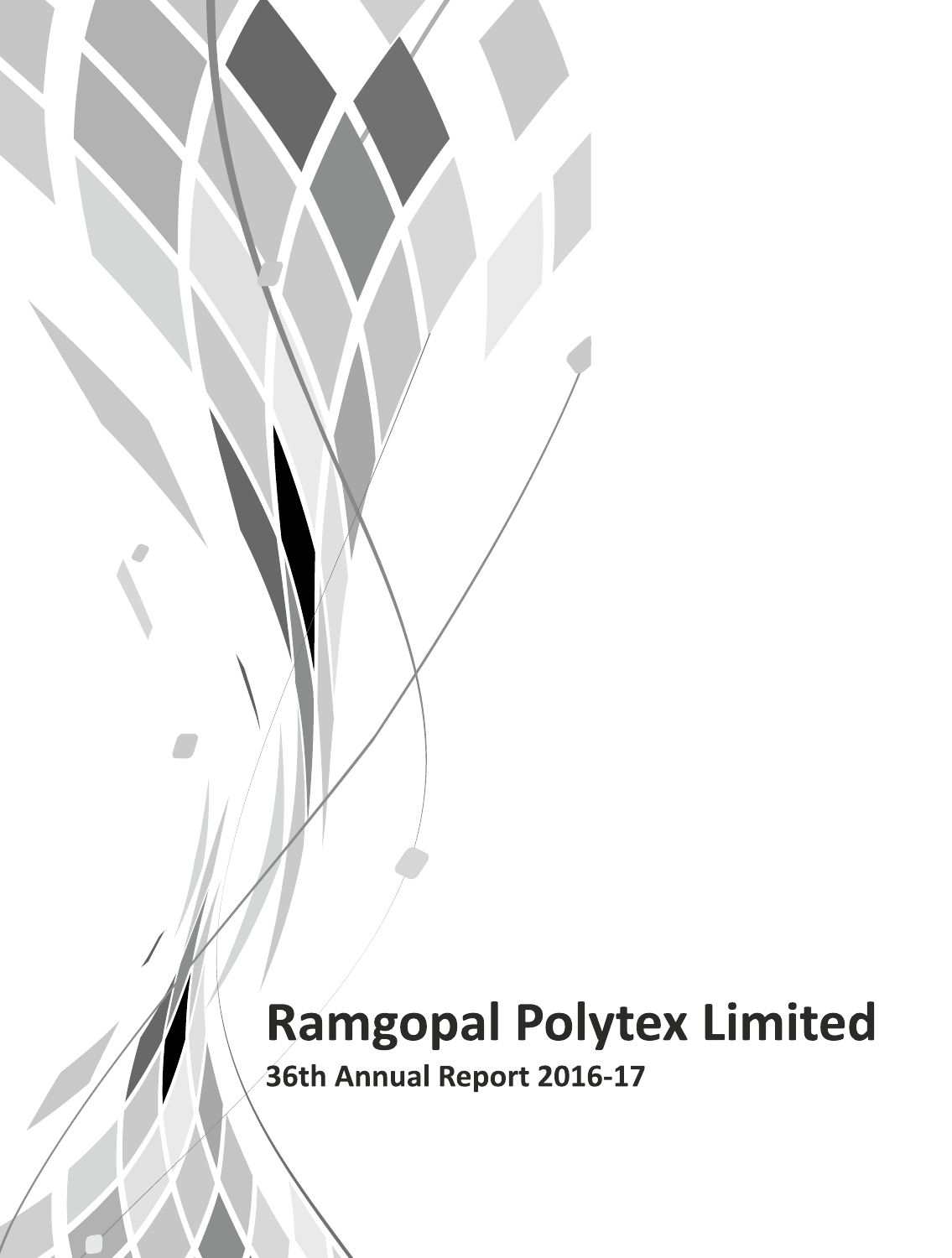# Ramgopal Polytex Limited

## 36th Annual Report 2016-17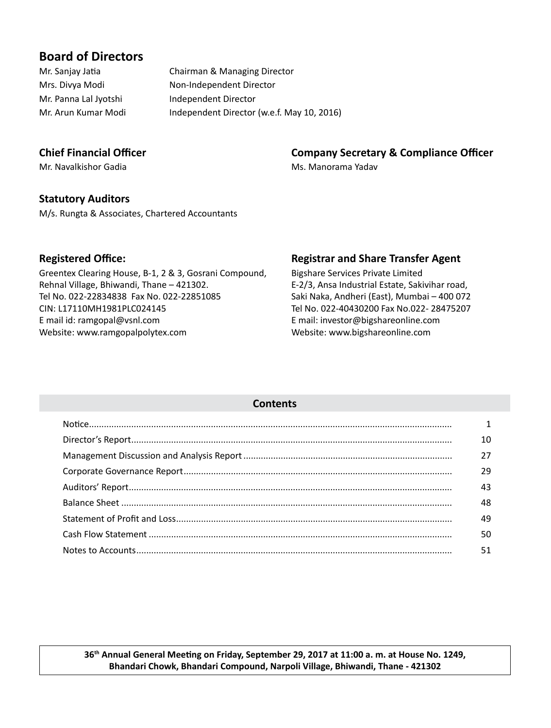## Board of Directors

| | |
|---|---|
| Mr. Sanjay Jatia | Chairman & Managing Director |
| Mrs. Divya Modi | Non-Independent Director |
| Mr. Panna Lal Jyotshi | Independent Director |
| Mr. Arun Kumar Modi | Independent Director (w.e.f. May 10, 2016) |

### Chief Financial Officer

Mr. Navalkishor Gadia

### Company Secretary & Compliance Officer

Ms. Manorama Yadav

### Statutory Auditors

M/s. Rungta & Associates, Chartered Accountants

### Registered Office:

Greentex Clearing House, B-1, 2 & 3, Gosrani Compound, Rehnal Village, Bhiwandi, Thane – 421302.
Tel No. 022-22834838 Fax No. 022-22851085
CIN: L17110MH1981PLC024145
E mail id: ramgopal@vsnl.com
Website: www.ramgopalpolytex.com

### Registrar and Share Transfer Agent

Bigshare Services Private Limited
E-2/3, Ansa Industrial Estate, Sakivihar road, Saki Naka, Andheri (East), Mumbai – 400 072
Tel No. 022-40430200 Fax No.022- 28475207
E mail: investor@bigshareonline.com
Website: www.bigshareonline.com

### Contents

| | |
|---|---|
| Notice | 1 |
| Director's Report | 10 |
| Management Discussion and Analysis Report | 27 |
| Corporate Governance Report | 29 |
| Auditors' Report | 43 |
| Balance Sheet | 48 |
| Statement of Profit and Loss | 49 |
| Cash Flow Statement | 50 |
| Notes to Accounts | 51 |

**36th Annual General Meeting on Friday, September 29, 2017 at 11:00 a. m. at House No. 1249, Bhandari Chowk, Bhandari Compound, Narpoli Village, Bhiwandi, Thane - 421302**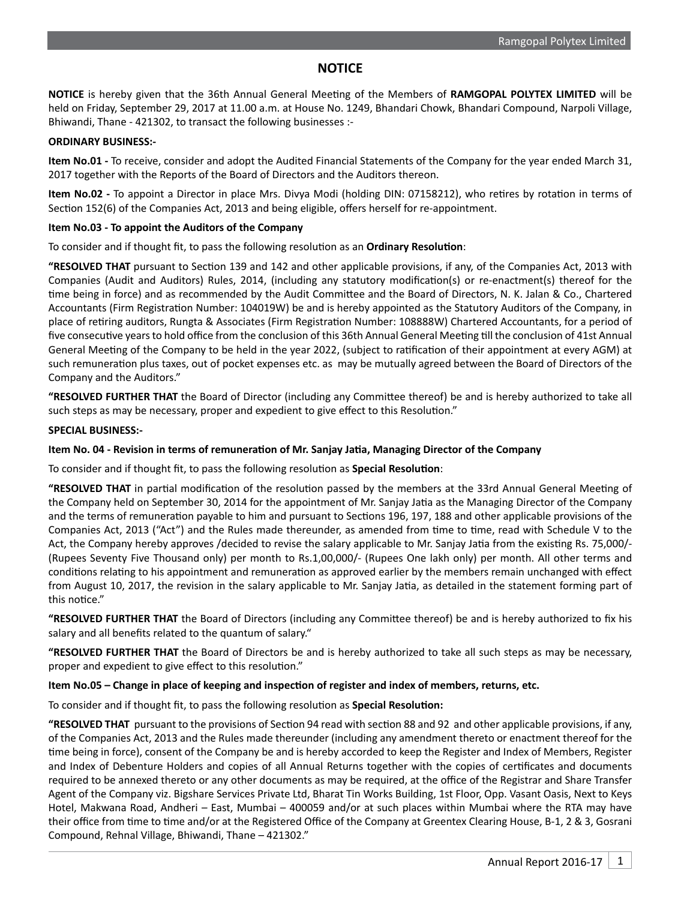# NOTICE

**NOTICE** is hereby given that the 36th Annual General Meeting of the Members of **RAMGOPAL POLYTEX LIMITED** will be held on Friday, September 29, 2017 at 11.00 a.m. at House No. 1249, Bhandari Chowk, Bhandari Compound, Narpoli Village, Bhiwandi, Thane - 421302, to transact the following businesses :-

**ORDINARY BUSINESS:-**

**Item No.01 -** To receive, consider and adopt the Audited Financial Statements of the Company for the year ended March 31, 2017 together with the Reports of the Board of Directors and the Auditors thereon.

**Item No.02 -** To appoint a Director in place Mrs. Divya Modi (holding DIN: 07158212), who retires by rotation in terms of Section 152(6) of the Companies Act, 2013 and being eligible, offers herself for re-appointment.

**Item No.03 - To appoint the Auditors of the Company**

To consider and if thought fit, to pass the following resolution as an **Ordinary Resolution**:

**"RESOLVED THAT** pursuant to Section 139 and 142 and other applicable provisions, if any, of the Companies Act, 2013 with Companies (Audit and Auditors) Rules, 2014, (including any statutory modification(s) or re-enactment(s) thereof for the time being in force) and as recommended by the Audit Committee and the Board of Directors, N. K. Jalan & Co., Chartered Accountants (Firm Registration Number: 104019W) be and is hereby appointed as the Statutory Auditors of the Company, in place of retiring auditors, Rungta & Associates (Firm Registration Number: 108888W) Chartered Accountants, for a period of five consecutive years to hold office from the conclusion of this 36th Annual General Meeting till the conclusion of 41st Annual General Meeting of the Company to be held in the year 2022, (subject to ratification of their appointment at every AGM) at such remuneration plus taxes, out of pocket expenses etc. as may be mutually agreed between the Board of Directors of the Company and the Auditors."

**"RESOLVED FURTHER THAT** the Board of Director (including any Committee thereof) be and is hereby authorized to take all such steps as may be necessary, proper and expedient to give effect to this Resolution."

**SPECIAL BUSINESS:-**

**Item No. 04 - Revision in terms of remuneration of Mr. Sanjay Jatia, Managing Director of the Company**

To consider and if thought fit, to pass the following resolution as **Special Resolution**:

**"RESOLVED THAT** in partial modification of the resolution passed by the members at the 33rd Annual General Meeting of the Company held on September 30, 2014 for the appointment of Mr. Sanjay Jatia as the Managing Director of the Company and the terms of remuneration payable to him and pursuant to Sections 196, 197, 188 and other applicable provisions of the Companies Act, 2013 ("Act") and the Rules made thereunder, as amended from time to time, read with Schedule V to the Act, the Company hereby approves /decided to revise the salary applicable to Mr. Sanjay Jatia from the existing Rs. 75,000/- (Rupees Seventy Five Thousand only) per month to Rs.1,00,000/- (Rupees One lakh only) per month. All other terms and conditions relating to his appointment and remuneration as approved earlier by the members remain unchanged with effect from August 10, 2017, the revision in the salary applicable to Mr. Sanjay Jatia, as detailed in the statement forming part of this notice."

**"RESOLVED FURTHER THAT** the Board of Directors (including any Committee thereof) be and is hereby authorized to fix his salary and all benefits related to the quantum of salary."

**"RESOLVED FURTHER THAT** the Board of Directors be and is hereby authorized to take all such steps as may be necessary, proper and expedient to give effect to this resolution."

**Item No.05 – Change in place of keeping and inspection of register and index of members, returns, etc.**

To consider and if thought fit, to pass the following resolution as **Special Resolution:**

**"RESOLVED THAT** pursuant to the provisions of Section 94 read with section 88 and 92 and other applicable provisions, if any, of the Companies Act, 2013 and the Rules made thereunder (including any amendment thereto or enactment thereof for the time being in force), consent of the Company be and is hereby accorded to keep the Register and Index of Members, Register and Index of Debenture Holders and copies of all Annual Returns together with the copies of certificates and documents required to be annexed thereto or any other documents as may be required, at the office of the Registrar and Share Transfer Agent of the Company viz. Bigshare Services Private Ltd, Bharat Tin Works Building, 1st Floor, Opp. Vasant Oasis, Next to Keys Hotel, Makwana Road, Andheri – East, Mumbai – 400059 and/or at such places within Mumbai where the RTA may have their office from time to time and/or at the Registered Office of the Company at Greentex Clearing House, B-1, 2 & 3, Gosrani Compound, Rehnal Village, Bhiwandi, Thane – 421302."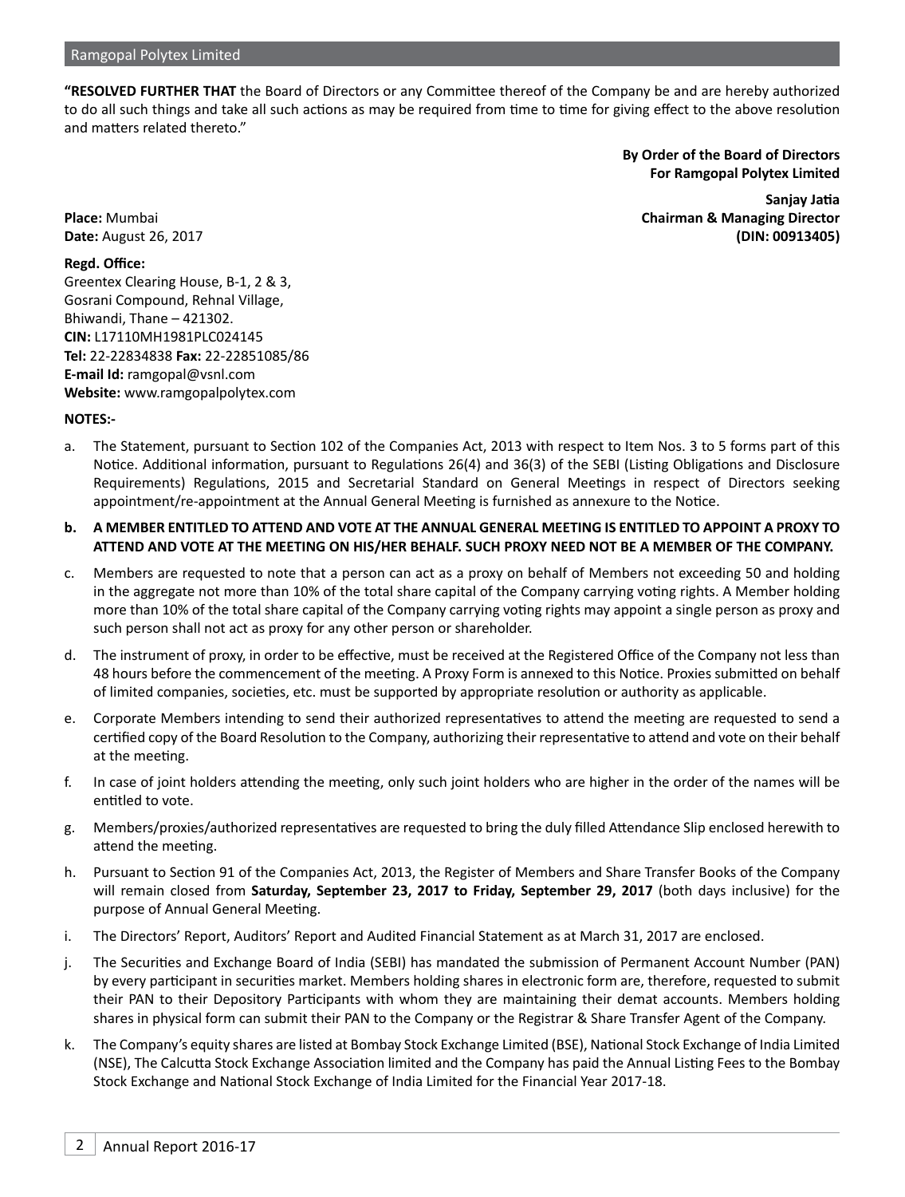**"RESOLVED FURTHER THAT** the Board of Directors or any Committee thereof of the Company be and are hereby authorized to do all such things and take all such actions as may be required from time to time for giving effect to the above resolution and matters related thereto."

**By Order of the Board of Directors**
**For Ramgopal Polytex Limited**

**Sanjay Jatia**
**Chairman & Managing Director**
**(DIN: 00913405)**

**Place:** Mumbai
**Date:** August 26, 2017

**Regd. Office:**
Greentex Clearing House, B-1, 2 & 3,
Gosrani Compound, Rehnal Village,
Bhiwandi, Thane – 421302.
**CIN:** L17110MH1981PLC024145
**Tel:** 22-22834838 **Fax:** 22-22851085/86
**E-mail Id:** ramgopal@vsnl.com
**Website:** www.ramgopalpolytex.com

**NOTES:-**

a. The Statement, pursuant to Section 102 of the Companies Act, 2013 with respect to Item Nos. 3 to 5 forms part of this Notice. Additional information, pursuant to Regulations 26(4) and 36(3) of the SEBI (Listing Obligations and Disclosure Requirements) Regulations, 2015 and Secretarial Standard on General Meetings in respect of Directors seeking appointment/re-appointment at the Annual General Meeting is furnished as annexure to the Notice.

**b. A MEMBER ENTITLED TO ATTEND AND VOTE AT THE ANNUAL GENERAL MEETING IS ENTITLED TO APPOINT A PROXY TO ATTEND AND VOTE AT THE MEETING ON HIS/HER BEHALF. SUCH PROXY NEED NOT BE A MEMBER OF THE COMPANY.**

c. Members are requested to note that a person can act as a proxy on behalf of Members not exceeding 50 and holding in the aggregate not more than 10% of the total share capital of the Company carrying voting rights. A Member holding more than 10% of the total share capital of the Company carrying voting rights may appoint a single person as proxy and such person shall not act as proxy for any other person or shareholder.

d. The instrument of proxy, in order to be effective, must be received at the Registered Office of the Company not less than 48 hours before the commencement of the meeting. A Proxy Form is annexed to this Notice. Proxies submitted on behalf of limited companies, societies, etc. must be supported by appropriate resolution or authority as applicable.

e. Corporate Members intending to send their authorized representatives to attend the meeting are requested to send a certified copy of the Board Resolution to the Company, authorizing their representative to attend and vote on their behalf at the meeting.

f. In case of joint holders attending the meeting, only such joint holders who are higher in the order of the names will be entitled to vote.

g. Members/proxies/authorized representatives are requested to bring the duly filled Attendance Slip enclosed herewith to attend the meeting.

h. Pursuant to Section 91 of the Companies Act, 2013, the Register of Members and Share Transfer Books of the Company will remain closed from **Saturday, September 23, 2017 to Friday, September 29, 2017** (both days inclusive) for the purpose of Annual General Meeting.

i. The Directors' Report, Auditors' Report and Audited Financial Statement as at March 31, 2017 are enclosed.

j. The Securities and Exchange Board of India (SEBI) has mandated the submission of Permanent Account Number (PAN) by every participant in securities market. Members holding shares in electronic form are, therefore, requested to submit their PAN to their Depository Participants with whom they are maintaining their demat accounts. Members holding shares in physical form can submit their PAN to the Company or the Registrar & Share Transfer Agent of the Company.

k. The Company's equity shares are listed at Bombay Stock Exchange Limited (BSE), National Stock Exchange of India Limited (NSE), The Calcutta Stock Exchange Association limited and the Company has paid the Annual Listing Fees to the Bombay Stock Exchange and National Stock Exchange of India Limited for the Financial Year 2017-18.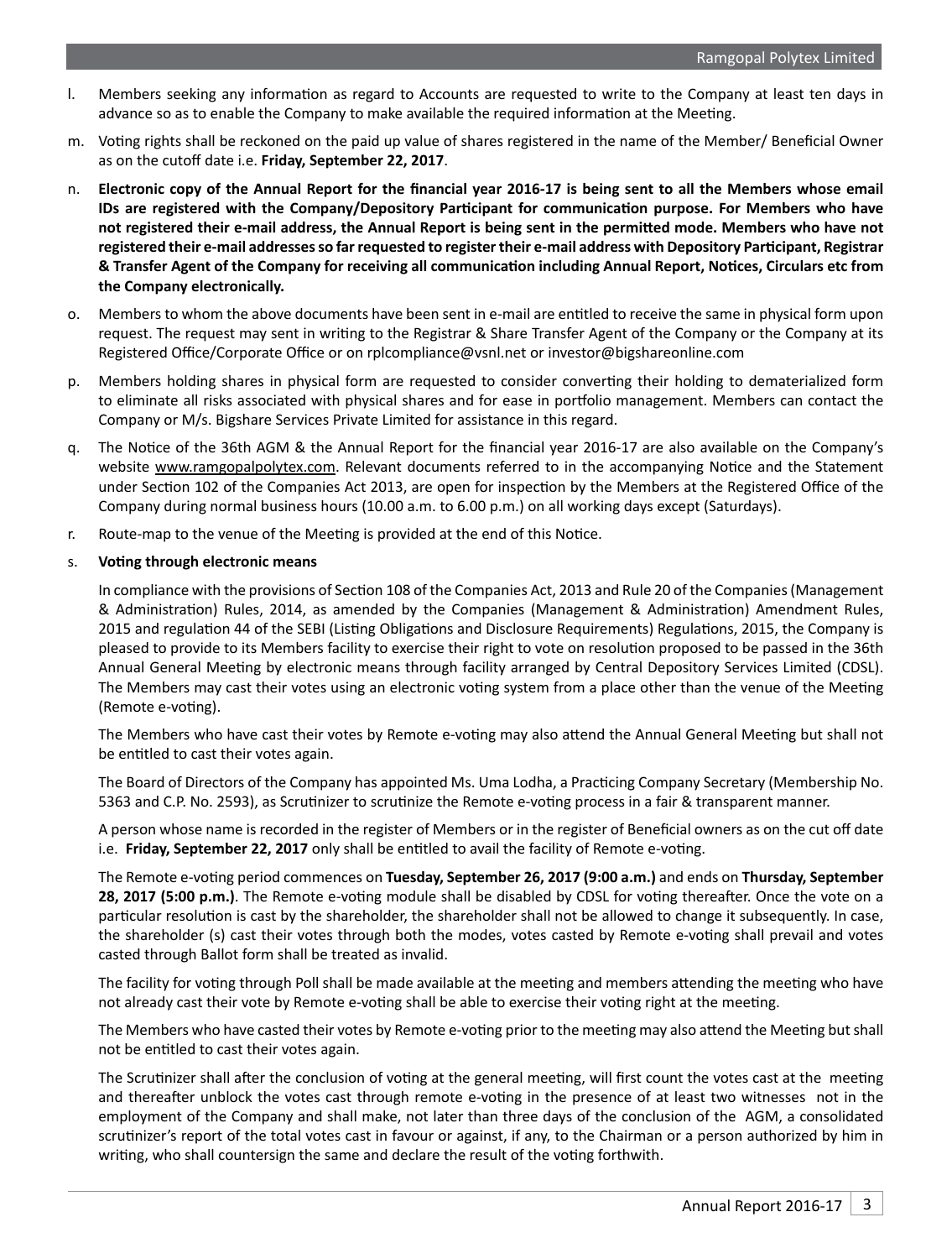l. Members seeking any information as regard to Accounts are requested to write to the Company at least ten days in advance so as to enable the Company to make available the required information at the Meeting.

m. Voting rights shall be reckoned on the paid up value of shares registered in the name of the Member/ Beneficial Owner as on the cutoff date i.e. **Friday, September 22, 2017**.

n. **Electronic copy of the Annual Report for the financial year 2016-17 is being sent to all the Members whose email IDs are registered with the Company/Depository Participant for communication purpose. For Members who have not registered their e-mail address, the Annual Report is being sent in the permitted mode. Members who have not registered their e-mail addresses so far requested to register their e-mail address with Depository Participant, Registrar & Transfer Agent of the Company for receiving all communication including Annual Report, Notices, Circulars etc from the Company electronically.**

o. Members to whom the above documents have been sent in e-mail are entitled to receive the same in physical form upon request. The request may sent in writing to the Registrar & Share Transfer Agent of the Company or the Company at its Registered Office/Corporate Office or on rplcompliance@vsnl.net or investor@bigshareonline.com

p. Members holding shares in physical form are requested to consider converting their holding to dematerialized form to eliminate all risks associated with physical shares and for ease in portfolio management. Members can contact the Company or M/s. Bigshare Services Private Limited for assistance in this regard.

q. The Notice of the 36th AGM & the Annual Report for the financial year 2016-17 are also available on the Company's website www.ramgopalpolytex.com. Relevant documents referred to in the accompanying Notice and the Statement under Section 102 of the Companies Act 2013, are open for inspection by the Members at the Registered Office of the Company during normal business hours (10.00 a.m. to 6.00 p.m.) on all working days except (Saturdays).

r. Route-map to the venue of the Meeting is provided at the end of this Notice.

s. **Voting through electronic means**

In compliance with the provisions of Section 108 of the Companies Act, 2013 and Rule 20 of the Companies (Management & Administration) Rules, 2014, as amended by the Companies (Management & Administration) Amendment Rules, 2015 and regulation 44 of the SEBI (Listing Obligations and Disclosure Requirements) Regulations, 2015, the Company is pleased to provide to its Members facility to exercise their right to vote on resolution proposed to be passed in the 36th Annual General Meeting by electronic means through facility arranged by Central Depository Services Limited (CDSL). The Members may cast their votes using an electronic voting system from a place other than the venue of the Meeting (Remote e-voting).

The Members who have cast their votes by Remote e-voting may also attend the Annual General Meeting but shall not be entitled to cast their votes again.

The Board of Directors of the Company has appointed Ms. Uma Lodha, a Practicing Company Secretary (Membership No. 5363 and C.P. No. 2593), as Scrutinizer to scrutinize the Remote e-voting process in a fair & transparent manner.

A person whose name is recorded in the register of Members or in the register of Beneficial owners as on the cut off date i.e. **Friday, September 22, 2017** only shall be entitled to avail the facility of Remote e-voting.

The Remote e-voting period commences on **Tuesday, September 26, 2017 (9:00 a.m.)** and ends on **Thursday, September 28, 2017 (5:00 p.m.)**. The Remote e-voting module shall be disabled by CDSL for voting thereafter. Once the vote on a particular resolution is cast by the shareholder, the shareholder shall not be allowed to change it subsequently. In case, the shareholder (s) cast their votes through both the modes, votes casted by Remote e-voting shall prevail and votes casted through Ballot form shall be treated as invalid.

The facility for voting through Poll shall be made available at the meeting and members attending the meeting who have not already cast their vote by Remote e-voting shall be able to exercise their voting right at the meeting.

The Members who have casted their votes by Remote e-voting prior to the meeting may also attend the Meeting but shall not be entitled to cast their votes again.

The Scrutinizer shall after the conclusion of voting at the general meeting, will first count the votes cast at the meeting and thereafter unblock the votes cast through remote e-voting in the presence of at least two witnesses not in the employment of the Company and shall make, not later than three days of the conclusion of the AGM, a consolidated scrutinizer's report of the total votes cast in favour or against, if any, to the Chairman or a person authorized by him in writing, who shall countersign the same and declare the result of the voting forthwith.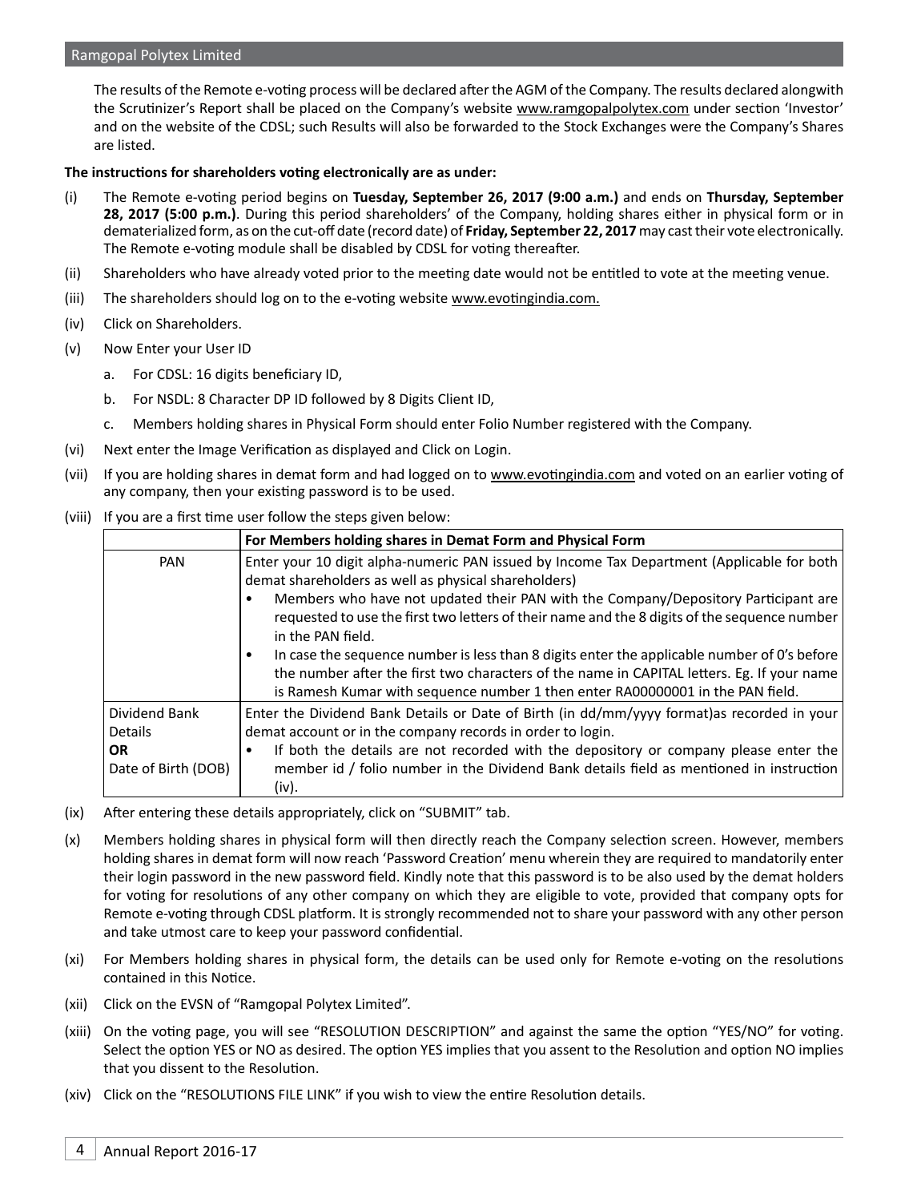The results of the Remote e-voting process will be declared after the AGM of the Company. The results declared alongwith the Scrutinizer's Report shall be placed on the Company's website www.ramgopalpolytex.com under section 'Investor' and on the website of the CDSL; such Results will also be forwarded to the Stock Exchanges were the Company's Shares are listed.

**The instructions for shareholders voting electronically are as under:**

(i) The Remote e-voting period begins on **Tuesday, September 26, 2017 (9:00 a.m.)** and ends on **Thursday, September 28, 2017 (5:00 p.m.)**. During this period shareholders' of the Company, holding shares either in physical form or in dematerialized form, as on the cut-off date (record date) of **Friday, September 22, 2017** may cast their vote electronically. The Remote e-voting module shall be disabled by CDSL for voting thereafter.

(ii) Shareholders who have already voted prior to the meeting date would not be entitled to vote at the meeting venue.

(iii) The shareholders should log on to the e-voting website www.evotingindia.com.

(iv) Click on Shareholders.

(v) Now Enter your User ID

   a. For CDSL: 16 digits beneficiary ID,

   b. For NSDL: 8 Character DP ID followed by 8 Digits Client ID,

   c. Members holding shares in Physical Form should enter Folio Number registered with the Company.

(vi) Next enter the Image Verification as displayed and Click on Login.

(vii) If you are holding shares in demat form and had logged on to www.evotingindia.com and voted on an earlier voting of any company, then your existing password is to be used.

(viii) If you are a first time user follow the steps given below:

| | **For Members holding shares in Demat Form and Physical Form** |
|---|---|
| PAN | Enter your 10 digit alpha-numeric PAN issued by Income Tax Department (Applicable for both demat shareholders as well as physical shareholders)<br>• Members who have not updated their PAN with the Company/Depository Participant are requested to use the first two letters of their name and the 8 digits of the sequence number in the PAN field.<br>• In case the sequence number is less than 8 digits enter the applicable number of 0's before the number after the first two characters of the name in CAPITAL letters. Eg. If your name is Ramesh Kumar with sequence number 1 then enter RA00000001 in the PAN field. |
| Dividend Bank Details **OR** Date of Birth (DOB) | Enter the Dividend Bank Details or Date of Birth (in dd/mm/yyyy format)as recorded in your demat account or in the company records in order to login.<br>• If both the details are not recorded with the depository or company please enter the member id / folio number in the Dividend Bank details field as mentioned in instruction (iv). |

(ix) After entering these details appropriately, click on "SUBMIT" tab.

(x) Members holding shares in physical form will then directly reach the Company selection screen. However, members holding shares in demat form will now reach 'Password Creation' menu wherein they are required to mandatorily enter their login password in the new password field. Kindly note that this password is to be also used by the demat holders for voting for resolutions of any other company on which they are eligible to vote, provided that company opts for Remote e-voting through CDSL platform. It is strongly recommended not to share your password with any other person and take utmost care to keep your password confidential.

(xi) For Members holding shares in physical form, the details can be used only for Remote e-voting on the resolutions contained in this Notice.

(xii) Click on the EVSN of "Ramgopal Polytex Limited".

(xiii) On the voting page, you will see "RESOLUTION DESCRIPTION" and against the same the option "YES/NO" for voting. Select the option YES or NO as desired. The option YES implies that you assent to the Resolution and option NO implies that you dissent to the Resolution.

(xiv) Click on the "RESOLUTIONS FILE LINK" if you wish to view the entire Resolution details.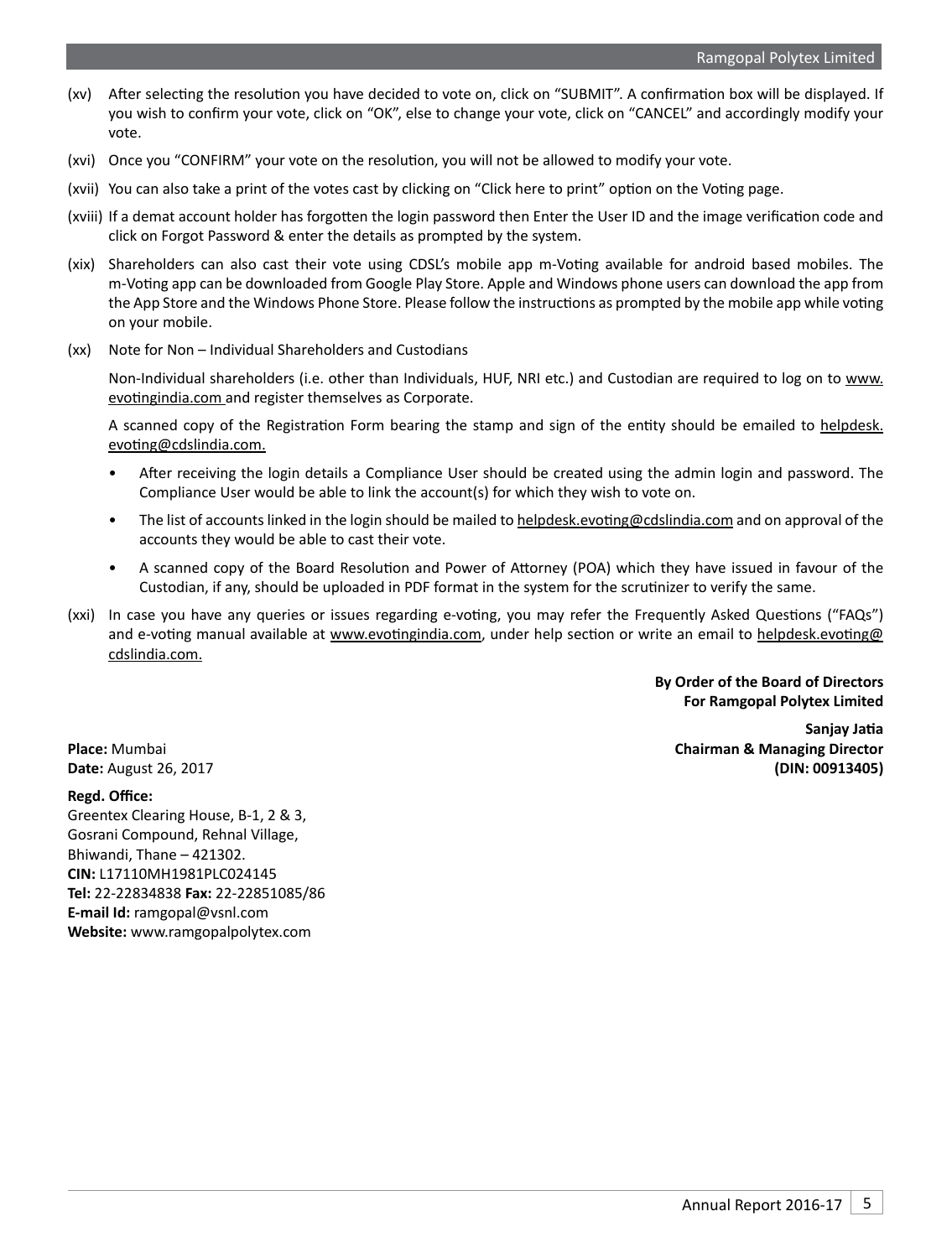(xv) After selecting the resolution you have decided to vote on, click on "SUBMIT". A confirmation box will be displayed. If you wish to confirm your vote, click on "OK", else to change your vote, click on "CANCEL" and accordingly modify your vote.

(xvi) Once you "CONFIRM" your vote on the resolution, you will not be allowed to modify your vote.

(xvii) You can also take a print of the votes cast by clicking on "Click here to print" option on the Voting page.

(xviii) If a demat account holder has forgotten the login password then Enter the User ID and the image verification code and click on Forgot Password & enter the details as prompted by the system.

(xix) Shareholders can also cast their vote using CDSL's mobile app m-Voting available for android based mobiles. The m-Voting app can be downloaded from Google Play Store. Apple and Windows phone users can download the app from the App Store and the Windows Phone Store. Please follow the instructions as prompted by the mobile app while voting on your mobile.

(xx) Note for Non – Individual Shareholders and Custodians

Non-Individual shareholders (i.e. other than Individuals, HUF, NRI etc.) and Custodian are required to log on to www.evotingindia.com and register themselves as Corporate.

A scanned copy of the Registration Form bearing the stamp and sign of the entity should be emailed to helpdesk.evoting@cdslindia.com.

- After receiving the login details a Compliance User should be created using the admin login and password. The Compliance User would be able to link the account(s) for which they wish to vote on.
- The list of accounts linked in the login should be mailed to helpdesk.evoting@cdslindia.com and on approval of the accounts they would be able to cast their vote.
- A scanned copy of the Board Resolution and Power of Attorney (POA) which they have issued in favour of the Custodian, if any, should be uploaded in PDF format in the system for the scrutinizer to verify the same.

(xxi) In case you have any queries or issues regarding e-voting, you may refer the Frequently Asked Questions ("FAQs") and e-voting manual available at www.evotingindia.com, under help section or write an email to helpdesk.evoting@cdslindia.com.

**By Order of the Board of Directors**
**For Ramgopal Polytex Limited**

**Sanjay Jatia**
**Chairman & Managing Director**
**(DIN: 00913405)**

**Place:** Mumbai
**Date:** August 26, 2017

**Regd. Office:**
Greentex Clearing House, B-1, 2 & 3,
Gosrani Compound, Rehnal Village,
Bhiwandi, Thane – 421302.
**CIN:** L17110MH1981PLC024145
**Tel:** 22-22834838 **Fax:** 22-22851085/86
**E-mail Id:** ramgopal@vsnl.com
**Website:** www.ramgopalpolytex.com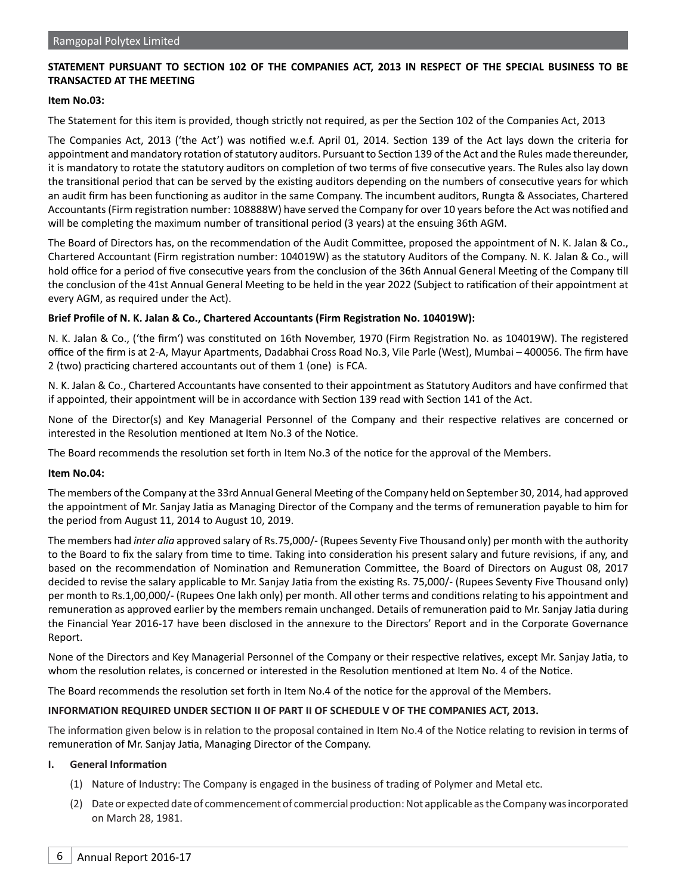**STATEMENT PURSUANT TO SECTION 102 OF THE COMPANIES ACT, 2013 IN RESPECT OF THE SPECIAL BUSINESS TO BE TRANSACTED AT THE MEETING**

**Item No.03:**

The Statement for this item is provided, though strictly not required, as per the Section 102 of the Companies Act, 2013

The Companies Act, 2013 ('the Act') was notified w.e.f. April 01, 2014. Section 139 of the Act lays down the criteria for appointment and mandatory rotation of statutory auditors. Pursuant to Section 139 of the Act and the Rules made thereunder, it is mandatory to rotate the statutory auditors on completion of two terms of five consecutive years. The Rules also lay down the transitional period that can be served by the existing auditors depending on the numbers of consecutive years for which an audit firm has been functioning as auditor in the same Company. The incumbent auditors, Rungta & Associates, Chartered Accountants (Firm registration number: 108888W) have served the Company for over 10 years before the Act was notified and will be completing the maximum number of transitional period (3 years) at the ensuing 36th AGM.

The Board of Directors has, on the recommendation of the Audit Committee, proposed the appointment of N. K. Jalan & Co., Chartered Accountant (Firm registration number: 104019W) as the statutory Auditors of the Company. N. K. Jalan & Co., will hold office for a period of five consecutive years from the conclusion of the 36th Annual General Meeting of the Company till the conclusion of the 41st Annual General Meeting to be held in the year 2022 (Subject to ratification of their appointment at every AGM, as required under the Act).

**Brief Profile of N. K. Jalan & Co., Chartered Accountants (Firm Registration No. 104019W):**

N. K. Jalan & Co., ('the firm') was constituted on 16th November, 1970 (Firm Registration No. as 104019W). The registered office of the firm is at 2-A, Mayur Apartments, Dadabhai Cross Road No.3, Vile Parle (West), Mumbai – 400056. The firm have 2 (two) practicing chartered accountants out of them 1 (one) is FCA.

N. K. Jalan & Co., Chartered Accountants have consented to their appointment as Statutory Auditors and have confirmed that if appointed, their appointment will be in accordance with Section 139 read with Section 141 of the Act.

None of the Director(s) and Key Managerial Personnel of the Company and their respective relatives are concerned or interested in the Resolution mentioned at Item No.3 of the Notice.

The Board recommends the resolution set forth in Item No.3 of the notice for the approval of the Members.

**Item No.04:**

The members of the Company at the 33rd Annual General Meeting of the Company held on September 30, 2014, had approved the appointment of Mr. Sanjay Jatia as Managing Director of the Company and the terms of remuneration payable to him for the period from August 11, 2014 to August 10, 2019.

The members had *inter alia* approved salary of Rs.75,000/- (Rupees Seventy Five Thousand only) per month with the authority to the Board to fix the salary from time to time. Taking into consideration his present salary and future revisions, if any, and based on the recommendation of Nomination and Remuneration Committee, the Board of Directors on August 08, 2017 decided to revise the salary applicable to Mr. Sanjay Jatia from the existing Rs. 75,000/- (Rupees Seventy Five Thousand only) per month to Rs.1,00,000/- (Rupees One lakh only) per month. All other terms and conditions relating to his appointment and remuneration as approved earlier by the members remain unchanged. Details of remuneration paid to Mr. Sanjay Jatia during the Financial Year 2016-17 have been disclosed in the annexure to the Directors' Report and in the Corporate Governance Report.

None of the Directors and Key Managerial Personnel of the Company or their respective relatives, except Mr. Sanjay Jatia, to whom the resolution relates, is concerned or interested in the Resolution mentioned at Item No. 4 of the Notice.

The Board recommends the resolution set forth in Item No.4 of the notice for the approval of the Members.

**INFORMATION REQUIRED UNDER SECTION II OF PART II OF SCHEDULE V OF THE COMPANIES ACT, 2013.**

The information given below is in relation to the proposal contained in Item No.4 of the Notice relating to revision in terms of remuneration of Mr. Sanjay Jatia, Managing Director of the Company.

**I. General Information**

(1) Nature of Industry: The Company is engaged in the business of trading of Polymer and Metal etc.

(2) Date or expected date of commencement of commercial production: Not applicable as the Company was incorporated on March 28, 1981.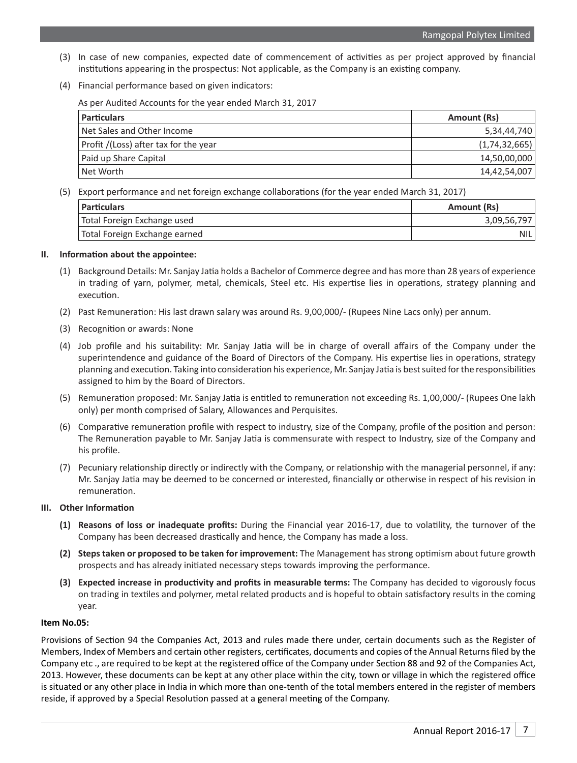(3) In case of new companies, expected date of commencement of activities as per project approved by financial institutions appearing in the prospectus: Not applicable, as the Company is an existing company.

(4) Financial performance based on given indicators:

As per Audited Accounts for the year ended March 31, 2017

| Particulars | Amount (Rs) |
|---|---|
| Net Sales and Other Income | 5,34,44,740 |
| Profit /(Loss) after tax for the year | (1,74,32,665) |
| Paid up Share Capital | 14,50,00,000 |
| Net Worth | 14,42,54,007 |

(5) Export performance and net foreign exchange collaborations (for the year ended March 31, 2017)

| Particulars | Amount (Rs) |
|---|---|
| Total Foreign Exchange used | 3,09,56,797 |
| Total Foreign Exchange earned | NIL |

**II. Information about the appointee:**

(1) Background Details: Mr. Sanjay Jatia holds a Bachelor of Commerce degree and has more than 28 years of experience in trading of yarn, polymer, metal, chemicals, Steel etc. His expertise lies in operations, strategy planning and execution.

(2) Past Remuneration: His last drawn salary was around Rs. 9,00,000/- (Rupees Nine Lacs only) per annum.

(3) Recognition or awards: None

(4) Job profile and his suitability: Mr. Sanjay Jatia will be in charge of overall affairs of the Company under the superintendence and guidance of the Board of Directors of the Company. His expertise lies in operations, strategy planning and execution. Taking into consideration his experience, Mr. Sanjay Jatia is best suited for the responsibilities assigned to him by the Board of Directors.

(5) Remuneration proposed: Mr. Sanjay Jatia is entitled to remuneration not exceeding Rs. 1,00,000/- (Rupees One lakh only) per month comprised of Salary, Allowances and Perquisites.

(6) Comparative remuneration profile with respect to industry, size of the Company, profile of the position and person: The Remuneration payable to Mr. Sanjay Jatia is commensurate with respect to Industry, size of the Company and his profile.

(7) Pecuniary relationship directly or indirectly with the Company, or relationship with the managerial personnel, if any: Mr. Sanjay Jatia may be deemed to be concerned or interested, financially or otherwise in respect of his revision in remuneration.

**III. Other Information**

**(1) Reasons of loss or inadequate profits:** During the Financial year 2016-17, due to volatility, the turnover of the Company has been decreased drastically and hence, the Company has made a loss.

**(2) Steps taken or proposed to be taken for improvement:** The Management has strong optimism about future growth prospects and has already initiated necessary steps towards improving the performance.

**(3) Expected increase in productivity and profits in measurable terms:** The Company has decided to vigorously focus on trading in textiles and polymer, metal related products and is hopeful to obtain satisfactory results in the coming year.

**Item No.05:**

Provisions of Section 94 the Companies Act, 2013 and rules made there under, certain documents such as the Register of Members, Index of Members and certain other registers, certificates, documents and copies of the Annual Returns filed by the Company etc ., are required to be kept at the registered office of the Company under Section 88 and 92 of the Companies Act, 2013. However, these documents can be kept at any other place within the city, town or village in which the registered office is situated or any other place in India in which more than one-tenth of the total members entered in the register of members reside, if approved by a Special Resolution passed at a general meeting of the Company.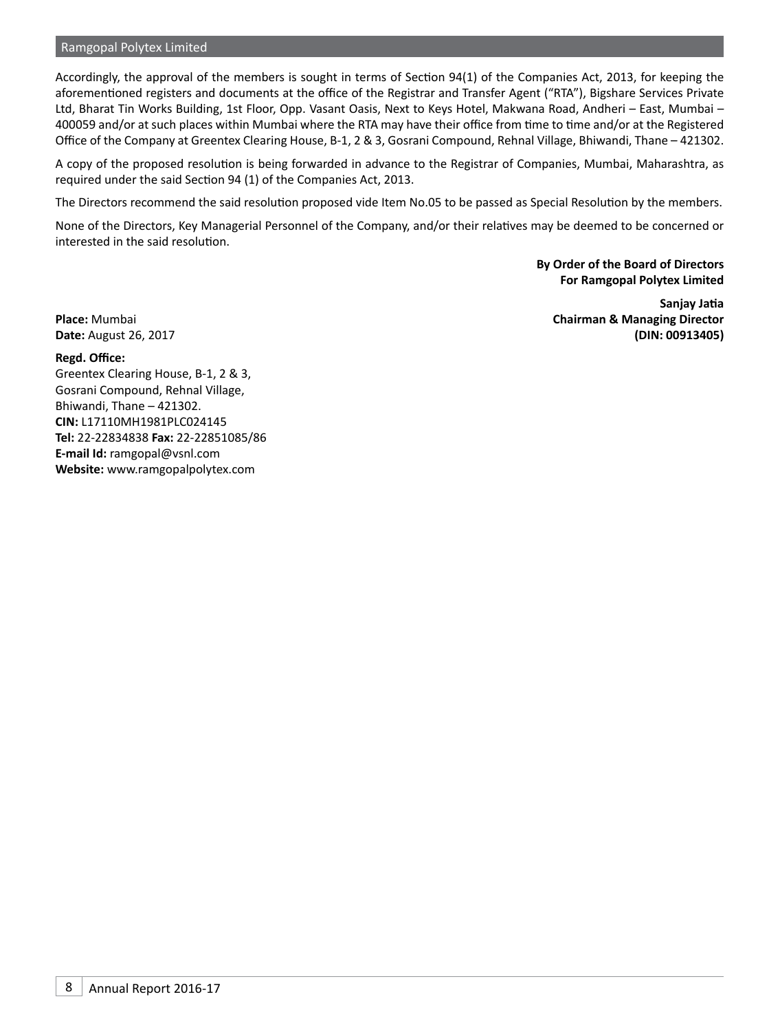Accordingly, the approval of the members is sought in terms of Section 94(1) of the Companies Act, 2013, for keeping the aforementioned registers and documents at the office of the Registrar and Transfer Agent ("RTA"), Bigshare Services Private Ltd, Bharat Tin Works Building, 1st Floor, Opp. Vasant Oasis, Next to Keys Hotel, Makwana Road, Andheri – East, Mumbai – 400059 and/or at such places within Mumbai where the RTA may have their office from time to time and/or at the Registered Office of the Company at Greentex Clearing House, B-1, 2 & 3, Gosrani Compound, Rehnal Village, Bhiwandi, Thane – 421302.

A copy of the proposed resolution is being forwarded in advance to the Registrar of Companies, Mumbai, Maharashtra, as required under the said Section 94 (1) of the Companies Act, 2013.

The Directors recommend the said resolution proposed vide Item No.05 to be passed as Special Resolution by the members.

None of the Directors, Key Managerial Personnel of the Company, and/or their relatives may be deemed to be concerned or interested in the said resolution.

**By Order of the Board of Directors**
**For Ramgopal Polytex Limited**

**Sanjay Jatia**
**Chairman & Managing Director**
**(DIN: 00913405)**

**Place:** Mumbai
**Date:** August 26, 2017

**Regd. Office:**
Greentex Clearing House, B-1, 2 & 3,
Gosrani Compound, Rehnal Village,
Bhiwandi, Thane – 421302.
**CIN:** L17110MH1981PLC024145
**Tel:** 22-22834838 **Fax:** 22-22851085/86
**E-mail Id:** ramgopal@vsnl.com
**Website:** www.ramgopalpolytex.com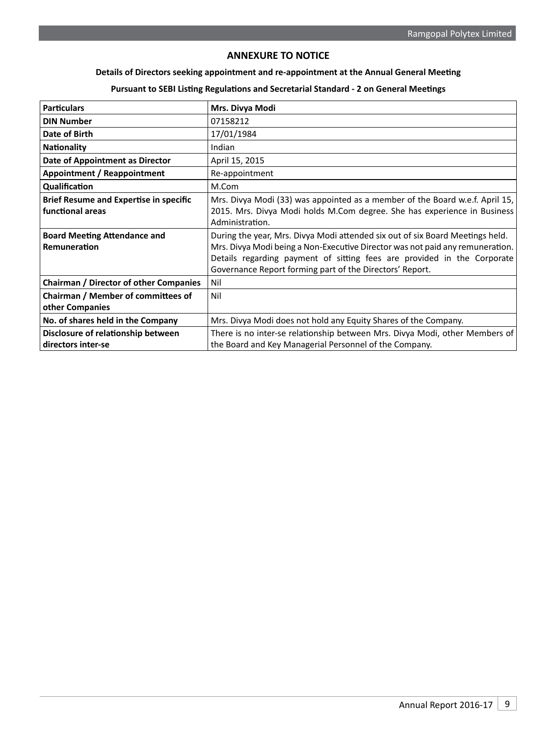## ANNEXURE TO NOTICE

**Details of Directors seeking appointment and re-appointment at the Annual General Meeting**

**Pursuant to SEBI Listing Regulations and Secretarial Standard - 2 on General Meetings**

| **Particulars** | **Mrs. Divya Modi** |
|---|---|
| **DIN Number** | 07158212 |
| **Date of Birth** | 17/01/1984 |
| **Nationality** | Indian |
| **Date of Appointment as Director** | April 15, 2015 |
| **Appointment / Reappointment** | Re-appointment |
| **Qualification** | M.Com |
| **Brief Resume and Expertise in specific functional areas** | Mrs. Divya Modi (33) was appointed as a member of the Board w.e.f. April 15, 2015. Mrs. Divya Modi holds M.Com degree. She has experience in Business Administration. |
| **Board Meeting Attendance and Remuneration** | During the year, Mrs. Divya Modi attended six out of six Board Meetings held. Mrs. Divya Modi being a Non-Executive Director was not paid any remuneration. Details regarding payment of sitting fees are provided in the Corporate Governance Report forming part of the Directors' Report. |
| **Chairman / Director of other Companies** | Nil |
| **Chairman / Member of committees of other Companies** | Nil |
| **No. of shares held in the Company** | Mrs. Divya Modi does not hold any Equity Shares of the Company. |
| **Disclosure of relationship between directors inter-se** | There is no inter-se relationship between Mrs. Divya Modi, other Members of the Board and Key Managerial Personnel of the Company. |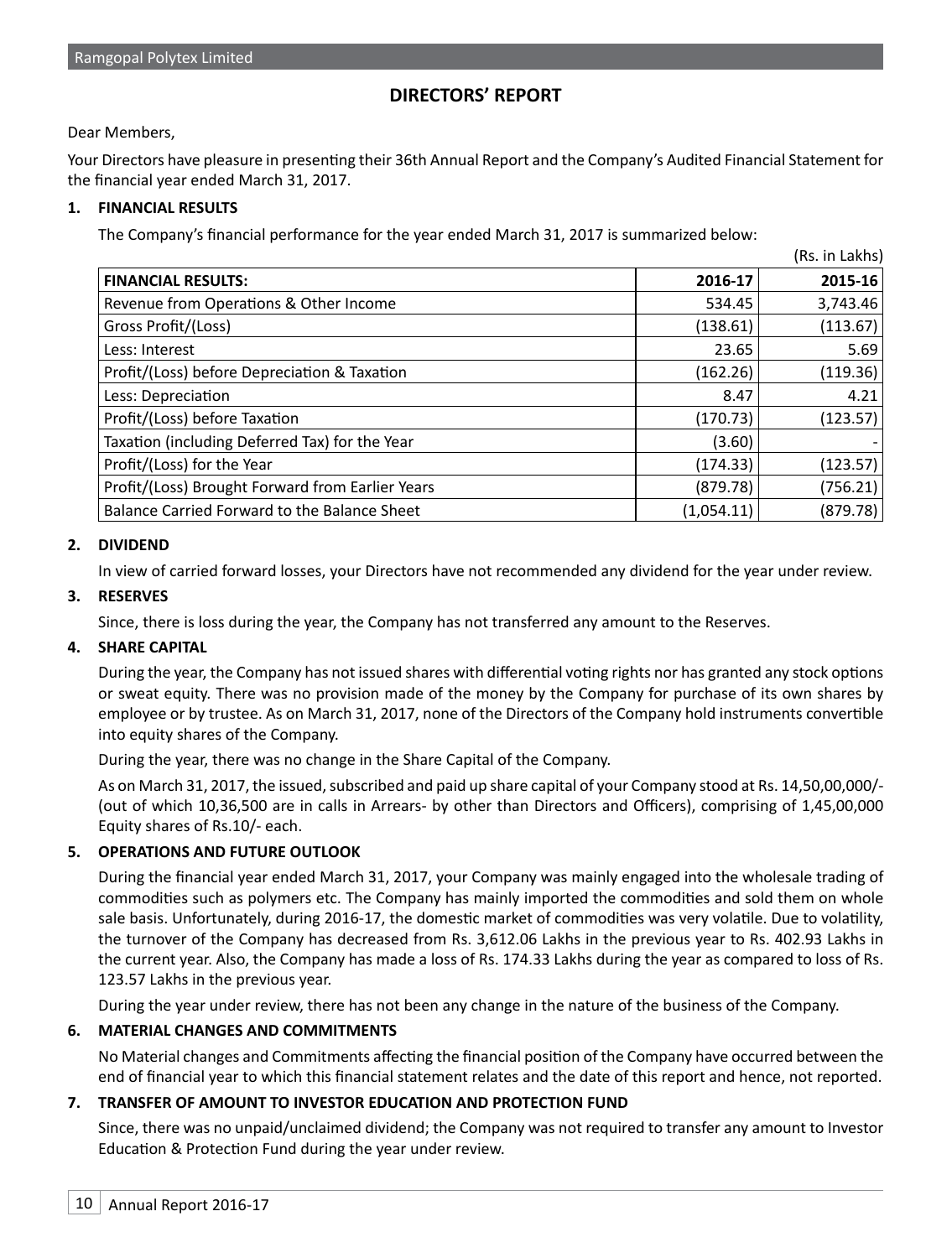# DIRECTORS' REPORT

Dear Members,

Your Directors have pleasure in presenting their 36th Annual Report and the Company's Audited Financial Statement for the financial year ended March 31, 2017.

## 1. FINANCIAL RESULTS

The Company's financial performance for the year ended March 31, 2017 is summarized below:

(Rs. in Lakhs)

| FINANCIAL RESULTS: | 2016-17 | 2015-16 |
|---|---|---|
| Revenue from Operations & Other Income | 534.45 | 3,743.46 |
| Gross Profit/(Loss) | (138.61) | (113.67) |
| Less: Interest | 23.65 | 5.69 |
| Profit/(Loss) before Depreciation & Taxation | (162.26) | (119.36) |
| Less: Depreciation | 8.47 | 4.21 |
| Profit/(Loss) before Taxation | (170.73) | (123.57) |
| Taxation (including Deferred Tax) for the Year | (3.60) | - |
| Profit/(Loss) for the Year | (174.33) | (123.57) |
| Profit/(Loss) Brought Forward from Earlier Years | (879.78) | (756.21) |
| Balance Carried Forward to the Balance Sheet | (1,054.11) | (879.78) |

## 2. DIVIDEND

In view of carried forward losses, your Directors have not recommended any dividend for the year under review.

## 3. RESERVES

Since, there is loss during the year, the Company has not transferred any amount to the Reserves.

## 4. SHARE CAPITAL

During the year, the Company has not issued shares with differential voting rights nor has granted any stock options or sweat equity. There was no provision made of the money by the Company for purchase of its own shares by employee or by trustee. As on March 31, 2017, none of the Directors of the Company hold instruments convertible into equity shares of the Company.

During the year, there was no change in the Share Capital of the Company.

As on March 31, 2017, the issued, subscribed and paid up share capital of your Company stood at Rs. 14,50,00,000/- (out of which 10,36,500 are in calls in Arrears- by other than Directors and Officers), comprising of 1,45,00,000 Equity shares of Rs.10/- each.

## 5. OPERATIONS AND FUTURE OUTLOOK

During the financial year ended March 31, 2017, your Company was mainly engaged into the wholesale trading of commodities such as polymers etc. The Company has mainly imported the commodities and sold them on whole sale basis. Unfortunately, during 2016-17, the domestic market of commodities was very volatile. Due to volatility, the turnover of the Company has decreased from Rs. 3,612.06 Lakhs in the previous year to Rs. 402.93 Lakhs in the current year. Also, the Company has made a loss of Rs. 174.33 Lakhs during the year as compared to loss of Rs. 123.57 Lakhs in the previous year.

During the year under review, there has not been any change in the nature of the business of the Company.

## 6. MATERIAL CHANGES AND COMMITMENTS

No Material changes and Commitments affecting the financial position of the Company have occurred between the end of financial year to which this financial statement relates and the date of this report and hence, not reported.

## 7. TRANSFER OF AMOUNT TO INVESTOR EDUCATION AND PROTECTION FUND

Since, there was no unpaid/unclaimed dividend; the Company was not required to transfer any amount to Investor Education & Protection Fund during the year under review.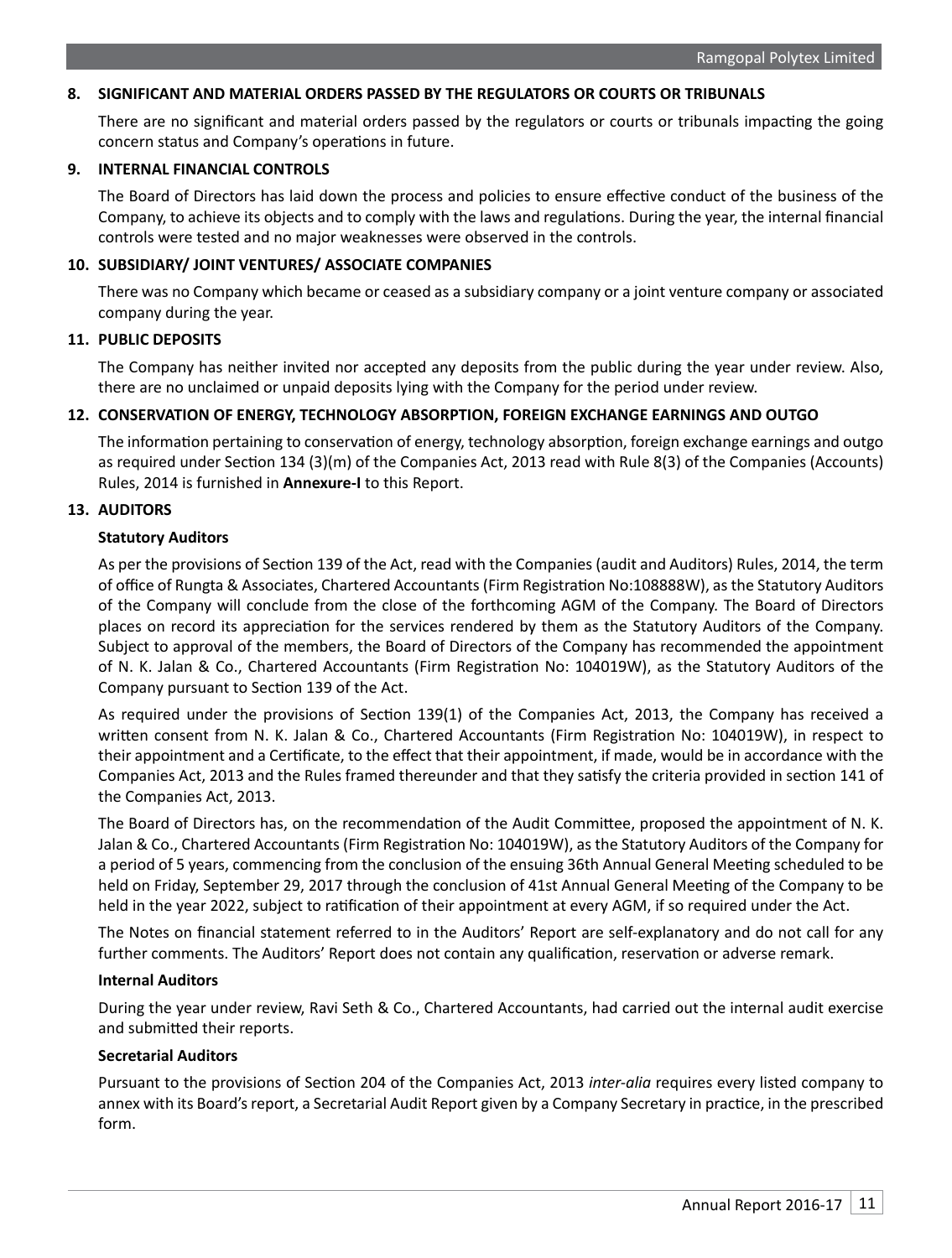## 8. SIGNIFICANT AND MATERIAL ORDERS PASSED BY THE REGULATORS OR COURTS OR TRIBUNALS

There are no significant and material orders passed by the regulators or courts or tribunals impacting the going concern status and Company's operations in future.

## 9. INTERNAL FINANCIAL CONTROLS

The Board of Directors has laid down the process and policies to ensure effective conduct of the business of the Company, to achieve its objects and to comply with the laws and regulations. During the year, the internal financial controls were tested and no major weaknesses were observed in the controls.

## 10. SUBSIDIARY/ JOINT VENTURES/ ASSOCIATE COMPANIES

There was no Company which became or ceased as a subsidiary company or a joint venture company or associated company during the year.

## 11. PUBLIC DEPOSITS

The Company has neither invited nor accepted any deposits from the public during the year under review. Also, there are no unclaimed or unpaid deposits lying with the Company for the period under review.

## 12. CONSERVATION OF ENERGY, TECHNOLOGY ABSORPTION, FOREIGN EXCHANGE EARNINGS AND OUTGO

The information pertaining to conservation of energy, technology absorption, foreign exchange earnings and outgo as required under Section 134 (3)(m) of the Companies Act, 2013 read with Rule 8(3) of the Companies (Accounts) Rules, 2014 is furnished in **Annexure-I** to this Report.

## 13. AUDITORS

### Statutory Auditors

As per the provisions of Section 139 of the Act, read with the Companies (audit and Auditors) Rules, 2014, the term of office of Rungta & Associates, Chartered Accountants (Firm Registration No:108888W), as the Statutory Auditors of the Company will conclude from the close of the forthcoming AGM of the Company. The Board of Directors places on record its appreciation for the services rendered by them as the Statutory Auditors of the Company. Subject to approval of the members, the Board of Directors of the Company has recommended the appointment of N. K. Jalan & Co., Chartered Accountants (Firm Registration No: 104019W), as the Statutory Auditors of the Company pursuant to Section 139 of the Act.

As required under the provisions of Section 139(1) of the Companies Act, 2013, the Company has received a written consent from N. K. Jalan & Co., Chartered Accountants (Firm Registration No: 104019W), in respect to their appointment and a Certificate, to the effect that their appointment, if made, would be in accordance with the Companies Act, 2013 and the Rules framed thereunder and that they satisfy the criteria provided in section 141 of the Companies Act, 2013.

The Board of Directors has, on the recommendation of the Audit Committee, proposed the appointment of N. K. Jalan & Co., Chartered Accountants (Firm Registration No: 104019W), as the Statutory Auditors of the Company for a period of 5 years, commencing from the conclusion of the ensuing 36th Annual General Meeting scheduled to be held on Friday, September 29, 2017 through the conclusion of 41st Annual General Meeting of the Company to be held in the year 2022, subject to ratification of their appointment at every AGM, if so required under the Act.

The Notes on financial statement referred to in the Auditors' Report are self-explanatory and do not call for any further comments. The Auditors' Report does not contain any qualification, reservation or adverse remark.

### Internal Auditors

During the year under review, Ravi Seth & Co., Chartered Accountants, had carried out the internal audit exercise and submitted their reports.

### Secretarial Auditors

Pursuant to the provisions of Section 204 of the Companies Act, 2013 *inter-alia* requires every listed company to annex with its Board's report, a Secretarial Audit Report given by a Company Secretary in practice, in the prescribed form.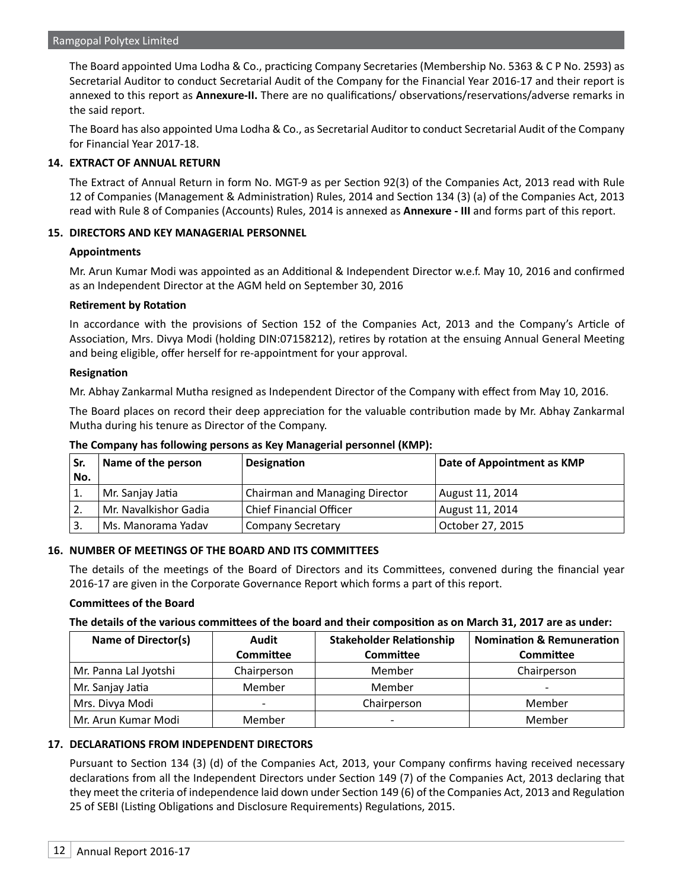The Board appointed Uma Lodha & Co., practicing Company Secretaries (Membership No. 5363 & C P No. 2593) as Secretarial Auditor to conduct Secretarial Audit of the Company for the Financial Year 2016-17 and their report is annexed to this report as **Annexure-II.** There are no qualifications/ observations/reservations/adverse remarks in the said report.

The Board has also appointed Uma Lodha & Co., as Secretarial Auditor to conduct Secretarial Audit of the Company for Financial Year 2017-18.

## 14. EXTRACT OF ANNUAL RETURN

The Extract of Annual Return in form No. MGT-9 as per Section 92(3) of the Companies Act, 2013 read with Rule 12 of Companies (Management & Administration) Rules, 2014 and Section 134 (3) (a) of the Companies Act, 2013 read with Rule 8 of Companies (Accounts) Rules, 2014 is annexed as **Annexure - III** and forms part of this report.

## 15. DIRECTORS AND KEY MANAGERIAL PERSONNEL

**Appointments**

Mr. Arun Kumar Modi was appointed as an Additional & Independent Director w.e.f. May 10, 2016 and confirmed as an Independent Director at the AGM held on September 30, 2016

**Retirement by Rotation**

In accordance with the provisions of Section 152 of the Companies Act, 2013 and the Company's Article of Association, Mrs. Divya Modi (holding DIN:07158212), retires by rotation at the ensuing Annual General Meeting and being eligible, offer herself for re-appointment for your approval.

**Resignation**

Mr. Abhay Zankarmal Mutha resigned as Independent Director of the Company with effect from May 10, 2016.

The Board places on record their deep appreciation for the valuable contribution made by Mr. Abhay Zankarmal Mutha during his tenure as Director of the Company.

**The Company has following persons as Key Managerial personnel (KMP):**

| Sr. No. | Name of the person | Designation | Date of Appointment as KMP |
|---|---|---|---|
| 1. | Mr. Sanjay Jatia | Chairman and Managing Director | August 11, 2014 |
| 2. | Mr. Navalkishor Gadia | Chief Financial Officer | August 11, 2014 |
| 3. | Ms. Manorama Yadav | Company Secretary | October 27, 2015 |

## 16. NUMBER OF MEETINGS OF THE BOARD AND ITS COMMITTEES

The details of the meetings of the Board of Directors and its Committees, convened during the financial year 2016-17 are given in the Corporate Governance Report which forms a part of this report.

**Committees of the Board**

**The details of the various committees of the board and their composition as on March 31, 2017 are as under:**

| Name of Director(s) | Audit Committee | Stakeholder Relationship Committee | Nomination & Remuneration Committee |
|---|---|---|---|
| Mr. Panna Lal Jyotshi | Chairperson | Member | Chairperson |
| Mr. Sanjay Jatia | Member | Member | - |
| Mrs. Divya Modi | - | Chairperson | Member |
| Mr. Arun Kumar Modi | Member | - | Member |

## 17. DECLARATIONS FROM INDEPENDENT DIRECTORS

Pursuant to Section 134 (3) (d) of the Companies Act, 2013, your Company confirms having received necessary declarations from all the Independent Directors under Section 149 (7) of the Companies Act, 2013 declaring that they meet the criteria of independence laid down under Section 149 (6) of the Companies Act, 2013 and Regulation 25 of SEBI (Listing Obligations and Disclosure Requirements) Regulations, 2015.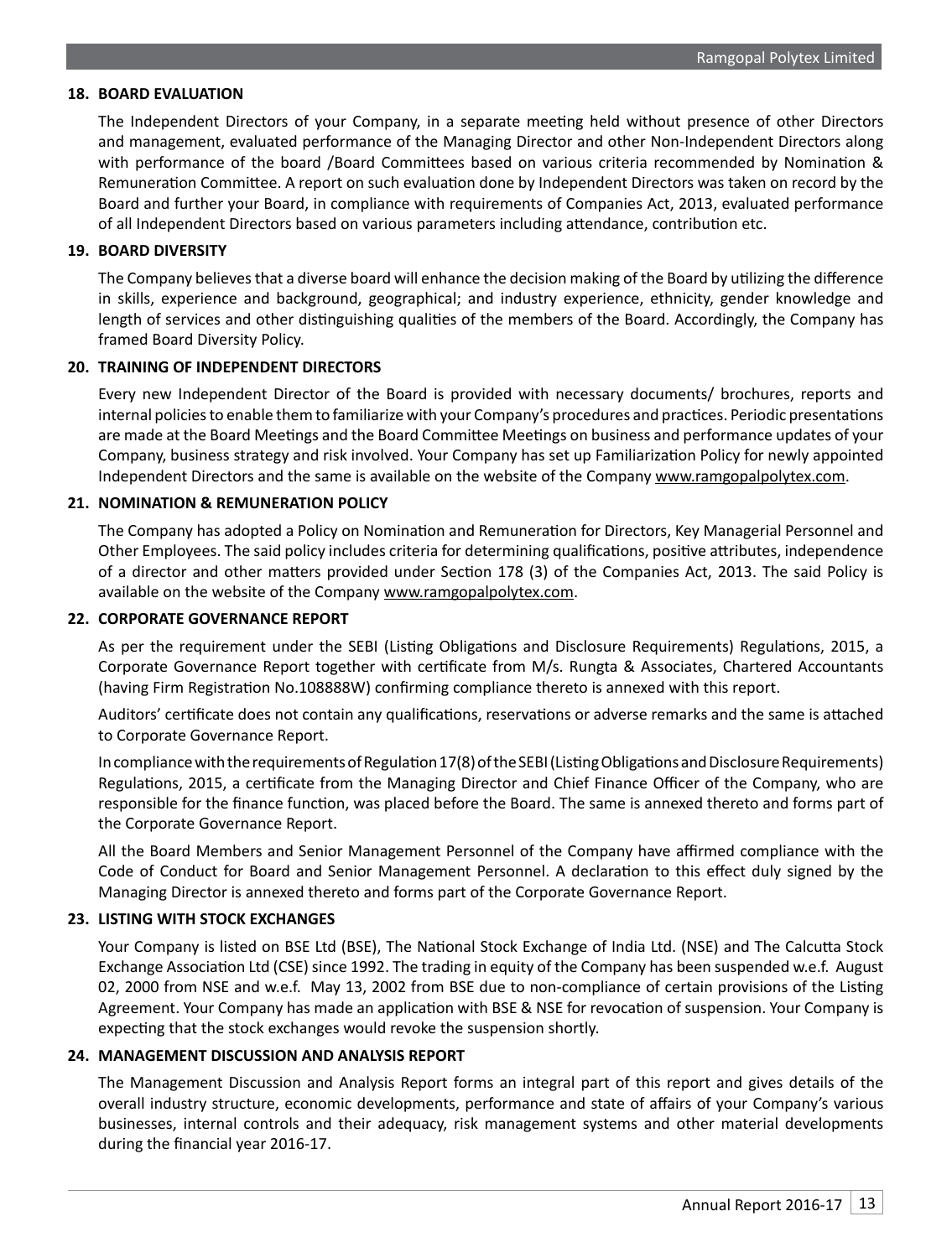## 18. BOARD EVALUATION

The Independent Directors of your Company, in a separate meeting held without presence of other Directors and management, evaluated performance of the Managing Director and other Non-Independent Directors along with performance of the board /Board Committees based on various criteria recommended by Nomination & Remuneration Committee. A report on such evaluation done by Independent Directors was taken on record by the Board and further your Board, in compliance with requirements of Companies Act, 2013, evaluated performance of all Independent Directors based on various parameters including attendance, contribution etc.

## 19. BOARD DIVERSITY

The Company believes that a diverse board will enhance the decision making of the Board by utilizing the difference in skills, experience and background, geographical; and industry experience, ethnicity, gender knowledge and length of services and other distinguishing qualities of the members of the Board. Accordingly, the Company has framed Board Diversity Policy.

## 20. TRAINING OF INDEPENDENT DIRECTORS

Every new Independent Director of the Board is provided with necessary documents/ brochures, reports and internal policies to enable them to familiarize with your Company's procedures and practices. Periodic presentations are made at the Board Meetings and the Board Committee Meetings on business and performance updates of your Company, business strategy and risk involved. Your Company has set up Familiarization Policy for newly appointed Independent Directors and the same is available on the website of the Company www.ramgopalpolytex.com.

## 21. NOMINATION & REMUNERATION POLICY

The Company has adopted a Policy on Nomination and Remuneration for Directors, Key Managerial Personnel and Other Employees. The said policy includes criteria for determining qualifications, positive attributes, independence of a director and other matters provided under Section 178 (3) of the Companies Act, 2013. The said Policy is available on the website of the Company www.ramgopalpolytex.com.

## 22. CORPORATE GOVERNANCE REPORT

As per the requirement under the SEBI (Listing Obligations and Disclosure Requirements) Regulations, 2015, a Corporate Governance Report together with certificate from M/s. Rungta & Associates, Chartered Accountants (having Firm Registration No.108888W) confirming compliance thereto is annexed with this report.

Auditors' certificate does not contain any qualifications, reservations or adverse remarks and the same is attached to Corporate Governance Report.

In compliance with the requirements of Regulation 17(8) of the SEBI (Listing Obligations and Disclosure Requirements) Regulations, 2015, a certificate from the Managing Director and Chief Finance Officer of the Company, who are responsible for the finance function, was placed before the Board. The same is annexed thereto and forms part of the Corporate Governance Report.

All the Board Members and Senior Management Personnel of the Company have affirmed compliance with the Code of Conduct for Board and Senior Management Personnel. A declaration to this effect duly signed by the Managing Director is annexed thereto and forms part of the Corporate Governance Report.

## 23. LISTING WITH STOCK EXCHANGES

Your Company is listed on BSE Ltd (BSE), The National Stock Exchange of India Ltd. (NSE) and The Calcutta Stock Exchange Association Ltd (CSE) since 1992. The trading in equity of the Company has been suspended w.e.f. August 02, 2000 from NSE and w.e.f. May 13, 2002 from BSE due to non-compliance of certain provisions of the Listing Agreement. Your Company has made an application with BSE & NSE for revocation of suspension. Your Company is expecting that the stock exchanges would revoke the suspension shortly.

## 24. MANAGEMENT DISCUSSION AND ANALYSIS REPORT

The Management Discussion and Analysis Report forms an integral part of this report and gives details of the overall industry structure, economic developments, performance and state of affairs of your Company's various businesses, internal controls and their adequacy, risk management systems and other material developments during the financial year 2016-17.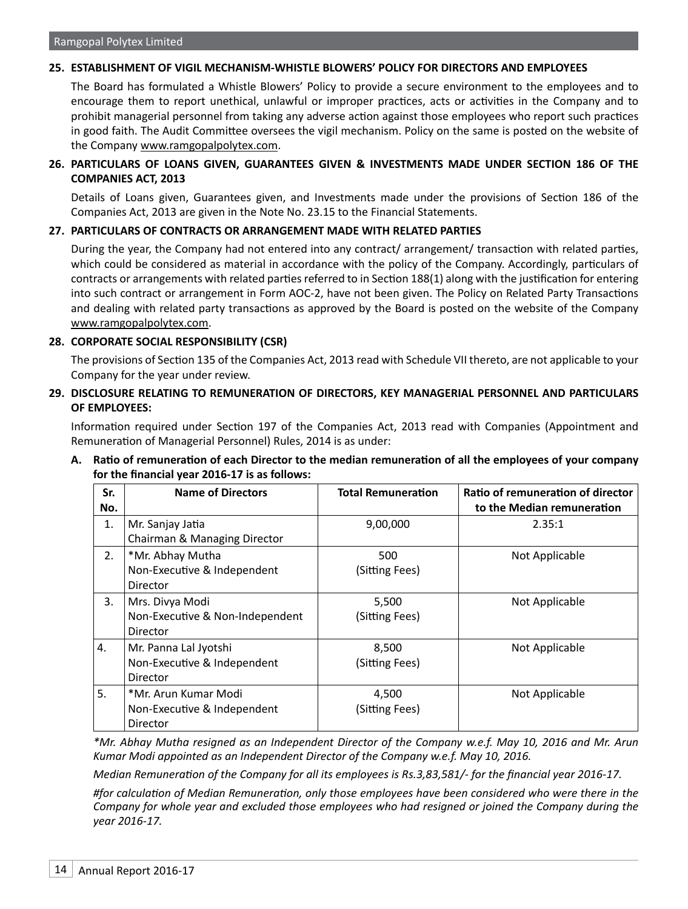## 25. ESTABLISHMENT OF VIGIL MECHANISM-WHISTLE BLOWERS' POLICY FOR DIRECTORS AND EMPLOYEES

The Board has formulated a Whistle Blowers' Policy to provide a secure environment to the employees and to encourage them to report unethical, unlawful or improper practices, acts or activities in the Company and to prohibit managerial personnel from taking any adverse action against those employees who report such practices in good faith. The Audit Committee oversees the vigil mechanism. Policy on the same is posted on the website of the Company www.ramgopalpolytex.com.

## 26. PARTICULARS OF LOANS GIVEN, GUARANTEES GIVEN & INVESTMENTS MADE UNDER SECTION 186 OF THE COMPANIES ACT, 2013

Details of Loans given, Guarantees given, and Investments made under the provisions of Section 186 of the Companies Act, 2013 are given in the Note No. 23.15 to the Financial Statements.

## 27. PARTICULARS OF CONTRACTS OR ARRANGEMENT MADE WITH RELATED PARTIES

During the year, the Company had not entered into any contract/ arrangement/ transaction with related parties, which could be considered as material in accordance with the policy of the Company. Accordingly, particulars of contracts or arrangements with related parties referred to in Section 188(1) along with the justification for entering into such contract or arrangement in Form AOC-2, have not been given. The Policy on Related Party Transactions and dealing with related party transactions as approved by the Board is posted on the website of the Company www.ramgopalpolytex.com.

## 28. CORPORATE SOCIAL RESPONSIBILITY (CSR)

The provisions of Section 135 of the Companies Act, 2013 read with Schedule VII thereto, are not applicable to your Company for the year under review.

## 29. DISCLOSURE RELATING TO REMUNERATION OF DIRECTORS, KEY MANAGERIAL PERSONNEL AND PARTICULARS OF EMPLOYEES:

Information required under Section 197 of the Companies Act, 2013 read with Companies (Appointment and Remuneration of Managerial Personnel) Rules, 2014 is as under:

**A. Ratio of remuneration of each Director to the median remuneration of all the employees of your company for the financial year 2016-17 is as follows:**

| Sr. No. | Name of Directors | Total Remuneration | Ratio of remuneration of director to the Median remuneration |
|---|---|---|---|
| 1. | Mr. Sanjay Jatia<br>Chairman & Managing Director | 9,00,000 | 2.35:1 |
| 2. | *Mr. Abhay Mutha<br>Non-Executive & Independent Director | 500<br>(Sitting Fees) | Not Applicable |
| 3. | Mrs. Divya Modi<br>Non-Executive & Non-Independent Director | 5,500<br>(Sitting Fees) | Not Applicable |
| 4. | Mr. Panna Lal Jyotshi<br>Non-Executive & Independent Director | 8,500<br>(Sitting Fees) | Not Applicable |
| 5. | *Mr. Arun Kumar Modi<br>Non-Executive & Independent Director | 4,500<br>(Sitting Fees) | Not Applicable |

*\*Mr. Abhay Mutha resigned as an Independent Director of the Company w.e.f. May 10, 2016 and Mr. Arun Kumar Modi appointed as an Independent Director of the Company w.e.f. May 10, 2016.*

*Median Remuneration of the Company for all its employees is Rs.3,83,581/- for the financial year 2016-17.*

*#for calculation of Median Remuneration, only those employees have been considered who were there in the Company for whole year and excluded those employees who had resigned or joined the Company during the year 2016-17.*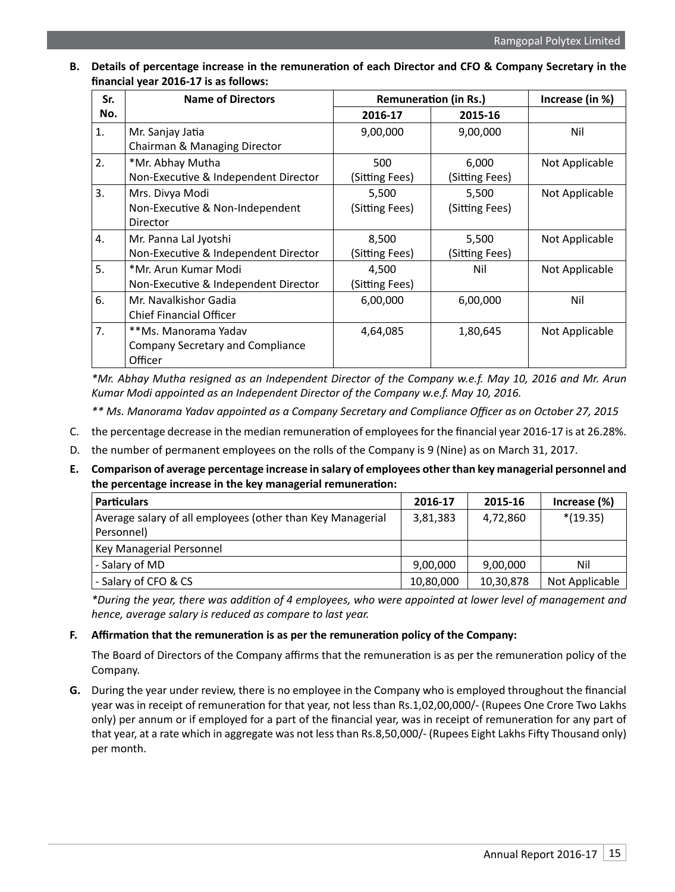**B. Details of percentage increase in the remuneration of each Director and CFO & Company Secretary in the financial year 2016-17 is as follows:**

| Sr. No. | Name of Directors | Remuneration (in Rs.) | | Increase (in %) |
|---|---|---|---|---|
| | | 2016-17 | 2015-16 | |
| 1. | Mr. Sanjay Jatia<br>Chairman & Managing Director | 9,00,000 | 9,00,000 | Nil |
| 2. | *Mr. Abhay Mutha<br>Non-Executive & Independent Director | 500<br>(Sitting Fees) | 6,000<br>(Sitting Fees) | Not Applicable |
| 3. | Mrs. Divya Modi<br>Non-Executive & Non-Independent Director | 5,500<br>(Sitting Fees) | 5,500<br>(Sitting Fees) | Not Applicable |
| 4. | Mr. Panna Lal Jyotshi<br>Non-Executive & Independent Director | 8,500<br>(Sitting Fees) | 5,500<br>(Sitting Fees) | Not Applicable |
| 5. | *Mr. Arun Kumar Modi<br>Non-Executive & Independent Director | 4,500<br>(Sitting Fees) | Nil | Not Applicable |
| 6. | Mr. Navalkishor Gadia<br>Chief Financial Officer | 6,00,000 | 6,00,000 | Nil |
| 7. | **Ms. Manorama Yadav<br>Company Secretary and Compliance Officer | 4,64,085 | 1,80,645 | Not Applicable |

*\*Mr. Abhay Mutha resigned as an Independent Director of the Company w.e.f. May 10, 2016 and Mr. Arun Kumar Modi appointed as an Independent Director of the Company w.e.f. May 10, 2016.*

*\*\* Ms. Manorama Yadav appointed as a Company Secretary and Compliance Officer as on October 27, 2015*

C. the percentage decrease in the median remuneration of employees for the financial year 2016-17 is at 26.28%.

D. the number of permanent employees on the rolls of the Company is 9 (Nine) as on March 31, 2017.

**E. Comparison of average percentage increase in salary of employees other than key managerial personnel and the percentage increase in the key managerial remuneration:**

| Particulars | 2016-17 | 2015-16 | Increase (%) |
|---|---|---|---|
| Average salary of all employees (other than Key Managerial Personnel) | 3,81,383 | 4,72,860 | *(19.35) |
| Key Managerial Personnel | | | |
| - Salary of MD | 9,00,000 | 9,00,000 | Nil |
| - Salary of CFO & CS | 10,80,000 | 10,30,878 | Not Applicable |

*\*During the year, there was addition of 4 employees, who were appointed at lower level of management and hence, average salary is reduced as compare to last year.*

**F. Affirmation that the remuneration is as per the remuneration policy of the Company:**

The Board of Directors of the Company affirms that the remuneration is as per the remuneration policy of the Company.

**G.** During the year under review, there is no employee in the Company who is employed throughout the financial year was in receipt of remuneration for that year, not less than Rs.1,02,00,000/- (Rupees One Crore Two Lakhs only) per annum or if employed for a part of the financial year, was in receipt of remuneration for any part of that year, at a rate which in aggregate was not less than Rs.8,50,000/- (Rupees Eight Lakhs Fifty Thousand only) per month.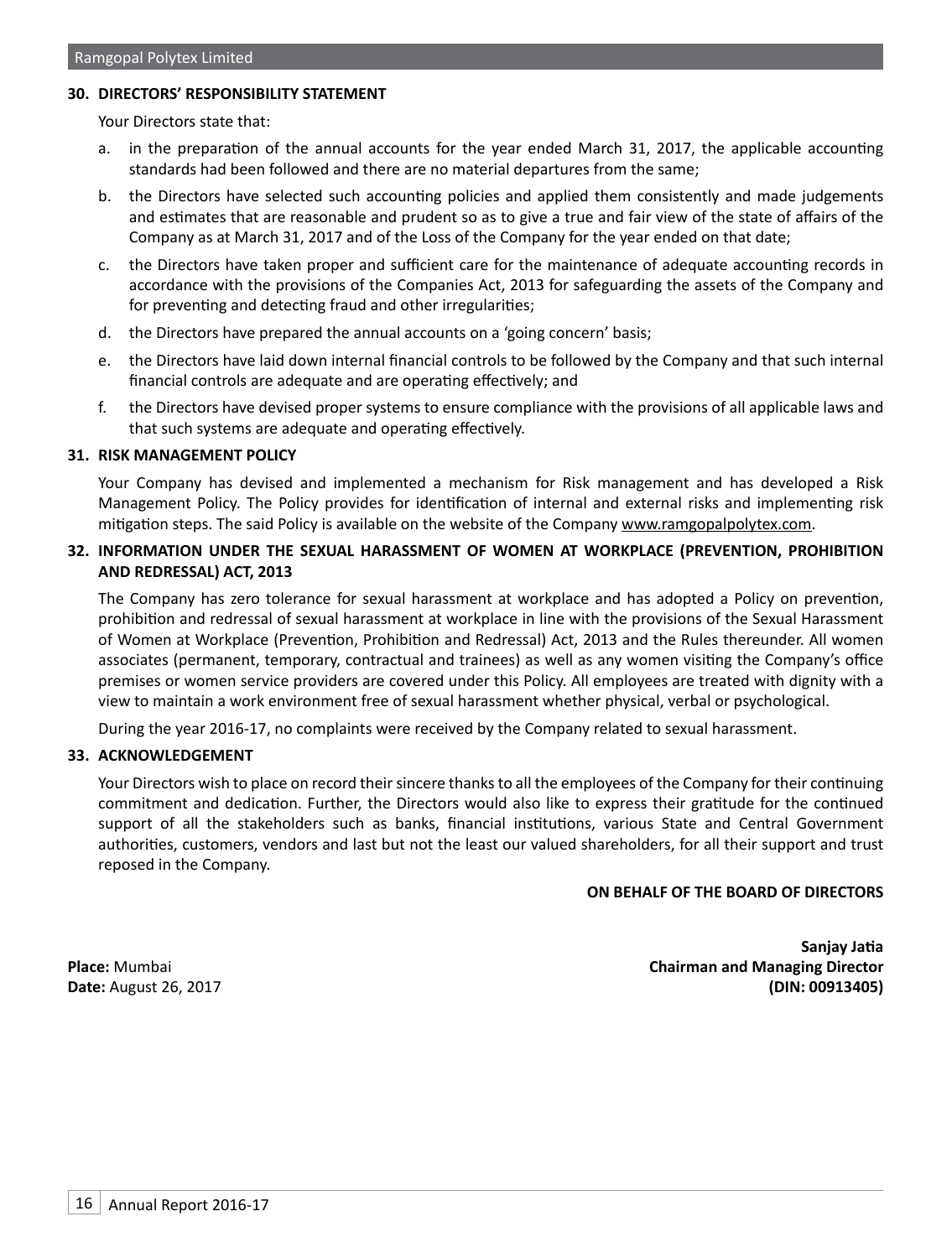## 30. DIRECTORS' RESPONSIBILITY STATEMENT

Your Directors state that:

a. in the preparation of the annual accounts for the year ended March 31, 2017, the applicable accounting standards had been followed and there are no material departures from the same;

b. the Directors have selected such accounting policies and applied them consistently and made judgements and estimates that are reasonable and prudent so as to give a true and fair view of the state of affairs of the Company as at March 31, 2017 and of the Loss of the Company for the year ended on that date;

c. the Directors have taken proper and sufficient care for the maintenance of adequate accounting records in accordance with the provisions of the Companies Act, 2013 for safeguarding the assets of the Company and for preventing and detecting fraud and other irregularities;

d. the Directors have prepared the annual accounts on a 'going concern' basis;

e. the Directors have laid down internal financial controls to be followed by the Company and that such internal financial controls are adequate and are operating effectively; and

f. the Directors have devised proper systems to ensure compliance with the provisions of all applicable laws and that such systems are adequate and operating effectively.

## 31. RISK MANAGEMENT POLICY

Your Company has devised and implemented a mechanism for Risk management and has developed a Risk Management Policy. The Policy provides for identification of internal and external risks and implementing risk mitigation steps. The said Policy is available on the website of the Company www.ramgopalpolytex.com.

## 32. INFORMATION UNDER THE SEXUAL HARASSMENT OF WOMEN AT WORKPLACE (PREVENTION, PROHIBITION AND REDRESSAL) ACT, 2013

The Company has zero tolerance for sexual harassment at workplace and has adopted a Policy on prevention, prohibition and redressal of sexual harassment at workplace in line with the provisions of the Sexual Harassment of Women at Workplace (Prevention, Prohibition and Redressal) Act, 2013 and the Rules thereunder. All women associates (permanent, temporary, contractual and trainees) as well as any women visiting the Company's office premises or women service providers are covered under this Policy. All employees are treated with dignity with a view to maintain a work environment free of sexual harassment whether physical, verbal or psychological.

During the year 2016-17, no complaints were received by the Company related to sexual harassment.

## 33. ACKNOWLEDGEMENT

Your Directors wish to place on record their sincere thanks to all the employees of the Company for their continuing commitment and dedication. Further, the Directors would also like to express their gratitude for the continued support of all the stakeholders such as banks, financial institutions, various State and Central Government authorities, customers, vendors and last but not the least our valued shareholders, for all their support and trust reposed in the Company.

**ON BEHALF OF THE BOARD OF DIRECTORS**

**Sanjay Jatia**
**Chairman and Managing Director**
**(DIN: 00913405)**

**Place:** Mumbai
**Date:** August 26, 2017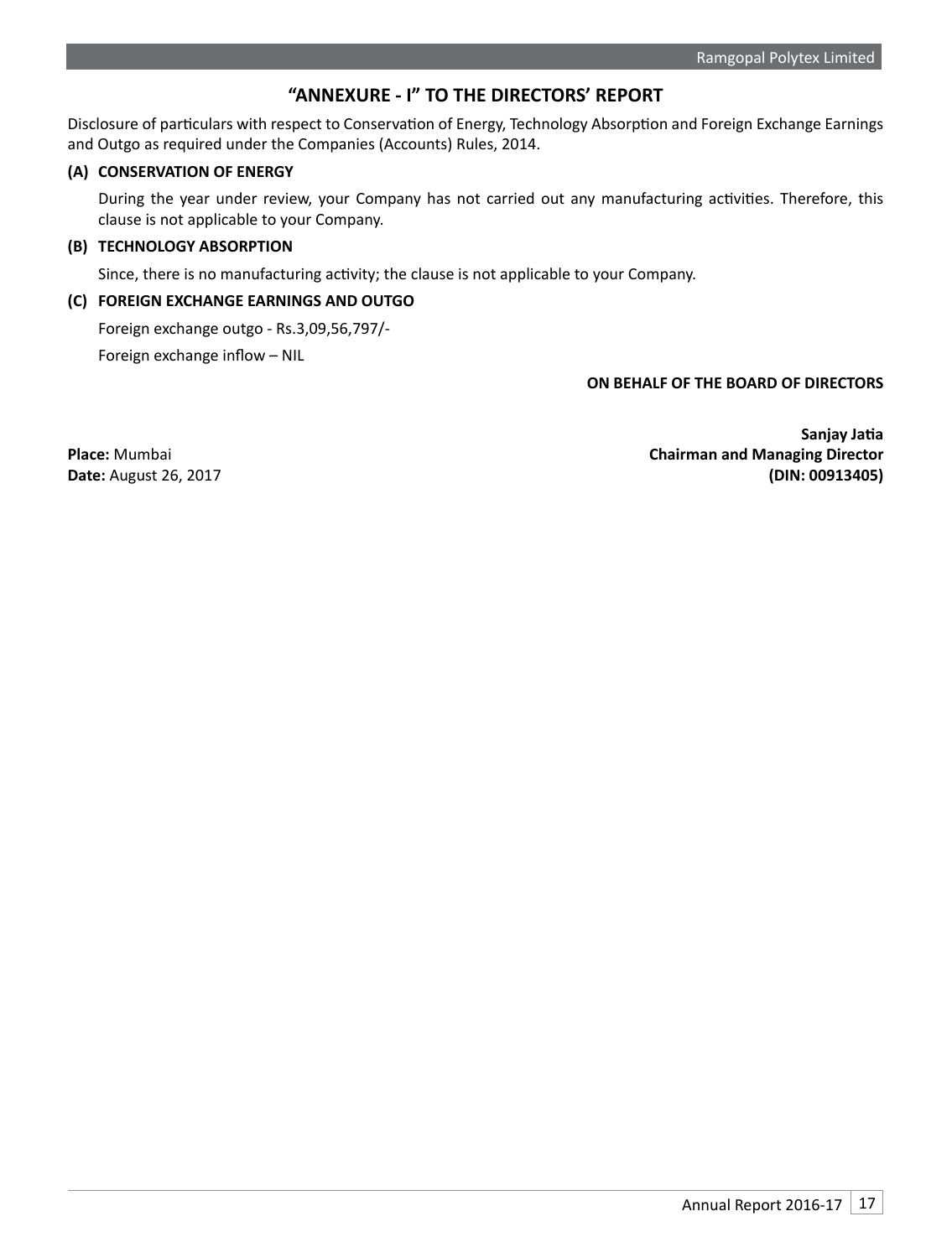## "ANNEXURE - I" TO THE DIRECTORS' REPORT

Disclosure of particulars with respect to Conservation of Energy, Technology Absorption and Foreign Exchange Earnings and Outgo as required under the Companies (Accounts) Rules, 2014.

**(A) CONSERVATION OF ENERGY**

During the year under review, your Company has not carried out any manufacturing activities. Therefore, this clause is not applicable to your Company.

**(B) TECHNOLOGY ABSORPTION**

Since, there is no manufacturing activity; the clause is not applicable to your Company.

**(C) FOREIGN EXCHANGE EARNINGS AND OUTGO**

Foreign exchange outgo - Rs.3,09,56,797/-

Foreign exchange inflow – NIL

**ON BEHALF OF THE BOARD OF DIRECTORS**

**Sanjay Jatia**
**Chairman and Managing Director**
**(DIN: 00913405)**

**Place:** Mumbai
**Date:** August 26, 2017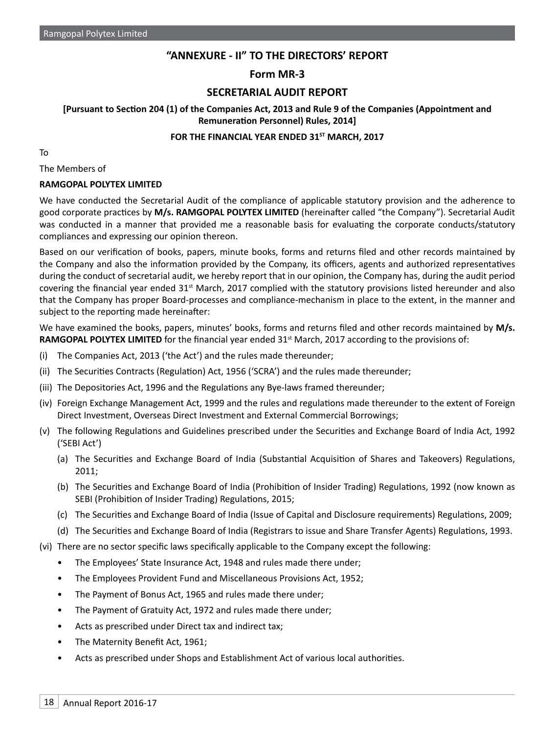## "ANNEXURE - II" TO THE DIRECTORS' REPORT

## Form MR-3

## SECRETARIAL AUDIT REPORT

**[Pursuant to Section 204 (1) of the Companies Act, 2013 and Rule 9 of the Companies (Appointment and Remuneration Personnel) Rules, 2014]**

**FOR THE FINANCIAL YEAR ENDED 31ST MARCH, 2017**

To

The Members of

**RAMGOPAL POLYTEX LIMITED**

We have conducted the Secretarial Audit of the compliance of applicable statutory provision and the adherence to good corporate practices by **M/s. RAMGOPAL POLYTEX LIMITED** (hereinafter called "the Company"). Secretarial Audit was conducted in a manner that provided me a reasonable basis for evaluating the corporate conducts/statutory compliances and expressing our opinion thereon.

Based on our verification of books, papers, minute books, forms and returns filed and other records maintained by the Company and also the information provided by the Company, its officers, agents and authorized representatives during the conduct of secretarial audit, we hereby report that in our opinion, the Company has, during the audit period covering the financial year ended 31st March, 2017 complied with the statutory provisions listed hereunder and also that the Company has proper Board-processes and compliance-mechanism in place to the extent, in the manner and subject to the reporting made hereinafter:

We have examined the books, papers, minutes' books, forms and returns filed and other records maintained by **M/s. RAMGOPAL POLYTEX LIMITED** for the financial year ended 31st March, 2017 according to the provisions of:

(i) The Companies Act, 2013 ('the Act') and the rules made thereunder;

(ii) The Securities Contracts (Regulation) Act, 1956 ('SCRA') and the rules made thereunder;

(iii) The Depositories Act, 1996 and the Regulations any Bye-laws framed thereunder;

(iv) Foreign Exchange Management Act, 1999 and the rules and regulations made thereunder to the extent of Foreign Direct Investment, Overseas Direct Investment and External Commercial Borrowings;

(v) The following Regulations and Guidelines prescribed under the Securities and Exchange Board of India Act, 1992 ('SEBI Act')

  (a) The Securities and Exchange Board of India (Substantial Acquisition of Shares and Takeovers) Regulations, 2011;

  (b) The Securities and Exchange Board of India (Prohibition of Insider Trading) Regulations, 1992 (now known as SEBI (Prohibition of Insider Trading) Regulations, 2015;

  (c) The Securities and Exchange Board of India (Issue of Capital and Disclosure requirements) Regulations, 2009;

  (d) The Securities and Exchange Board of India (Registrars to issue and Share Transfer Agents) Regulations, 1993.

(vi) There are no sector specific laws specifically applicable to the Company except the following:

- The Employees' State Insurance Act, 1948 and rules made there under;
- The Employees Provident Fund and Miscellaneous Provisions Act, 1952;
- The Payment of Bonus Act, 1965 and rules made there under;
- The Payment of Gratuity Act, 1972 and rules made there under;
- Acts as prescribed under Direct tax and indirect tax;
- The Maternity Benefit Act, 1961;
- Acts as prescribed under Shops and Establishment Act of various local authorities.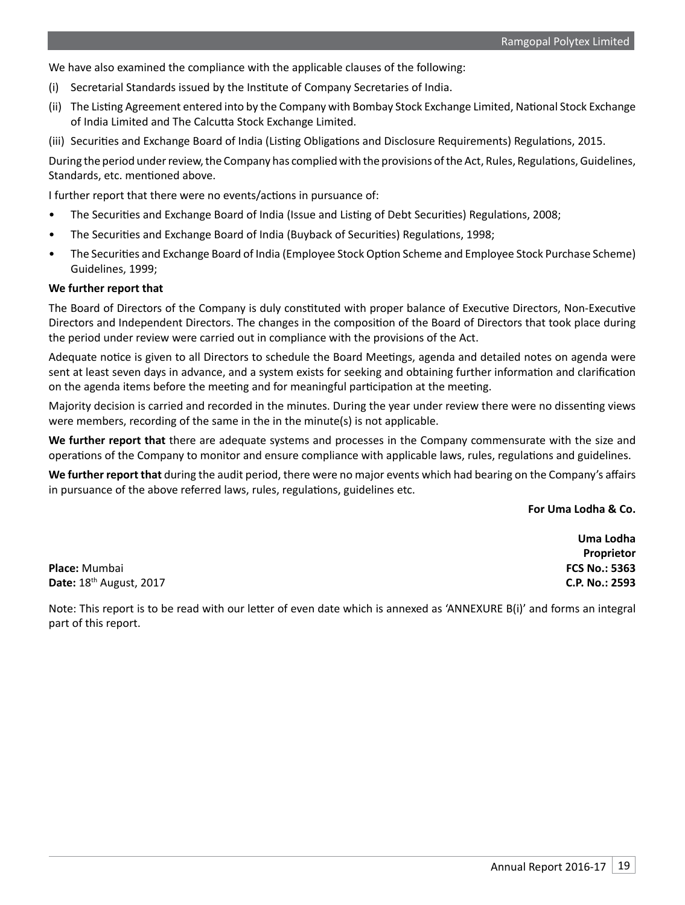We have also examined the compliance with the applicable clauses of the following:

(i) Secretarial Standards issued by the Institute of Company Secretaries of India.

(ii) The Listing Agreement entered into by the Company with Bombay Stock Exchange Limited, National Stock Exchange of India Limited and The Calcutta Stock Exchange Limited.

(iii) Securities and Exchange Board of India (Listing Obligations and Disclosure Requirements) Regulations, 2015.

During the period under review, the Company has complied with the provisions of the Act, Rules, Regulations, Guidelines, Standards, etc. mentioned above.

I further report that there were no events/actions in pursuance of:

- The Securities and Exchange Board of India (Issue and Listing of Debt Securities) Regulations, 2008;
- The Securities and Exchange Board of India (Buyback of Securities) Regulations, 1998;
- The Securities and Exchange Board of India (Employee Stock Option Scheme and Employee Stock Purchase Scheme) Guidelines, 1999;

**We further report that**

The Board of Directors of the Company is duly constituted with proper balance of Executive Directors, Non-Executive Directors and Independent Directors. The changes in the composition of the Board of Directors that took place during the period under review were carried out in compliance with the provisions of the Act.

Adequate notice is given to all Directors to schedule the Board Meetings, agenda and detailed notes on agenda were sent at least seven days in advance, and a system exists for seeking and obtaining further information and clarification on the agenda items before the meeting and for meaningful participation at the meeting.

Majority decision is carried and recorded in the minutes. During the year under review there were no dissenting views were members, recording of the same in the in the minute(s) is not applicable.

**We further report that** there are adequate systems and processes in the Company commensurate with the size and operations of the Company to monitor and ensure compliance with applicable laws, rules, regulations and guidelines.

**We further report that** during the audit period, there were no major events which had bearing on the Company's affairs in pursuance of the above referred laws, rules, regulations, guidelines etc.

**For Uma Lodha & Co.**

**Uma Lodha**
**Proprietor**
**FCS No.: 5363**
**C.P. No.: 2593**

**Place:** Mumbai
**Date:** 18th August, 2017

Note: This report is to be read with our letter of even date which is annexed as 'ANNEXURE B(i)' and forms an integral part of this report.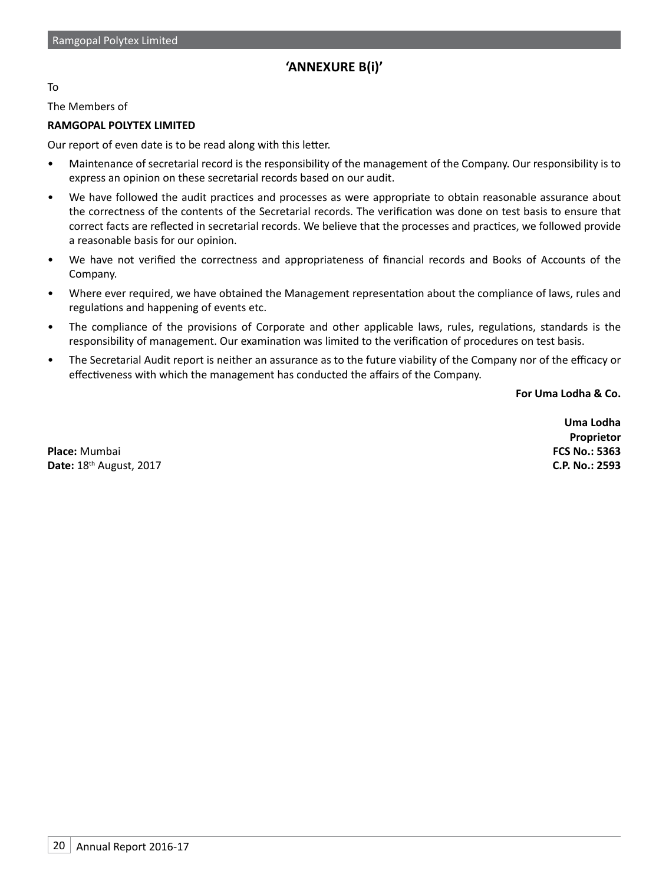# 'ANNEXURE B(i)'

To

The Members of

**RAMGOPAL POLYTEX LIMITED**

Our report of even date is to be read along with this letter.

- Maintenance of secretarial record is the responsibility of the management of the Company. Our responsibility is to express an opinion on these secretarial records based on our audit.
- We have followed the audit practices and processes as were appropriate to obtain reasonable assurance about the correctness of the contents of the Secretarial records. The verification was done on test basis to ensure that correct facts are reflected in secretarial records. We believe that the processes and practices, we followed provide a reasonable basis for our opinion.
- We have not verified the correctness and appropriateness of financial records and Books of Accounts of the Company.
- Where ever required, we have obtained the Management representation about the compliance of laws, rules and regulations and happening of events etc.
- The compliance of the provisions of Corporate and other applicable laws, rules, regulations, standards is the responsibility of management. Our examination was limited to the verification of procedures on test basis.
- The Secretarial Audit report is neither an assurance as to the future viability of the Company nor of the efficacy or effectiveness with which the management has conducted the affairs of the Company.

**For Uma Lodha & Co.**

**Uma Lodha**
**Proprietor**
**FCS No.: 5363**
**C.P. No.: 2593**

**Place:** Mumbai
**Date:** 18th August, 2017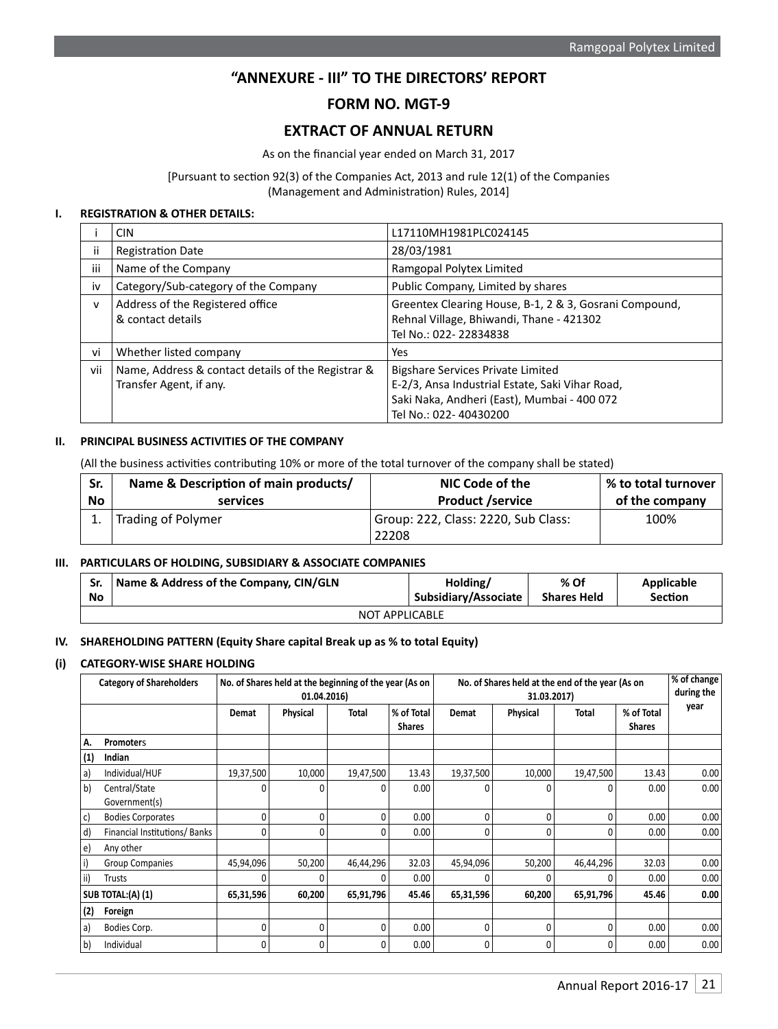# "ANNEXURE - III" TO THE DIRECTORS' REPORT

## FORM NO. MGT-9

## EXTRACT OF ANNUAL RETURN

As on the financial year ended on March 31, 2017

[Pursuant to section 92(3) of the Companies Act, 2013 and rule 12(1) of the Companies (Management and Administration) Rules, 2014]

### I. REGISTRATION & OTHER DETAILS:

| | | |
|---|---|---|
| i | CIN | L17110MH1981PLC024145 |
| ii | Registration Date | 28/03/1981 |
| iii | Name of the Company | Ramgopal Polytex Limited |
| iv | Category/Sub-category of the Company | Public Company, Limited by shares |
| v | Address of the Registered office & contact details | Greentex Clearing House, B-1, 2 & 3, Gosrani Compound, Rehnal Village, Bhiwandi, Thane - 421302<br>Tel No.: 022- 22834838 |
| vi | Whether listed company | Yes |
| vii | Name, Address & contact details of the Registrar & Transfer Agent, if any. | Bigshare Services Private Limited<br>E-2/3, Ansa Industrial Estate, Saki Vihar Road, Saki Naka, Andheri (East), Mumbai - 400 072<br>Tel No.: 022- 40430200 |

### II. PRINCIPAL BUSINESS ACTIVITIES OF THE COMPANY

(All the business activities contributing 10% or more of the total turnover of the company shall be stated)

| Sr. No | Name & Description of main products/ services | NIC Code of the Product /service | % to total turnover of the company |
|---|---|---|---|
| 1. | Trading of Polymer | Group: 222, Class: 2220, Sub Class: 22208 | 100% |

### III. PARTICULARS OF HOLDING, SUBSIDIARY & ASSOCIATE COMPANIES

| Sr. No | Name & Address of the Company, CIN/GLN | Holding/ Subsidiary/Associate | % Of Shares Held | Applicable Section |
|---|---|---|---|---|
| NOT APPLICABLE | | | | |

### IV. SHAREHOLDING PATTERN (Equity Share capital Break up as % to total Equity)

### (i) CATEGORY-WISE SHARE HOLDING

| Category of Shareholders | | No. of Shares held at the beginning of the year (As on 01.04.2016) | | | | No. of Shares held at the end of the year (As on 31.03.2017) | | | | % of change during the year |
|---|---|---|---|---|---|---|---|---|---|---|
| | | Demat | Physical | Total | % of Total Shares | Demat | Physical | Total | % of Total Shares | |
| A. | Promoters | | | | | | | | | |
| (1) | Indian | | | | | | | | | |
| a) | Individual/HUF | 19,37,500 | 10,000 | 19,47,500 | 13.43 | 19,37,500 | 10,000 | 19,47,500 | 13.43 | 0.00 |
| b) | Central/State Government(s) | 0 | 0 | 0 | 0.00 | 0 | 0 | 0 | 0.00 | 0.00 |
| c) | Bodies Corporates | 0 | 0 | 0 | 0.00 | 0 | 0 | 0 | 0.00 | 0.00 |
| d) | Financial Institutions/ Banks | 0 | 0 | 0 | 0.00 | 0 | 0 | 0 | 0.00 | 0.00 |
| e) | Any other | | | | | | | | | |
| i) | Group Companies | 45,94,096 | 50,200 | 46,44,296 | 32.03 | 45,94,096 | 50,200 | 46,44,296 | 32.03 | 0.00 |
| ii) | Trusts | 0 | 0 | 0 | 0.00 | 0 | 0 | 0 | 0.00 | 0.00 |
| **SUB TOTAL:(A) (1)** | | **65,31,596** | **60,200** | **65,91,796** | **45.46** | **65,31,596** | **60,200** | **65,91,796** | **45.46** | **0.00** |
| (2) | Foreign | | | | | | | | | |
| a) | Bodies Corp. | 0 | 0 | 0 | 0.00 | 0 | 0 | 0 | 0.00 | 0.00 |
| b) | Individual | 0 | 0 | 0 | 0.00 | 0 | 0 | 0 | 0.00 | 0.00 |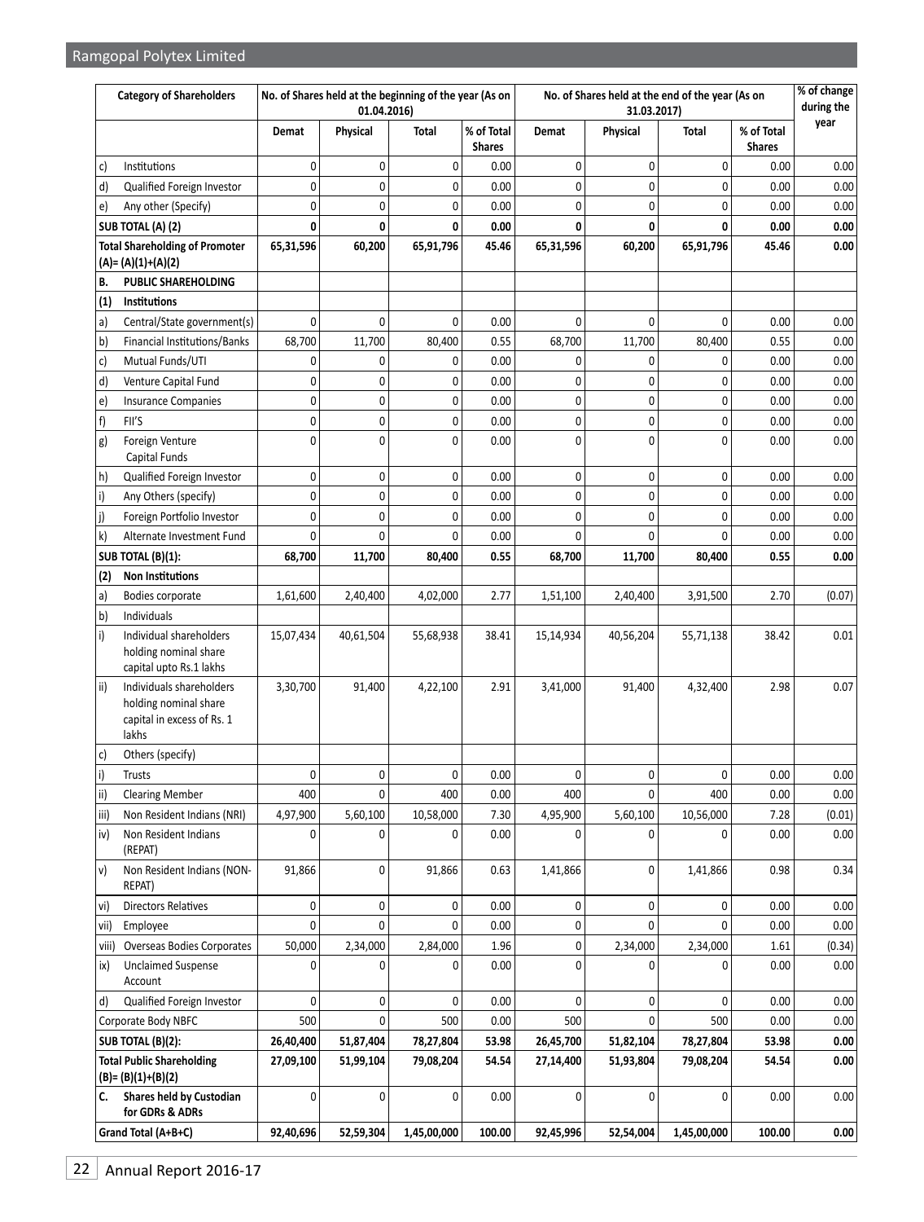| Category of Shareholders | | No. of Shares held at the beginning of the year (As on 01.04.2016) | | | | No. of Shares held at the end of the year (As on 31.03.2017) | | | | % of change during the year |
|---|---|---|---|---|---|---|---|---|---|---|
| | | Demat | Physical | Total | % of Total Shares | Demat | Physical | Total | % of Total Shares | |
| c) | Institutions | 0 | 0 | 0 | 0.00 | 0 | 0 | 0 | 0.00 | 0.00 |
| d) | Qualified Foreign Investor | 0 | 0 | 0 | 0.00 | 0 | 0 | 0 | 0.00 | 0.00 |
| e) | Any other (Specify) | 0 | 0 | 0 | 0.00 | 0 | 0 | 0 | 0.00 | 0.00 |
| **SUB TOTAL (A) (2)** | | **0** | **0** | **0** | **0.00** | **0** | **0** | **0** | **0.00** | **0.00** |
| **Total Shareholding of Promoter (A)= (A)(1)+(A)(2)** | | **65,31,596** | **60,200** | **65,91,796** | **45.46** | **65,31,596** | **60,200** | **65,91,796** | **45.46** | **0.00** |
| **B.** | **PUBLIC SHAREHOLDING** | | | | | | | | | |
| **(1)** | **Institutions** | | | | | | | | | |
| a) | Central/State government(s) | 0 | 0 | 0 | 0.00 | 0 | 0 | 0 | 0.00 | 0.00 |
| b) | Financial Institutions/Banks | 68,700 | 11,700 | 80,400 | 0.55 | 68,700 | 11,700 | 80,400 | 0.55 | 0.00 |
| c) | Mutual Funds/UTI | 0 | 0 | 0 | 0.00 | 0 | 0 | 0 | 0.00 | 0.00 |
| d) | Venture Capital Fund | 0 | 0 | 0 | 0.00 | 0 | 0 | 0 | 0.00 | 0.00 |
| e) | Insurance Companies | 0 | 0 | 0 | 0.00 | 0 | 0 | 0 | 0.00 | 0.00 |
| f) | FII'S | 0 | 0 | 0 | 0.00 | 0 | 0 | 0 | 0.00 | 0.00 |
| g) | Foreign Venture Capital Funds | 0 | 0 | 0 | 0.00 | 0 | 0 | 0 | 0.00 | 0.00 |
| h) | Qualified Foreign Investor | 0 | 0 | 0 | 0.00 | 0 | 0 | 0 | 0.00 | 0.00 |
| i) | Any Others (specify) | 0 | 0 | 0 | 0.00 | 0 | 0 | 0 | 0.00 | 0.00 |
| j) | Foreign Portfolio Investor | 0 | 0 | 0 | 0.00 | 0 | 0 | 0 | 0.00 | 0.00 |
| k) | Alternate Investment Fund | 0 | 0 | 0 | 0.00 | 0 | 0 | 0 | 0.00 | 0.00 |
| **SUB TOTAL (B)(1):** | | **68,700** | **11,700** | **80,400** | **0.55** | **68,700** | **11,700** | **80,400** | **0.55** | **0.00** |
| **(2)** | **Non Institutions** | | | | | | | | | |
| a) | Bodies corporate | 1,61,600 | 2,40,400 | 4,02,000 | 2.77 | 1,51,100 | 2,40,400 | 3,91,500 | 2.70 | (0.07) |
| b) | Individuals | | | | | | | | | |
| i) | Individual shareholders holding nominal share capital upto Rs.1 lakhs | 15,07,434 | 40,61,504 | 55,68,938 | 38.41 | 15,14,934 | 40,56,204 | 55,71,138 | 38.42 | 0.01 |
| ii) | Individuals shareholders holding nominal share capital in excess of Rs. 1 lakhs | 3,30,700 | 91,400 | 4,22,100 | 2.91 | 3,41,000 | 91,400 | 4,32,400 | 2.98 | 0.07 |
| c) | Others (specify) | | | | | | | | | |
| i) | Trusts | 0 | 0 | 0 | 0.00 | 0 | 0 | 0 | 0.00 | 0.00 |
| ii) | Clearing Member | 400 | 0 | 400 | 0.00 | 400 | 0 | 400 | 0.00 | 0.00 |
| iii) | Non Resident Indians (NRI) | 4,97,900 | 5,60,100 | 10,58,000 | 7.30 | 4,95,900 | 5,60,100 | 10,56,000 | 7.28 | (0.01) |
| iv) | Non Resident Indians (REPAT) | 0 | 0 | 0 | 0.00 | 0 | 0 | 0 | 0.00 | 0.00 |
| v) | Non Resident Indians (NON-REPAT) | 91,866 | 0 | 91,866 | 0.63 | 1,41,866 | 0 | 1,41,866 | 0.98 | 0.34 |
| vi) | Directors Relatives | 0 | 0 | 0 | 0.00 | 0 | 0 | 0 | 0.00 | 0.00 |
| vii) | Employee | 0 | 0 | 0 | 0.00 | 0 | 0 | 0 | 0.00 | 0.00 |
| viii) | Overseas Bodies Corporates | 50,000 | 2,34,000 | 2,84,000 | 1.96 | 0 | 2,34,000 | 2,34,000 | 1.61 | (0.34) |
| ix) | Unclaimed Suspense Account | 0 | 0 | 0 | 0.00 | 0 | 0 | 0 | 0.00 | 0.00 |
| d) | Qualified Foreign Investor | 0 | 0 | 0 | 0.00 | 0 | 0 | 0 | 0.00 | 0.00 |
| Corporate Body NBFC | | 500 | 0 | 500 | 0.00 | 500 | 0 | 500 | 0.00 | 0.00 |
| **SUB TOTAL (B)(2):** | | **26,40,400** | **51,87,404** | **78,27,804** | **53.98** | **26,45,700** | **51,82,104** | **78,27,804** | **53.98** | **0.00** |
| **Total Public Shareholding (B)= (B)(1)+(B)(2)** | | **27,09,100** | **51,99,104** | **79,08,204** | **54.54** | **27,14,400** | **51,93,804** | **79,08,204** | **54.54** | **0.00** |
| **C.** | **Shares held by Custodian for GDRs & ADRs** | 0 | 0 | 0 | 0.00 | 0 | 0 | 0 | 0.00 | 0.00 |
| **Grand Total (A+B+C)** | | **92,40,696** | **52,59,304** | **1,45,00,000** | **100.00** | **92,45,996** | **52,54,004** | **1,45,00,000** | **100.00** | **0.00** |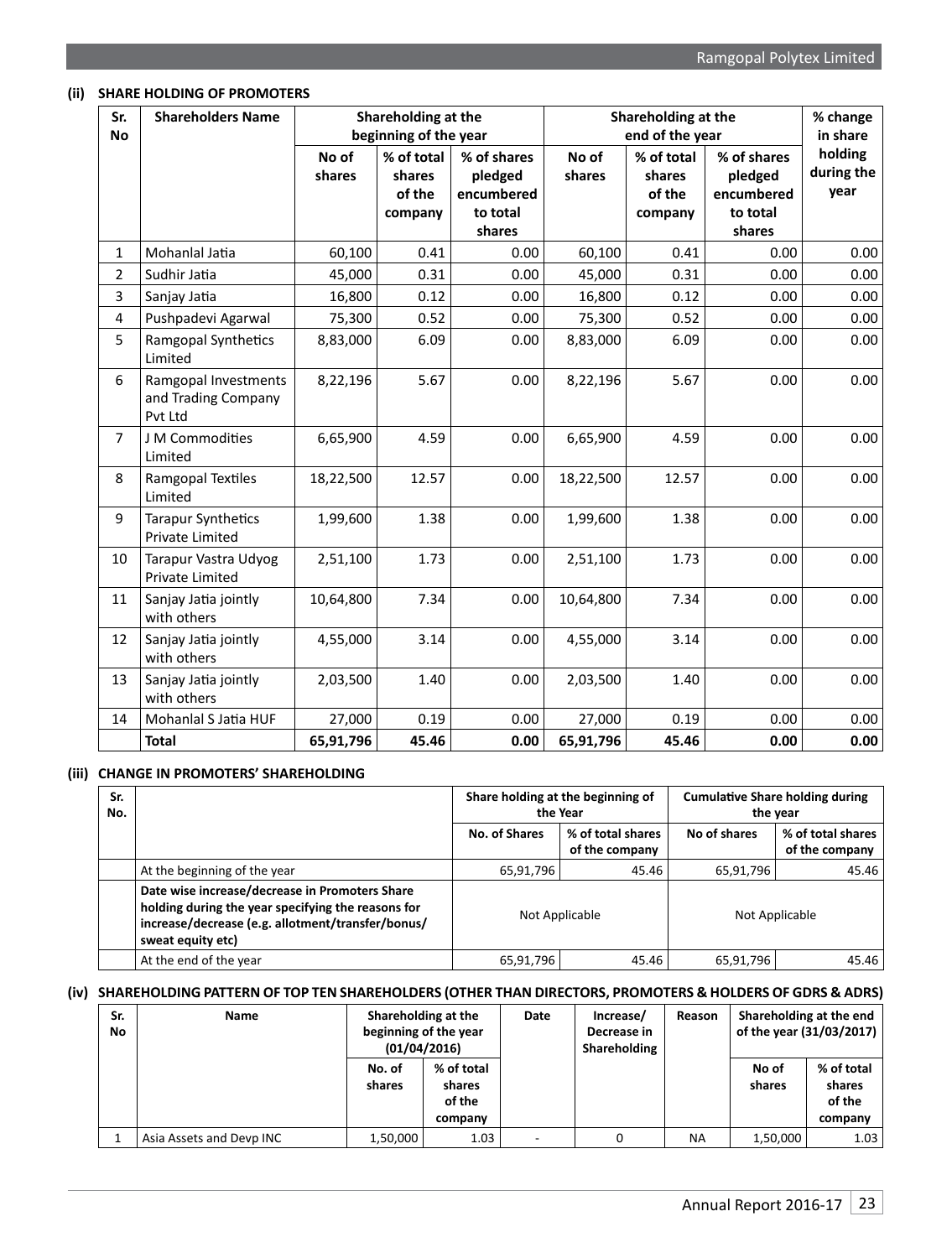### (ii) SHARE HOLDING OF PROMOTERS

| Sr. No | Shareholders Name | Shareholding at the beginning of the year | | | Shareholding at the end of the year | | | % change in share holding during the year |
|---|---|---|---|---|---|---|---|---|
| | | No of shares | % of total shares of the company | % of shares pledged encumbered to total shares | No of shares | % of total shares of the company | % of shares pledged encumbered to total shares | |
| 1 | Mohanlal Jatia | 60,100 | 0.41 | 0.00 | 60,100 | 0.41 | 0.00 | 0.00 |
| 2 | Sudhir Jatia | 45,000 | 0.31 | 0.00 | 45,000 | 0.31 | 0.00 | 0.00 |
| 3 | Sanjay Jatia | 16,800 | 0.12 | 0.00 | 16,800 | 0.12 | 0.00 | 0.00 |
| 4 | Pushpadevi Agarwal | 75,300 | 0.52 | 0.00 | 75,300 | 0.52 | 0.00 | 0.00 |
| 5 | Ramgopal Synthetics Limited | 8,83,000 | 6.09 | 0.00 | 8,83,000 | 6.09 | 0.00 | 0.00 |
| 6 | Ramgopal Investments and Trading Company Pvt Ltd | 8,22,196 | 5.67 | 0.00 | 8,22,196 | 5.67 | 0.00 | 0.00 |
| 7 | J M Commodities Limited | 6,65,900 | 4.59 | 0.00 | 6,65,900 | 4.59 | 0.00 | 0.00 |
| 8 | Ramgopal Textiles Limited | 18,22,500 | 12.57 | 0.00 | 18,22,500 | 12.57 | 0.00 | 0.00 |
| 9 | Tarapur Synthetics Private Limited | 1,99,600 | 1.38 | 0.00 | 1,99,600 | 1.38 | 0.00 | 0.00 |
| 10 | Tarapur Vastra Udyog Private Limited | 2,51,100 | 1.73 | 0.00 | 2,51,100 | 1.73 | 0.00 | 0.00 |
| 11 | Sanjay Jatia jointly with others | 10,64,800 | 7.34 | 0.00 | 10,64,800 | 7.34 | 0.00 | 0.00 |
| 12 | Sanjay Jatia jointly with others | 4,55,000 | 3.14 | 0.00 | 4,55,000 | 3.14 | 0.00 | 0.00 |
| 13 | Sanjay Jatia jointly with others | 2,03,500 | 1.40 | 0.00 | 2,03,500 | 1.40 | 0.00 | 0.00 |
| 14 | Mohanlal S Jatia HUF | 27,000 | 0.19 | 0.00 | 27,000 | 0.19 | 0.00 | 0.00 |
| | **Total** | **65,91,796** | **45.46** | **0.00** | **65,91,796** | **45.46** | **0.00** | **0.00** |

### (iii) CHANGE IN PROMOTERS' SHAREHOLDING

| Sr. No. | | Share holding at the beginning of the Year | | Cumulative Share holding during the year | |
|---|---|---|---|---|---|
| | | No. of Shares | % of total shares of the company | No of shares | % of total shares of the company |
| | At the beginning of the year | 65,91,796 | 45.46 | 65,91,796 | 45.46 |
| | **Date wise increase/decrease in Promoters Share holding during the year specifying the reasons for increase/decrease (e.g. allotment/transfer/bonus/ sweat equity etc)** | Not Applicable | | Not Applicable | |
| | At the end of the year | 65,91,796 | 45.46 | 65,91,796 | 45.46 |

### (iv) SHAREHOLDING PATTERN OF TOP TEN SHAREHOLDERS (OTHER THAN DIRECTORS, PROMOTERS & HOLDERS OF GDRS & ADRS)

| Sr. No | Name | Shareholding at the beginning of the year (01/04/2016) | | Date | Increase/ Decrease in Shareholding | Reason | Shareholding at the end of the year (31/03/2017) | |
|---|---|---|---|---|---|---|---|---|
| | | No. of shares | % of total shares of the company | | | | No of shares | % of total shares of the company |
| 1 | Asia Assets and Devp INC | 1,50,000 | 1.03 | - | 0 | NA | 1,50,000 | 1.03 |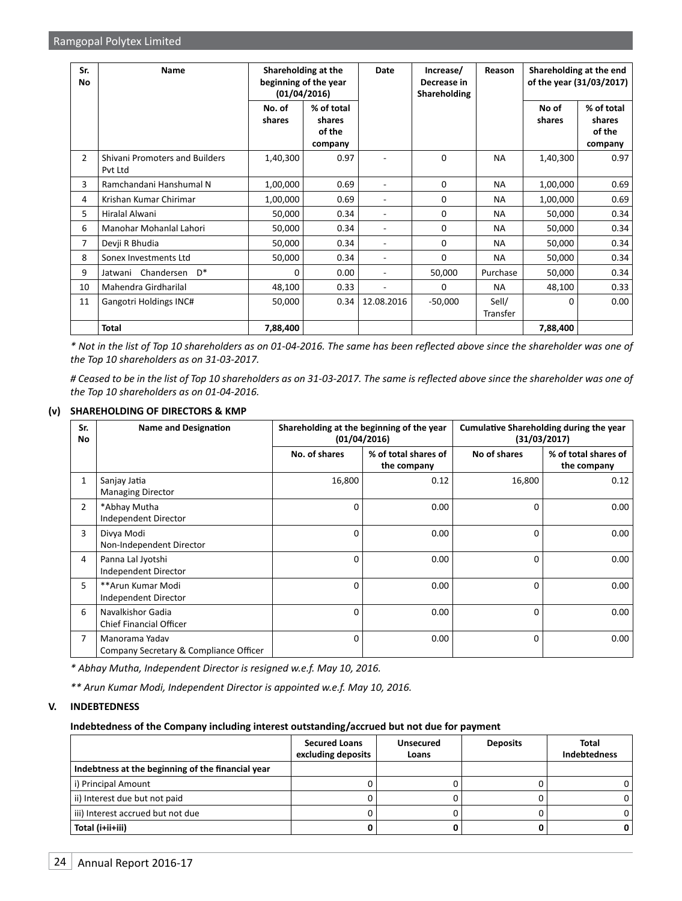| Sr. No | Name | Shareholding at the beginning of the year (01/04/2016) | | Date | Increase/ Decrease in Shareholding | Reason | Shareholding at the end of the year (31/03/2017) | |
|---|---|---|---|---|---|---|---|---|
| | | No. of shares | % of total shares of the company | | | | No of shares | % of total shares of the company |
| 2 | Shivani Promoters and Builders Pvt Ltd | 1,40,300 | 0.97 | - | 0 | NA | 1,40,300 | 0.97 |
| 3 | Ramchandani Hanshumal N | 1,00,000 | 0.69 | - | 0 | NA | 1,00,000 | 0.69 |
| 4 | Krishan Kumar Chirimar | 1,00,000 | 0.69 | - | 0 | NA | 1,00,000 | 0.69 |
| 5 | Hiralal Alwani | 50,000 | 0.34 | - | 0 | NA | 50,000 | 0.34 |
| 6 | Manohar Mohanlal Lahori | 50,000 | 0.34 | - | 0 | NA | 50,000 | 0.34 |
| 7 | Devji R Bhudia | 50,000 | 0.34 | - | 0 | NA | 50,000 | 0.34 |
| 8 | Sonex Investments Ltd | 50,000 | 0.34 | - | 0 | NA | 50,000 | 0.34 |
| 9 | Jatwani Chandersen D* | 0 | 0.00 | - | 50,000 | Purchase | 50,000 | 0.34 |
| 10 | Mahendra Girdharilal | 48,100 | 0.33 | - | 0 | NA | 48,100 | 0.33 |
| 11 | Gangotri Holdings INC# | 50,000 | 0.34 | 12.08.2016 | -50,000 | Sell/ Transfer | 0 | 0.00 |
| | **Total** | **7,88,400** | | | | | **7,88,400** | |

*\* Not in the list of Top 10 shareholders as on 01-04-2016. The same has been reflected above since the shareholder was one of the Top 10 shareholders as on 31-03-2017.*

*# Ceased to be in the list of Top 10 shareholders as on 31-03-2017. The same is reflected above since the shareholder was one of the Top 10 shareholders as on 01-04-2016.*

**(v) SHAREHOLDING OF DIRECTORS & KMP**

| Sr. No | Name and Designation | Shareholding at the beginning of the year (01/04/2016) | | Cumulative Shareholding during the year (31/03/2017) | |
|---|---|---|---|---|---|
| | | No. of shares | % of total shares of the company | No of shares | % of total shares of the company |
| 1 | Sanjay Jatia<br>Managing Director | 16,800 | 0.12 | 16,800 | 0.12 |
| 2 | *Abhay Mutha<br>Independent Director | 0 | 0.00 | 0 | 0.00 |
| 3 | Divya Modi<br>Non-Independent Director | 0 | 0.00 | 0 | 0.00 |
| 4 | Panna Lal Jyotshi<br>Independent Director | 0 | 0.00 | 0 | 0.00 |
| 5 | **Arun Kumar Modi<br>Independent Director | 0 | 0.00 | 0 | 0.00 |
| 6 | Navalkishor Gadia<br>Chief Financial Officer | 0 | 0.00 | 0 | 0.00 |
| 7 | Manorama Yadav<br>Company Secretary & Compliance Officer | 0 | 0.00 | 0 | 0.00 |

*\* Abhay Mutha, Independent Director is resigned w.e.f. May 10, 2016.*

*\*\* Arun Kumar Modi, Independent Director is appointed w.e.f. May 10, 2016.*

## V. INDEBTEDNESS

**Indebtedness of the Company including interest outstanding/accrued but not due for payment**

| | Secured Loans excluding deposits | Unsecured Loans | Deposits | Total Indebtedness |
|---|---|---|---|---|
| **Indebtness at the beginning of the financial year** | | | | |
| i) Principal Amount | 0 | 0 | 0 | 0 |
| ii) Interest due but not paid | 0 | 0 | 0 | 0 |
| iii) Interest accrued but not due | 0 | 0 | 0 | 0 |
| **Total (i+ii+iii)** | **0** | **0** | **0** | **0** |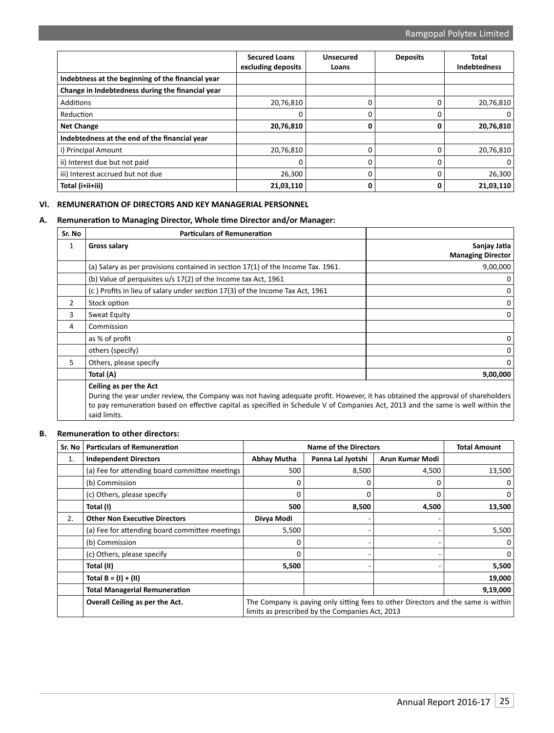| | Secured Loans excluding deposits | Unsecured Loans | Deposits | Total Indebtedness |
|---|---|---|---|---|
| **Indebtness at the beginning of the financial year** | | | | |
| **Change in Indebtedness during the financial year** | | | | |
| Additions | 20,76,810 | 0 | 0 | 20,76,810 |
| Reduction | 0 | 0 | 0 | 0 |
| **Net Change** | **20,76,810** | **0** | **0** | **20,76,810** |
| **Indebtedness at the end of the financial year** | | | | |
| i) Principal Amount | 20,76,810 | 0 | 0 | 20,76,810 |
| ii) Interest due but not paid | 0 | 0 | 0 | 0 |
| iii) Interest accrued but not due | 26,300 | 0 | 0 | 26,300 |
| **Total (i+ii+iii)** | **21,03,110** | **0** | **0** | **21,03,110** |

## VI. REMUNERATION OF DIRECTORS AND KEY MANAGERIAL PERSONNEL

### A. Remuneration to Managing Director, Whole time Director and/or Manager:

| Sr. No | Particulars of Remuneration | |
|---|---|---|
| 1 | **Gross salary** | **Sanjay Jatia Managing Director** |
| | (a) Salary as per provisions contained in section 17(1) of the Income Tax. 1961. | 9,00,000 |
| | (b) Value of perquisites u/s 17(2) of the Income tax Act, 1961 | 0 |
| | (c ) Profits in lieu of salary under section 17(3) of the Income Tax Act, 1961 | 0 |
| 2 | Stock option | 0 |
| 3 | Sweat Equity | 0 |
| 4 | Commission | |
| | as % of profit | 0 |
| | others (specify) | 0 |
| 5 | Others, please specify | 0 |
| | **Total (A)** | **9,00,000** |
| | **Ceiling as per the Act** During the year under review, the Company was not having adequate profit. However, it has obtained the approval of shareholders to pay remuneration based on effective capital as specified in Schedule V of Companies Act, 2013 and the same is well within the said limits. | |

### B. Remuneration to other directors:

| Sr. No | Particulars of Remuneration | Name of the Directors | | | Total Amount |
|---|---|---|---|---|---|
| 1. | **Independent Directors** | **Abhay Mutha** | **Panna Lal Jyotshi** | **Arun Kumar Modi** | |
| | (a) Fee for attending board committee meetings | 500 | 8,500 | 4,500 | 13,500 |
| | (b) Commission | 0 | 0 | 0 | 0 |
| | (c) Others, please specify | 0 | 0 | 0 | 0 |
| | **Total (I)** | **500** | **8,500** | **4,500** | **13,500** |
| 2. | **Other Non Executive Directors** | **Divya Modi** | - | - | |
| | (a) Fee for attending board committee meetings | 5,500 | - | - | 5,500 |
| | (b) Commission | 0 | - | - | 0 |
| | (c) Others, please specify | 0 | - | - | 0 |
| | **Total (II)** | **5,500** | - | - | **5,500** |
| | **Total B = (I) + (II)** | | | | **19,000** |
| | **Total Managerial Remuneration** | | | | **9,19,000** |
| | **Overall Ceiling as per the Act.** | The Company is paying only sitting fees to other Directors and the same is within limits as prescribed by the Companies Act, 2013 | | | |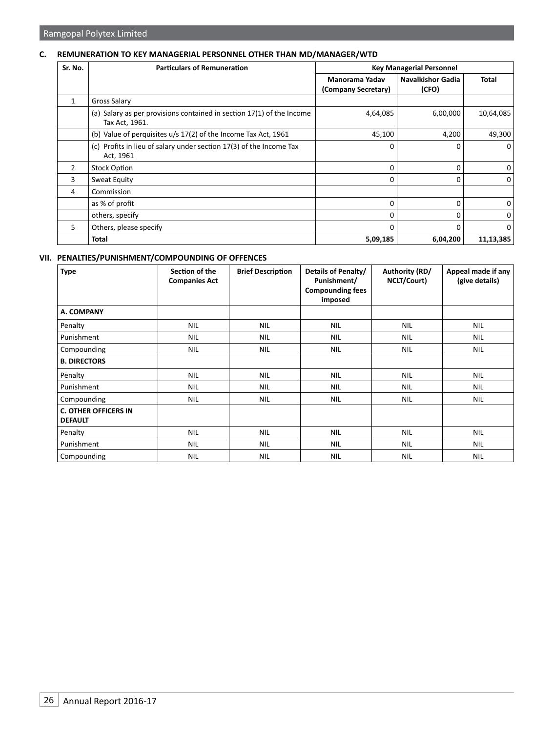### C. REMUNERATION TO KEY MANAGERIAL PERSONNEL OTHER THAN MD/MANAGER/WTD

| Sr. No. | Particulars of Remuneration | Key Managerial Personnel | | |
|---|---|---|---|---|
| | | Manorama Yadav (Company Secretary) | Navalkishor Gadia (CFO) | Total |
| 1 | Gross Salary | | | |
| | (a) Salary as per provisions contained in section 17(1) of the Income Tax Act, 1961. | 4,64,085 | 6,00,000 | 10,64,085 |
| | (b) Value of perquisites u/s 17(2) of the Income Tax Act, 1961 | 45,100 | 4,200 | 49,300 |
| | (c) Profits in lieu of salary under section 17(3) of the Income Tax Act, 1961 | 0 | 0 | 0 |
| 2 | Stock Option | 0 | 0 | 0 |
| 3 | Sweat Equity | 0 | 0 | 0 |
| 4 | Commission | | | |
| | as % of profit | 0 | 0 | 0 |
| | others, specify | 0 | 0 | 0 |
| 5 | Others, please specify | 0 | 0 | 0 |
| | **Total** | **5,09,185** | **6,04,200** | **11,13,385** |

### VII. PENALTIES/PUNISHMENT/COMPOUNDING OF OFFENCES

| Type | Section of the Companies Act | Brief Description | Details of Penalty/ Punishment/ Compounding fees imposed | Authority (RD/ NCLT/Court) | Appeal made if any (give details) |
|---|---|---|---|---|---|
| **A. COMPANY** | | | | | |
| Penalty | NIL | NIL | NIL | NIL | NIL |
| Punishment | NIL | NIL | NIL | NIL | NIL |
| Compounding | NIL | NIL | NIL | NIL | NIL |
| **B. DIRECTORS** | | | | | |
| Penalty | NIL | NIL | NIL | NIL | NIL |
| Punishment | NIL | NIL | NIL | NIL | NIL |
| Compounding | NIL | NIL | NIL | NIL | NIL |
| **C. OTHER OFFICERS IN DEFAULT** | | | | | |
| Penalty | NIL | NIL | NIL | NIL | NIL |
| Punishment | NIL | NIL | NIL | NIL | NIL |
| Compounding | NIL | NIL | NIL | NIL | NIL |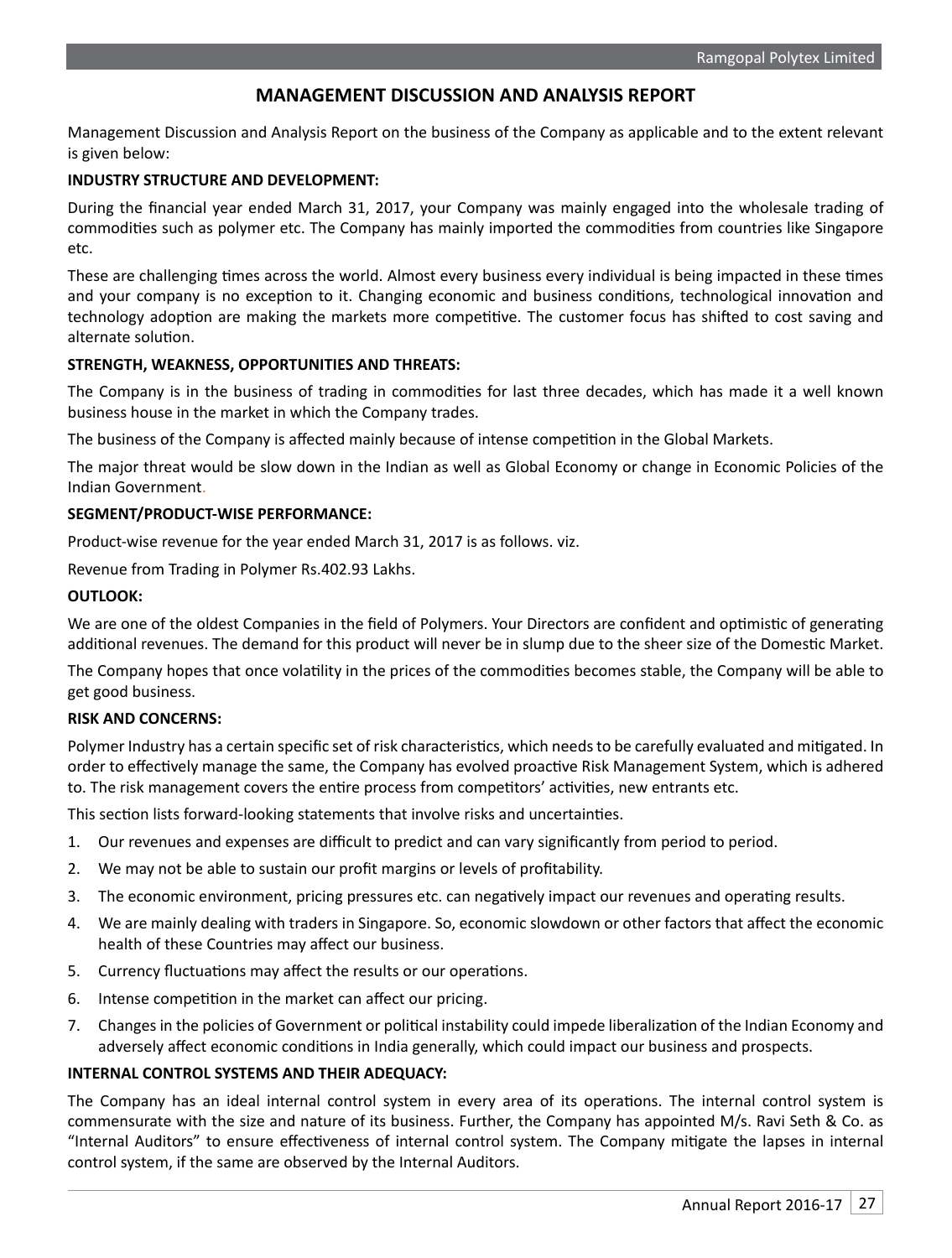# MANAGEMENT DISCUSSION AND ANALYSIS REPORT

Management Discussion and Analysis Report on the business of the Company as applicable and to the extent relevant is given below:

**INDUSTRY STRUCTURE AND DEVELOPMENT:**

During the financial year ended March 31, 2017, your Company was mainly engaged into the wholesale trading of commodities such as polymer etc. The Company has mainly imported the commodities from countries like Singapore etc.

These are challenging times across the world. Almost every business every individual is being impacted in these times and your company is no exception to it. Changing economic and business conditions, technological innovation and technology adoption are making the markets more competitive. The customer focus has shifted to cost saving and alternate solution.

**STRENGTH, WEAKNESS, OPPORTUNITIES AND THREATS:**

The Company is in the business of trading in commodities for last three decades, which has made it a well known business house in the market in which the Company trades.

The business of the Company is affected mainly because of intense competition in the Global Markets.

The major threat would be slow down in the Indian as well as Global Economy or change in Economic Policies of the Indian Government.

**SEGMENT/PRODUCT-WISE PERFORMANCE:**

Product-wise revenue for the year ended March 31, 2017 is as follows. viz.

Revenue from Trading in Polymer Rs.402.93 Lakhs.

**OUTLOOK:**

We are one of the oldest Companies in the field of Polymers. Your Directors are confident and optimistic of generating additional revenues. The demand for this product will never be in slump due to the sheer size of the Domestic Market.

The Company hopes that once volatility in the prices of the commodities becomes stable, the Company will be able to get good business.

**RISK AND CONCERNS:**

Polymer Industry has a certain specific set of risk characteristics, which needs to be carefully evaluated and mitigated. In order to effectively manage the same, the Company has evolved proactive Risk Management System, which is adhered to. The risk management covers the entire process from competitors' activities, new entrants etc.

This section lists forward-looking statements that involve risks and uncertainties.

1. Our revenues and expenses are difficult to predict and can vary significantly from period to period.
2. We may not be able to sustain our profit margins or levels of profitability.
3. The economic environment, pricing pressures etc. can negatively impact our revenues and operating results.
4. We are mainly dealing with traders in Singapore. So, economic slowdown or other factors that affect the economic health of these Countries may affect our business.
5. Currency fluctuations may affect the results or our operations.
6. Intense competition in the market can affect our pricing.
7. Changes in the policies of Government or political instability could impede liberalization of the Indian Economy and adversely affect economic conditions in India generally, which could impact our business and prospects.

**INTERNAL CONTROL SYSTEMS AND THEIR ADEQUACY:**

The Company has an ideal internal control system in every area of its operations. The internal control system is commensurate with the size and nature of its business. Further, the Company has appointed M/s. Ravi Seth & Co. as "Internal Auditors" to ensure effectiveness of internal control system. The Company mitigate the lapses in internal control system, if the same are observed by the Internal Auditors.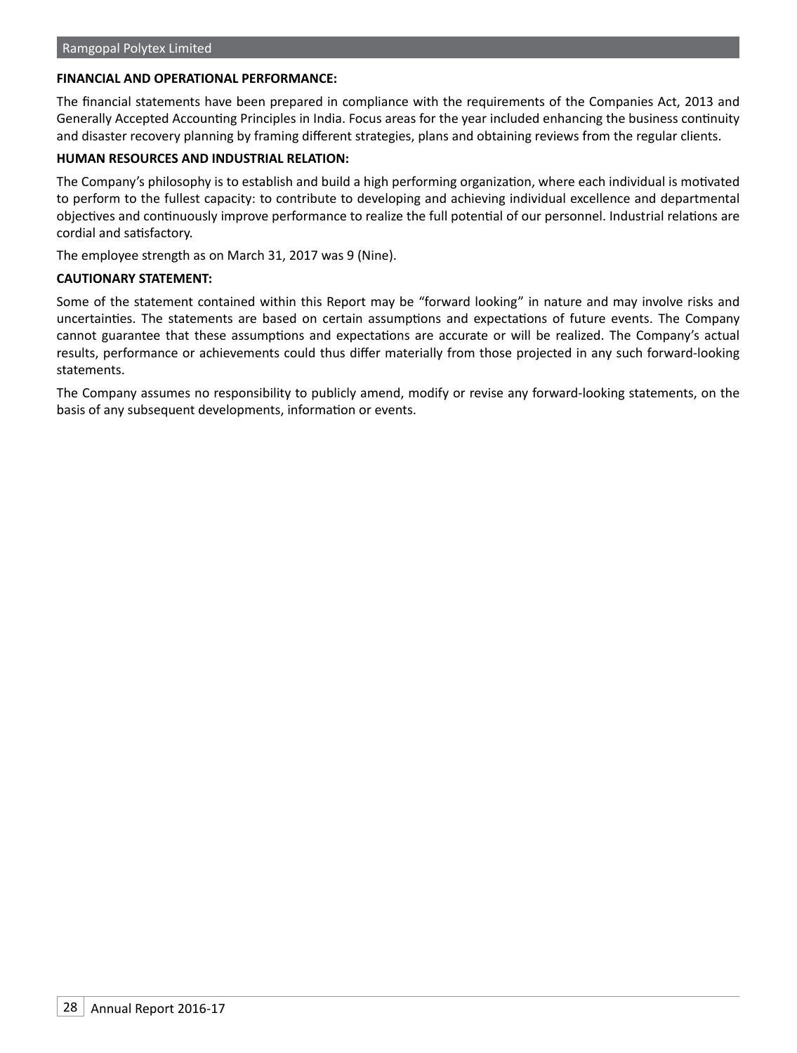**FINANCIAL AND OPERATIONAL PERFORMANCE:**

The financial statements have been prepared in compliance with the requirements of the Companies Act, 2013 and Generally Accepted Accounting Principles in India. Focus areas for the year included enhancing the business continuity and disaster recovery planning by framing different strategies, plans and obtaining reviews from the regular clients.

**HUMAN RESOURCES AND INDUSTRIAL RELATION:**

The Company's philosophy is to establish and build a high performing organization, where each individual is motivated to perform to the fullest capacity: to contribute to developing and achieving individual excellence and departmental objectives and continuously improve performance to realize the full potential of our personnel. Industrial relations are cordial and satisfactory.

The employee strength as on March 31, 2017 was 9 (Nine).

**CAUTIONARY STATEMENT:**

Some of the statement contained within this Report may be "forward looking" in nature and may involve risks and uncertainties. The statements are based on certain assumptions and expectations of future events. The Company cannot guarantee that these assumptions and expectations are accurate or will be realized. The Company's actual results, performance or achievements could thus differ materially from those projected in any such forward-looking statements.

The Company assumes no responsibility to publicly amend, modify or revise any forward-looking statements, on the basis of any subsequent developments, information or events.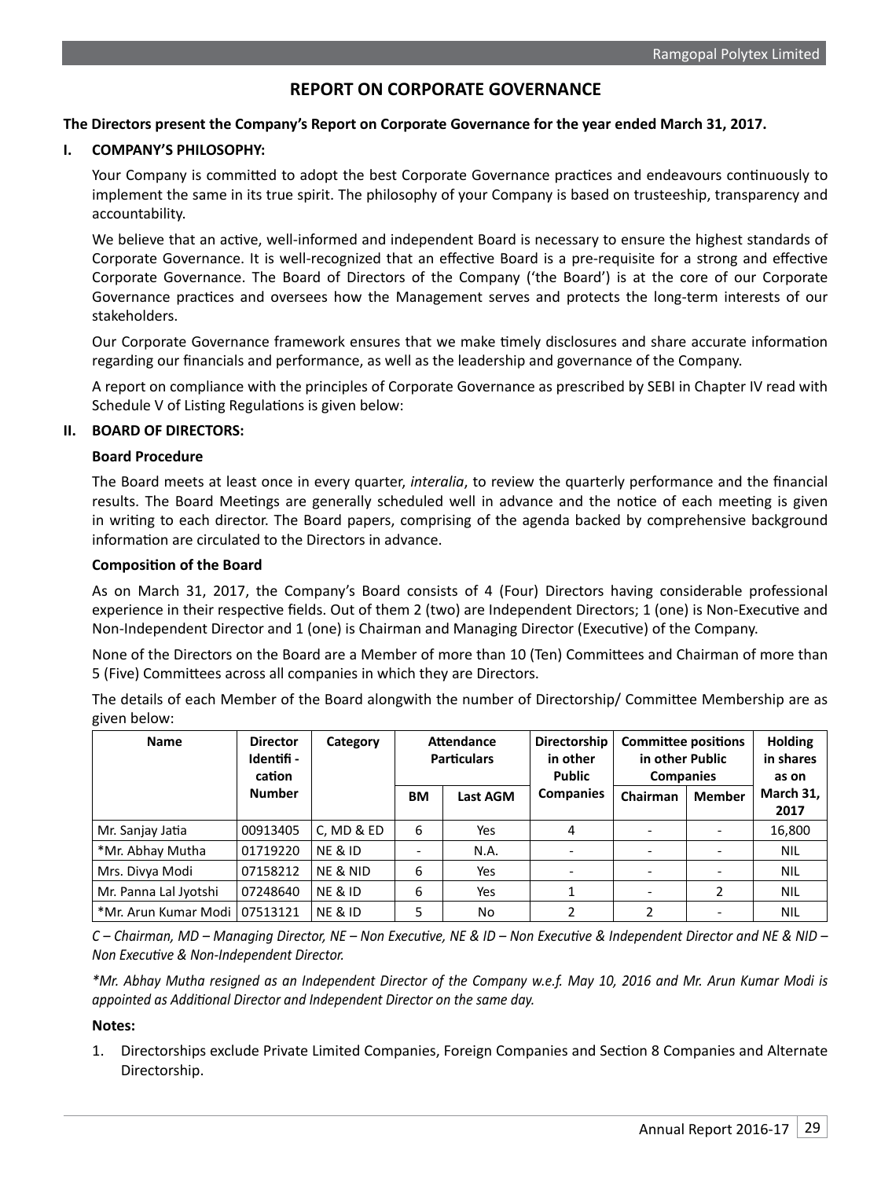# REPORT ON CORPORATE GOVERNANCE

**The Directors present the Company's Report on Corporate Governance for the year ended March 31, 2017.**

## I. COMPANY'S PHILOSOPHY:

Your Company is committed to adopt the best Corporate Governance practices and endeavours continuously to implement the same in its true spirit. The philosophy of your Company is based on trusteeship, transparency and accountability.

We believe that an active, well-informed and independent Board is necessary to ensure the highest standards of Corporate Governance. It is well-recognized that an effective Board is a pre-requisite for a strong and effective Corporate Governance. The Board of Directors of the Company ('the Board') is at the core of our Corporate Governance practices and oversees how the Management serves and protects the long-term interests of our stakeholders.

Our Corporate Governance framework ensures that we make timely disclosures and share accurate information regarding our financials and performance, as well as the leadership and governance of the Company.

A report on compliance with the principles of Corporate Governance as prescribed by SEBI in Chapter IV read with Schedule V of Listing Regulations is given below:

## II. BOARD OF DIRECTORS:

### Board Procedure

The Board meets at least once in every quarter, *interalia*, to review the quarterly performance and the financial results. The Board Meetings are generally scheduled well in advance and the notice of each meeting is given in writing to each director. The Board papers, comprising of the agenda backed by comprehensive background information are circulated to the Directors in advance.

### Composition of the Board

As on March 31, 2017, the Company's Board consists of 4 (Four) Directors having considerable professional experience in their respective fields. Out of them 2 (two) are Independent Directors; 1 (one) is Non-Executive and Non-Independent Director and 1 (one) is Chairman and Managing Director (Executive) of the Company.

None of the Directors on the Board are a Member of more than 10 (Ten) Committees and Chairman of more than 5 (Five) Committees across all companies in which they are Directors.

The details of each Member of the Board alongwith the number of Directorship/ Committee Membership are as given below:

| Name | Director Identifi - cation Number | Category | Attendance Particulars | | Directorship in other Public Companies | Committee positions in other Public Companies | | Holding in shares as on March 31, 2017 |
|---|---|---|---|---|---|---|---|---|
| | | | BM | Last AGM | | Chairman | Member | |
| Mr. Sanjay Jatia | 00913405 | C, MD & ED | 6 | Yes | 4 | - | - | 16,800 |
| *Mr. Abhay Mutha | 01719220 | NE & ID | - | N.A. | - | - | - | NIL |
| Mrs. Divya Modi | 07158212 | NE & NID | 6 | Yes | - | - | - | NIL |
| Mr. Panna Lal Jyotshi | 07248640 | NE & ID | 6 | Yes | 1 | - | 2 | NIL |
| *Mr. Arun Kumar Modi | 07513121 | NE & ID | 5 | No | 2 | 2 | - | NIL |

*C – Chairman, MD – Managing Director, NE – Non Executive, NE & ID – Non Executive & Independent Director and NE & NID – Non Executive & Non-Independent Director.*

*\*Mr. Abhay Mutha resigned as an Independent Director of the Company w.e.f. May 10, 2016 and Mr. Arun Kumar Modi is appointed as Additional Director and Independent Director on the same day.*

**Notes:**

1. Directorships exclude Private Limited Companies, Foreign Companies and Section 8 Companies and Alternate Directorship.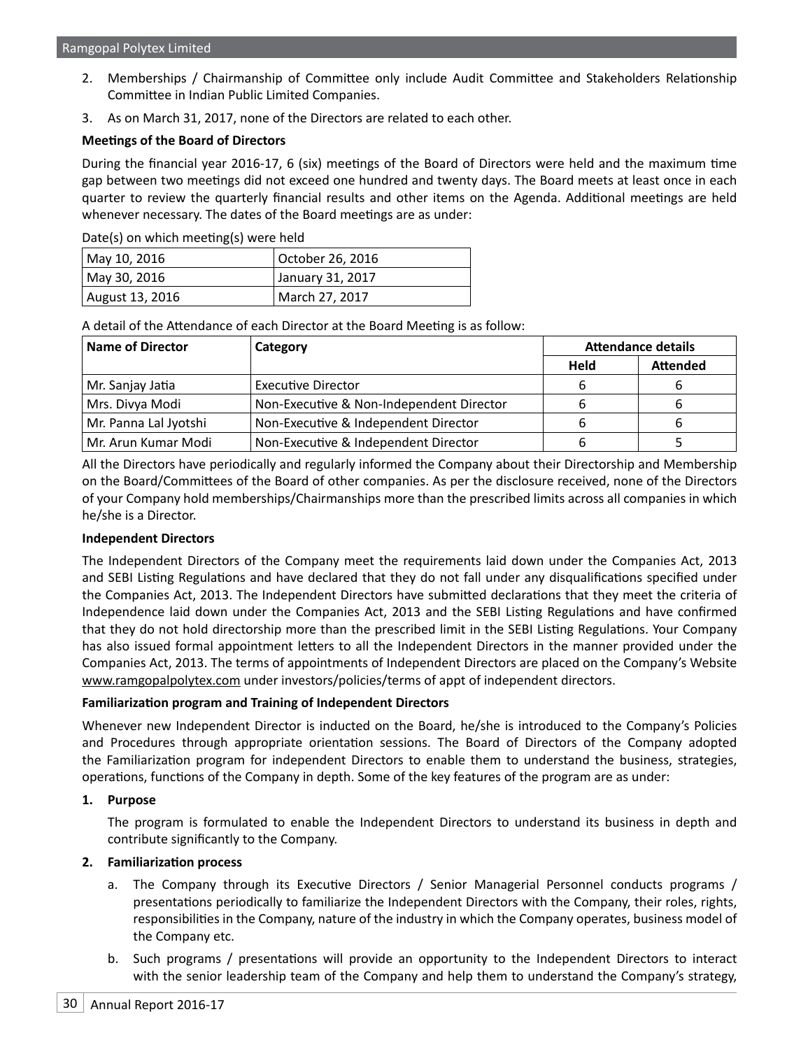2. Memberships / Chairmanship of Committee only include Audit Committee and Stakeholders Relationship Committee in Indian Public Limited Companies.
3. As on March 31, 2017, none of the Directors are related to each other.

**Meetings of the Board of Directors**

During the financial year 2016-17, 6 (six) meetings of the Board of Directors were held and the maximum time gap between two meetings did not exceed one hundred and twenty days. The Board meets at least once in each quarter to review the quarterly financial results and other items on the Agenda. Additional meetings are held whenever necessary. The dates of the Board meetings are as under:

Date(s) on which meeting(s) were held

| | |
|---|---|
| May 10, 2016 | October 26, 2016 |
| May 30, 2016 | January 31, 2017 |
| August 13, 2016 | March 27, 2017 |

A detail of the Attendance of each Director at the Board Meeting is as follow:

| Name of Director | Category | Attendance details | |
|---|---|---|---|
| | | Held | Attended |
| Mr. Sanjay Jatia | Executive Director | 6 | 6 |
| Mrs. Divya Modi | Non-Executive & Non-Independent Director | 6 | 6 |
| Mr. Panna Lal Jyotshi | Non-Executive & Independent Director | 6 | 6 |
| Mr. Arun Kumar Modi | Non-Executive & Independent Director | 6 | 5 |

All the Directors have periodically and regularly informed the Company about their Directorship and Membership on the Board/Committees of the Board of other companies. As per the disclosure received, none of the Directors of your Company hold memberships/Chairmanships more than the prescribed limits across all companies in which he/she is a Director.

**Independent Directors**

The Independent Directors of the Company meet the requirements laid down under the Companies Act, 2013 and SEBI Listing Regulations and have declared that they do not fall under any disqualifications specified under the Companies Act, 2013. The Independent Directors have submitted declarations that they meet the criteria of Independence laid down under the Companies Act, 2013 and the SEBI Listing Regulations and have confirmed that they do not hold directorship more than the prescribed limit in the SEBI Listing Regulations. Your Company has also issued formal appointment letters to all the Independent Directors in the manner provided under the Companies Act, 2013. The terms of appointments of Independent Directors are placed on the Company's Website www.ramgopalpolytex.com under investors/policies/terms of appt of independent directors.

**Familiarization program and Training of Independent Directors**

Whenever new Independent Director is inducted on the Board, he/she is introduced to the Company's Policies and Procedures through appropriate orientation sessions. The Board of Directors of the Company adopted the Familiarization program for independent Directors to enable them to understand the business, strategies, operations, functions of the Company in depth. Some of the key features of the program are as under:

**1. Purpose**

The program is formulated to enable the Independent Directors to understand its business in depth and contribute significantly to the Company.

**2. Familiarization process**

a. The Company through its Executive Directors / Senior Managerial Personnel conducts programs / presentations periodically to familiarize the Independent Directors with the Company, their roles, rights, responsibilities in the Company, nature of the industry in which the Company operates, business model of the Company etc.

b. Such programs / presentations will provide an opportunity to the Independent Directors to interact with the senior leadership team of the Company and help them to understand the Company's strategy,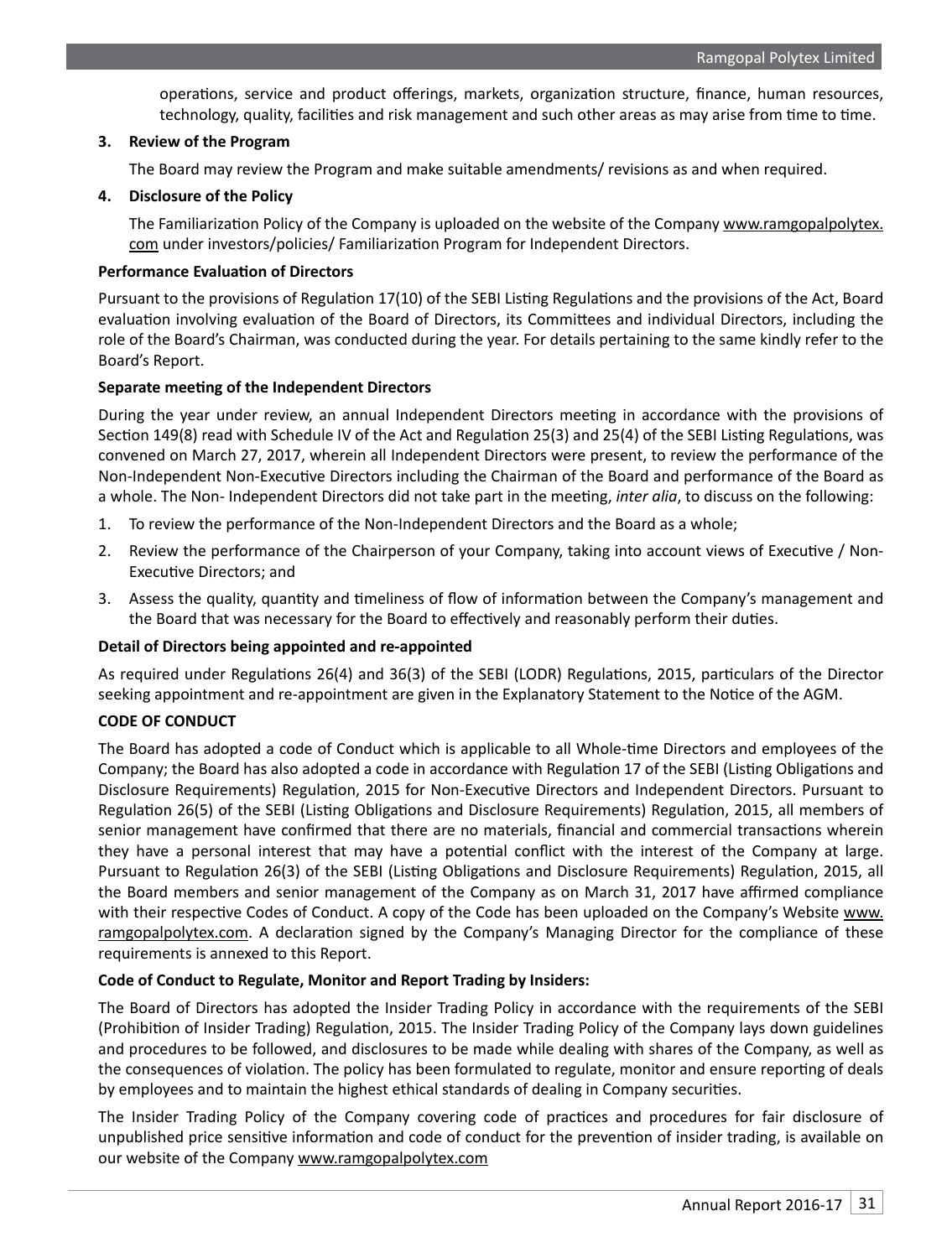operations, service and product offerings, markets, organization structure, finance, human resources, technology, quality, facilities and risk management and such other areas as may arise from time to time.

**3. Review of the Program**

The Board may review the Program and make suitable amendments/ revisions as and when required.

**4. Disclosure of the Policy**

The Familiarization Policy of the Company is uploaded on the website of the Company www.ramgopalpolytex.com under investors/policies/ Familiarization Program for Independent Directors.

**Performance Evaluation of Directors**

Pursuant to the provisions of Regulation 17(10) of the SEBI Listing Regulations and the provisions of the Act, Board evaluation involving evaluation of the Board of Directors, its Committees and individual Directors, including the role of the Board's Chairman, was conducted during the year. For details pertaining to the same kindly refer to the Board's Report.

**Separate meeting of the Independent Directors**

During the year under review, an annual Independent Directors meeting in accordance with the provisions of Section 149(8) read with Schedule IV of the Act and Regulation 25(3) and 25(4) of the SEBI Listing Regulations, was convened on March 27, 2017, wherein all Independent Directors were present, to review the performance of the Non-Independent Non-Executive Directors including the Chairman of the Board and performance of the Board as a whole. The Non- Independent Directors did not take part in the meeting, *inter alia*, to discuss on the following:

1. To review the performance of the Non-Independent Directors and the Board as a whole;
2. Review the performance of the Chairperson of your Company, taking into account views of Executive / Non-Executive Directors; and
3. Assess the quality, quantity and timeliness of flow of information between the Company's management and the Board that was necessary for the Board to effectively and reasonably perform their duties.

**Detail of Directors being appointed and re-appointed**

As required under Regulations 26(4) and 36(3) of the SEBI (LODR) Regulations, 2015, particulars of the Director seeking appointment and re-appointment are given in the Explanatory Statement to the Notice of the AGM.

**CODE OF CONDUCT**

The Board has adopted a code of Conduct which is applicable to all Whole-time Directors and employees of the Company; the Board has also adopted a code in accordance with Regulation 17 of the SEBI (Listing Obligations and Disclosure Requirements) Regulation, 2015 for Non-Executive Directors and Independent Directors. Pursuant to Regulation 26(5) of the SEBI (Listing Obligations and Disclosure Requirements) Regulation, 2015, all members of senior management have confirmed that there are no materials, financial and commercial transactions wherein they have a personal interest that may have a potential conflict with the interest of the Company at large. Pursuant to Regulation 26(3) of the SEBI (Listing Obligations and Disclosure Requirements) Regulation, 2015, all the Board members and senior management of the Company as on March 31, 2017 have affirmed compliance with their respective Codes of Conduct. A copy of the Code has been uploaded on the Company's Website www.ramgopalpolytex.com. A declaration signed by the Company's Managing Director for the compliance of these requirements is annexed to this Report.

**Code of Conduct to Regulate, Monitor and Report Trading by Insiders:**

The Board of Directors has adopted the Insider Trading Policy in accordance with the requirements of the SEBI (Prohibition of Insider Trading) Regulation, 2015. The Insider Trading Policy of the Company lays down guidelines and procedures to be followed, and disclosures to be made while dealing with shares of the Company, as well as the consequences of violation. The policy has been formulated to regulate, monitor and ensure reporting of deals by employees and to maintain the highest ethical standards of dealing in Company securities.

The Insider Trading Policy of the Company covering code of practices and procedures for fair disclosure of unpublished price sensitive information and code of conduct for the prevention of insider trading, is available on our website of the Company www.ramgopalpolytex.com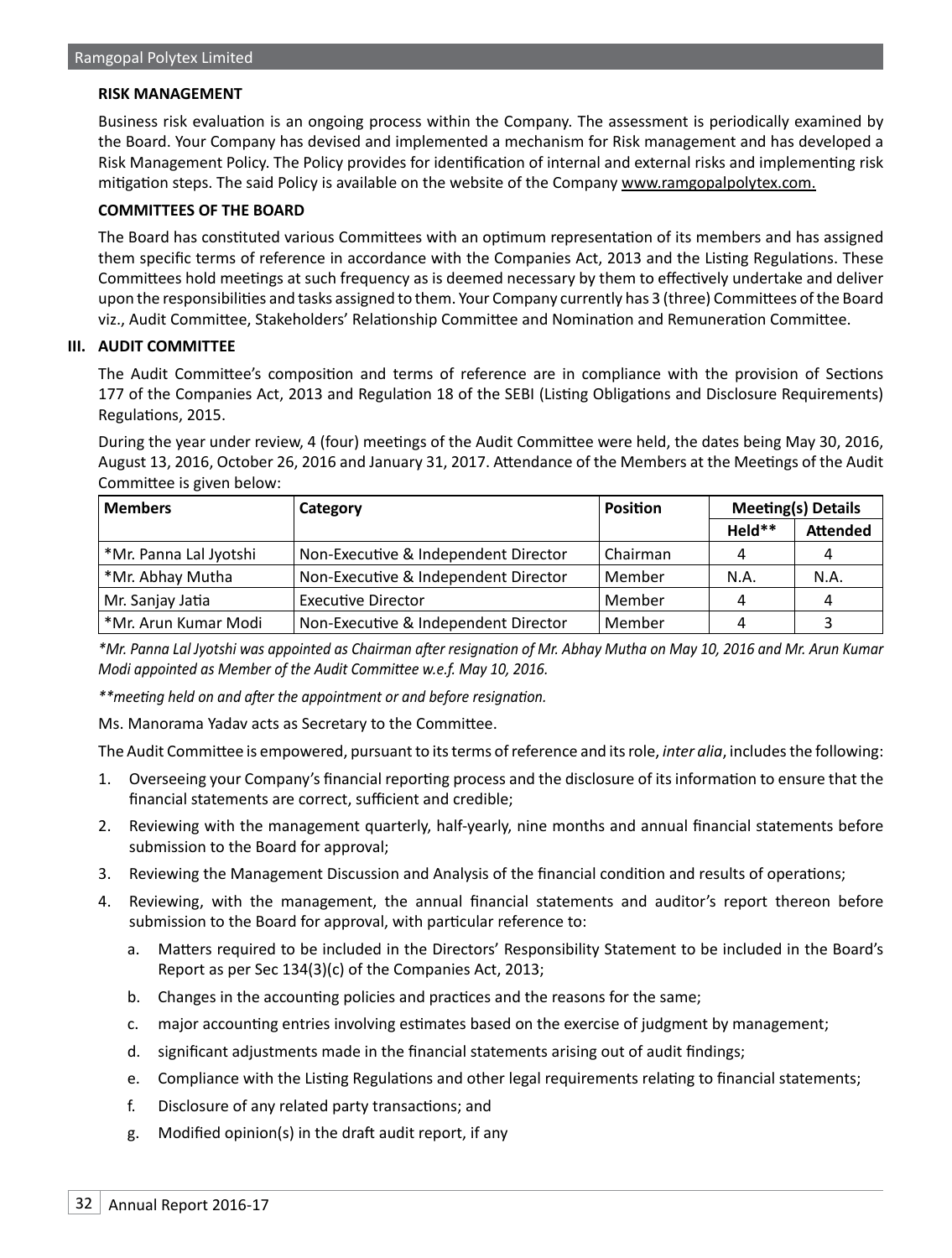**RISK MANAGEMENT**

Business risk evaluation is an ongoing process within the Company. The assessment is periodically examined by the Board. Your Company has devised and implemented a mechanism for Risk management and has developed a Risk Management Policy. The Policy provides for identification of internal and external risks and implementing risk mitigation steps. The said Policy is available on the website of the Company www.ramgopalpolytex.com.

**COMMITTEES OF THE BOARD**

The Board has constituted various Committees with an optimum representation of its members and has assigned them specific terms of reference in accordance with the Companies Act, 2013 and the Listing Regulations. These Committees hold meetings at such frequency as is deemed necessary by them to effectively undertake and deliver upon the responsibilities and tasks assigned to them. Your Company currently has 3 (three) Committees of the Board viz., Audit Committee, Stakeholders' Relationship Committee and Nomination and Remuneration Committee.

## III. AUDIT COMMITTEE

The Audit Committee's composition and terms of reference are in compliance with the provision of Sections 177 of the Companies Act, 2013 and Regulation 18 of the SEBI (Listing Obligations and Disclosure Requirements) Regulations, 2015.

During the year under review, 4 (four) meetings of the Audit Committee were held, the dates being May 30, 2016, August 13, 2016, October 26, 2016 and January 31, 2017. Attendance of the Members at the Meetings of the Audit Committee is given below:

| Members | Category | Position | Meeting(s) Details | |
|---|---|---|---|---|
| | | | Held** | Attended |
| *Mr. Panna Lal Jyotshi | Non-Executive & Independent Director | Chairman | 4 | 4 |
| *Mr. Abhay Mutha | Non-Executive & Independent Director | Member | N.A. | N.A. |
| Mr. Sanjay Jatia | Executive Director | Member | 4 | 4 |
| *Mr. Arun Kumar Modi | Non-Executive & Independent Director | Member | 4 | 3 |

*\*Mr. Panna Lal Jyotshi was appointed as Chairman after resignation of Mr. Abhay Mutha on May 10, 2016 and Mr. Arun Kumar Modi appointed as Member of the Audit Committee w.e.f. May 10, 2016.*

*\*\*meeting held on and after the appointment or and before resignation.*

Ms. Manorama Yadav acts as Secretary to the Committee.

The Audit Committee is empowered, pursuant to its terms of reference and its role, *inter alia*, includes the following:

1. Overseeing your Company's financial reporting process and the disclosure of its information to ensure that the financial statements are correct, sufficient and credible;
2. Reviewing with the management quarterly, half-yearly, nine months and annual financial statements before submission to the Board for approval;
3. Reviewing the Management Discussion and Analysis of the financial condition and results of operations;
4. Reviewing, with the management, the annual financial statements and auditor's report thereon before submission to the Board for approval, with particular reference to:
   a. Matters required to be included in the Directors' Responsibility Statement to be included in the Board's Report as per Sec 134(3)(c) of the Companies Act, 2013;
   b. Changes in the accounting policies and practices and the reasons for the same;
   c. major accounting entries involving estimates based on the exercise of judgment by management;
   d. significant adjustments made in the financial statements arising out of audit findings;
   e. Compliance with the Listing Regulations and other legal requirements relating to financial statements;
   f. Disclosure of any related party transactions; and
   g. Modified opinion(s) in the draft audit report, if any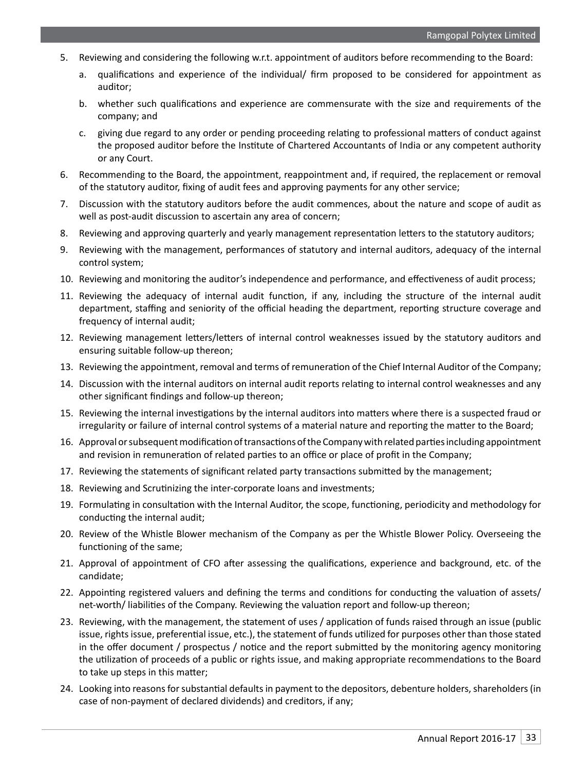5. Reviewing and considering the following w.r.t. appointment of auditors before recommending to the Board:
    a. qualifications and experience of the individual/ firm proposed to be considered for appointment as auditor;
    b. whether such qualifications and experience are commensurate with the size and requirements of the company; and
    c. giving due regard to any order or pending proceeding relating to professional matters of conduct against the proposed auditor before the Institute of Chartered Accountants of India or any competent authority or any Court.
6. Recommending to the Board, the appointment, reappointment and, if required, the replacement or removal of the statutory auditor, fixing of audit fees and approving payments for any other service;
7. Discussion with the statutory auditors before the audit commences, about the nature and scope of audit as well as post-audit discussion to ascertain any area of concern;
8. Reviewing and approving quarterly and yearly management representation letters to the statutory auditors;
9. Reviewing with the management, performances of statutory and internal auditors, adequacy of the internal control system;
10. Reviewing and monitoring the auditor's independence and performance, and effectiveness of audit process;
11. Reviewing the adequacy of internal audit function, if any, including the structure of the internal audit department, staffing and seniority of the official heading the department, reporting structure coverage and frequency of internal audit;
12. Reviewing management letters/letters of internal control weaknesses issued by the statutory auditors and ensuring suitable follow-up thereon;
13. Reviewing the appointment, removal and terms of remuneration of the Chief Internal Auditor of the Company;
14. Discussion with the internal auditors on internal audit reports relating to internal control weaknesses and any other significant findings and follow-up thereon;
15. Reviewing the internal investigations by the internal auditors into matters where there is a suspected fraud or irregularity or failure of internal control systems of a material nature and reporting the matter to the Board;
16. Approval or subsequent modification of transactions of the Company with related parties including appointment and revision in remuneration of related parties to an office or place of profit in the Company;
17. Reviewing the statements of significant related party transactions submitted by the management;
18. Reviewing and Scrutinizing the inter-corporate loans and investments;
19. Formulating in consultation with the Internal Auditor, the scope, functioning, periodicity and methodology for conducting the internal audit;
20. Review of the Whistle Blower mechanism of the Company as per the Whistle Blower Policy. Overseeing the functioning of the same;
21. Approval of appointment of CFO after assessing the qualifications, experience and background, etc. of the candidate;
22. Appointing registered valuers and defining the terms and conditions for conducting the valuation of assets/ net-worth/ liabilities of the Company. Reviewing the valuation report and follow-up thereon;
23. Reviewing, with the management, the statement of uses / application of funds raised through an issue (public issue, rights issue, preferential issue, etc.), the statement of funds utilized for purposes other than those stated in the offer document / prospectus / notice and the report submitted by the monitoring agency monitoring the utilization of proceeds of a public or rights issue, and making appropriate recommendations to the Board to take up steps in this matter;
24. Looking into reasons for substantial defaults in payment to the depositors, debenture holders, shareholders (in case of non-payment of declared dividends) and creditors, if any;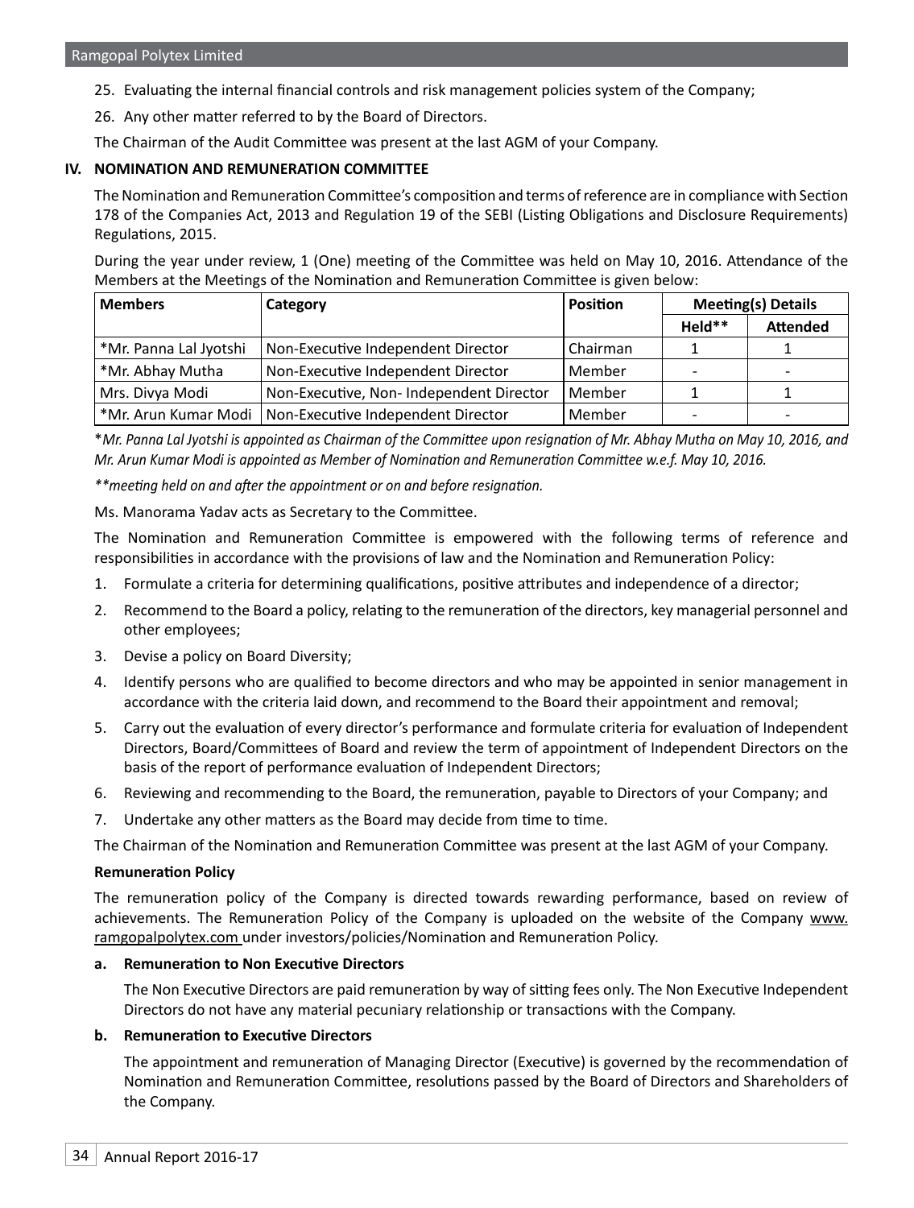25. Evaluating the internal financial controls and risk management policies system of the Company;
26. Any other matter referred to by the Board of Directors.

The Chairman of the Audit Committee was present at the last AGM of your Company.

## IV. NOMINATION AND REMUNERATION COMMITTEE

The Nomination and Remuneration Committee's composition and terms of reference are in compliance with Section 178 of the Companies Act, 2013 and Regulation 19 of the SEBI (Listing Obligations and Disclosure Requirements) Regulations, 2015.

During the year under review, 1 (One) meeting of the Committee was held on May 10, 2016. Attendance of the Members at the Meetings of the Nomination and Remuneration Committee is given below:

| Members | Category | Position | Meeting(s) Details | |
|---|---|---|---|---|
| | | | Held** | Attended |
| *Mr. Panna Lal Jyotshi | Non-Executive Independent Director | Chairman | 1 | 1 |
| *Mr. Abhay Mutha | Non-Executive Independent Director | Member | - | - |
| Mrs. Divya Modi | Non-Executive, Non- Independent Director | Member | 1 | 1 |
| *Mr. Arun Kumar Modi | Non-Executive Independent Director | Member | - | - |

**Mr. Panna Lal Jyotshi is appointed as Chairman of the Committee upon resignation of Mr. Abhay Mutha on May 10, 2016, and Mr. Arun Kumar Modi is appointed as Member of Nomination and Remuneration Committee w.e.f. May 10, 2016.*

*\*\*meeting held on and after the appointment or on and before resignation.*

Ms. Manorama Yadav acts as Secretary to the Committee.

The Nomination and Remuneration Committee is empowered with the following terms of reference and responsibilities in accordance with the provisions of law and the Nomination and Remuneration Policy:

1. Formulate a criteria for determining qualifications, positive attributes and independence of a director;
2. Recommend to the Board a policy, relating to the remuneration of the directors, key managerial personnel and other employees;
3. Devise a policy on Board Diversity;
4. Identify persons who are qualified to become directors and who may be appointed in senior management in accordance with the criteria laid down, and recommend to the Board their appointment and removal;
5. Carry out the evaluation of every director's performance and formulate criteria for evaluation of Independent Directors, Board/Committees of Board and review the term of appointment of Independent Directors on the basis of the report of performance evaluation of Independent Directors;
6. Reviewing and recommending to the Board, the remuneration, payable to Directors of your Company; and
7. Undertake any other matters as the Board may decide from time to time.

The Chairman of the Nomination and Remuneration Committee was present at the last AGM of your Company.

**Remuneration Policy**

The remuneration policy of the Company is directed towards rewarding performance, based on review of achievements. The Remuneration Policy of the Company is uploaded on the website of the Company www.ramgopalpolytex.com under investors/policies/Nomination and Remuneration Policy.

**a. Remuneration to Non Executive Directors**

The Non Executive Directors are paid remuneration by way of sitting fees only. The Non Executive Independent Directors do not have any material pecuniary relationship or transactions with the Company.

**b. Remuneration to Executive Directors**

The appointment and remuneration of Managing Director (Executive) is governed by the recommendation of Nomination and Remuneration Committee, resolutions passed by the Board of Directors and Shareholders of the Company.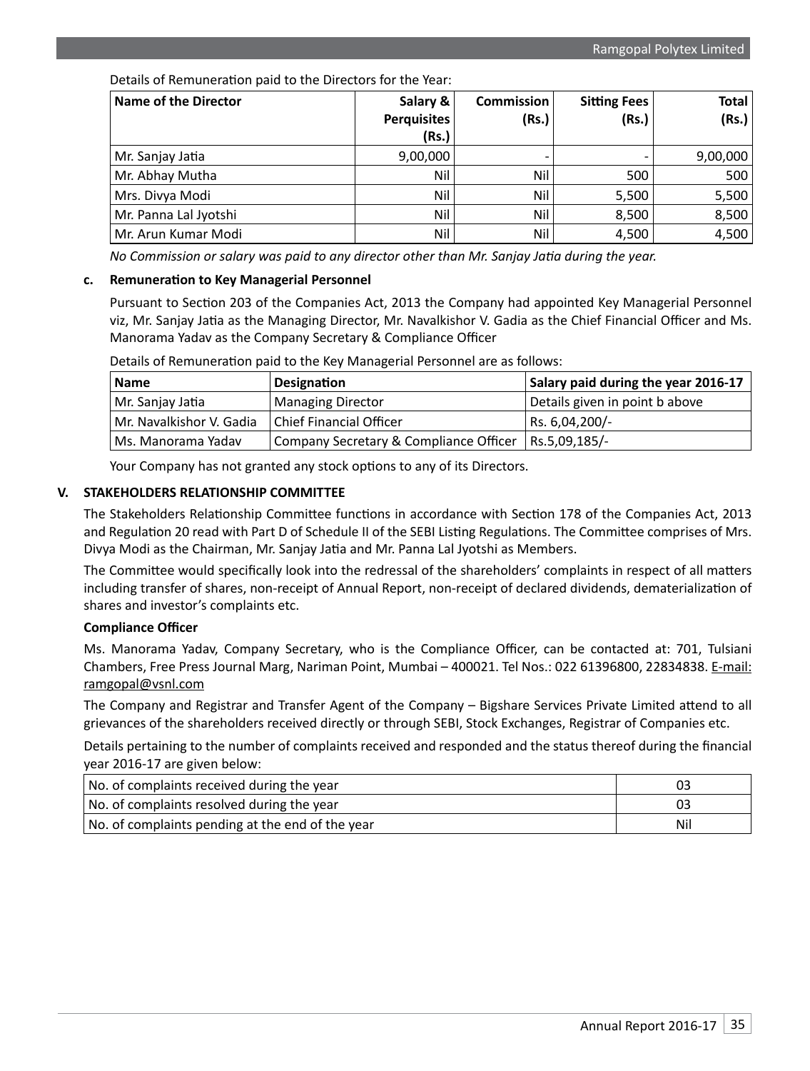Details of Remuneration paid to the Directors for the Year:

| Name of the Director | Salary & Perquisites (Rs.) | Commission (Rs.) | Sitting Fees (Rs.) | Total (Rs.) |
|---|---|---|---|---|
| Mr. Sanjay Jatia | 9,00,000 | - | - | 9,00,000 |
| Mr. Abhay Mutha | Nil | Nil | 500 | 500 |
| Mrs. Divya Modi | Nil | Nil | 5,500 | 5,500 |
| Mr. Panna Lal Jyotshi | Nil | Nil | 8,500 | 8,500 |
| Mr. Arun Kumar Modi | Nil | Nil | 4,500 | 4,500 |

*No Commission or salary was paid to any director other than Mr. Sanjay Jatia during the year.*

**c. Remuneration to Key Managerial Personnel**

Pursuant to Section 203 of the Companies Act, 2013 the Company had appointed Key Managerial Personnel viz, Mr. Sanjay Jatia as the Managing Director, Mr. Navalkishor V. Gadia as the Chief Financial Officer and Ms. Manorama Yadav as the Company Secretary & Compliance Officer

Details of Remuneration paid to the Key Managerial Personnel are as follows:

| Name | Designation | Salary paid during the year 2016-17 |
|---|---|---|
| Mr. Sanjay Jatia | Managing Director | Details given in point b above |
| Mr. Navalkishor V. Gadia | Chief Financial Officer | Rs. 6,04,200/- |
| Ms. Manorama Yadav | Company Secretary & Compliance Officer | Rs.5,09,185/- |

Your Company has not granted any stock options to any of its Directors.

## V. STAKEHOLDERS RELATIONSHIP COMMITTEE

The Stakeholders Relationship Committee functions in accordance with Section 178 of the Companies Act, 2013 and Regulation 20 read with Part D of Schedule II of the SEBI Listing Regulations. The Committee comprises of Mrs. Divya Modi as the Chairman, Mr. Sanjay Jatia and Mr. Panna Lal Jyotshi as Members.

The Committee would specifically look into the redressal of the shareholders' complaints in respect of all matters including transfer of shares, non-receipt of Annual Report, non-receipt of declared dividends, dematerialization of shares and investor's complaints etc.

**Compliance Officer**

Ms. Manorama Yadav, Company Secretary, who is the Compliance Officer, can be contacted at: 701, Tulsiani Chambers, Free Press Journal Marg, Nariman Point, Mumbai – 400021. Tel Nos.: 022 61396800, 22834838. E-mail: ramgopal@vsnl.com

The Company and Registrar and Transfer Agent of the Company – Bigshare Services Private Limited attend to all grievances of the shareholders received directly or through SEBI, Stock Exchanges, Registrar of Companies etc.

Details pertaining to the number of complaints received and responded and the status thereof during the financial year 2016-17 are given below:

| | |
|---|---|
| No. of complaints received during the year | 03 |
| No. of complaints resolved during the year | 03 |
| No. of complaints pending at the end of the year | Nil |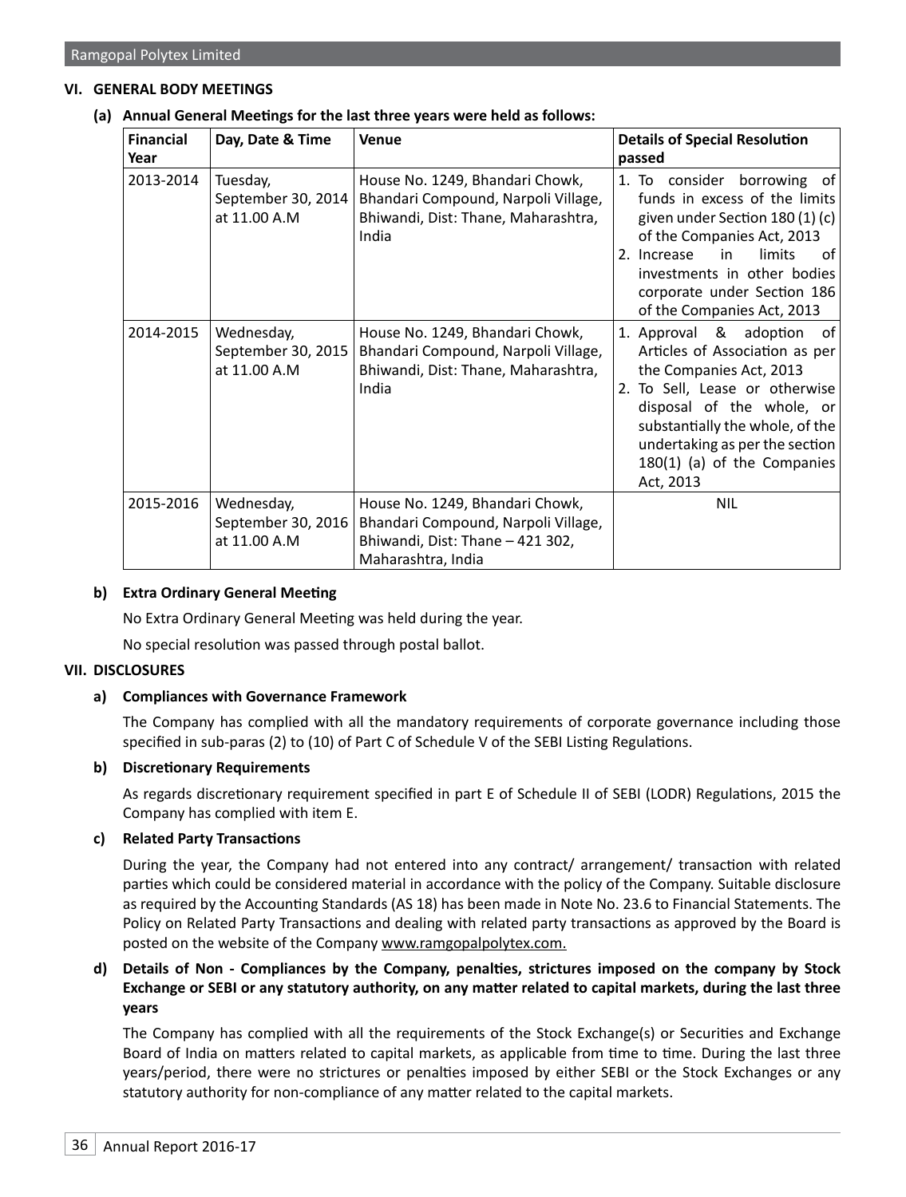## VI. GENERAL BODY MEETINGS

**(a) Annual General Meetings for the last three years were held as follows:**

| Financial Year | Day, Date & Time | Venue | Details of Special Resolution passed |
|---|---|---|---|
| 2013-2014 | Tuesday, September 30, 2014 at 11.00 A.M | House No. 1249, Bhandari Chowk, Bhandari Compound, Narpoli Village, Bhiwandi, Dist: Thane, Maharashtra, India | 1. To consider borrowing of funds in excess of the limits given under Section 180 (1) (c) of the Companies Act, 2013<br>2. Increase in limits of investments in other bodies corporate under Section 186 of the Companies Act, 2013 |
| 2014-2015 | Wednesday, September 30, 2015 at 11.00 A.M | House No. 1249, Bhandari Chowk, Bhandari Compound, Narpoli Village, Bhiwandi, Dist: Thane, Maharashtra, India | 1. Approval & adoption of Articles of Association as per the Companies Act, 2013<br>2. To Sell, Lease or otherwise disposal of the whole, or substantially the whole, of the undertaking as per the section 180(1) (a) of the Companies Act, 2013 |
| 2015-2016 | Wednesday, September 30, 2016 at 11.00 A.M | House No. 1249, Bhandari Chowk, Bhandari Compound, Narpoli Village, Bhiwandi, Dist: Thane – 421 302, Maharashtra, India | NIL |

**b) Extra Ordinary General Meeting**

No Extra Ordinary General Meeting was held during the year.

No special resolution was passed through postal ballot.

## VII. DISCLOSURES

**a) Compliances with Governance Framework**

The Company has complied with all the mandatory requirements of corporate governance including those specified in sub-paras (2) to (10) of Part C of Schedule V of the SEBI Listing Regulations.

**b) Discretionary Requirements**

As regards discretionary requirement specified in part E of Schedule II of SEBI (LODR) Regulations, 2015 the Company has complied with item E.

**c) Related Party Transactions**

During the year, the Company had not entered into any contract/ arrangement/ transaction with related parties which could be considered material in accordance with the policy of the Company. Suitable disclosure as required by the Accounting Standards (AS 18) has been made in Note No. 23.6 to Financial Statements. The Policy on Related Party Transactions and dealing with related party transactions as approved by the Board is posted on the website of the Company www.ramgopalpolytex.com.

**d) Details of Non - Compliances by the Company, penalties, strictures imposed on the company by Stock Exchange or SEBI or any statutory authority, on any matter related to capital markets, during the last three years**

The Company has complied with all the requirements of the Stock Exchange(s) or Securities and Exchange Board of India on matters related to capital markets, as applicable from time to time. During the last three years/period, there were no strictures or penalties imposed by either SEBI or the Stock Exchanges or any statutory authority for non-compliance of any matter related to the capital markets.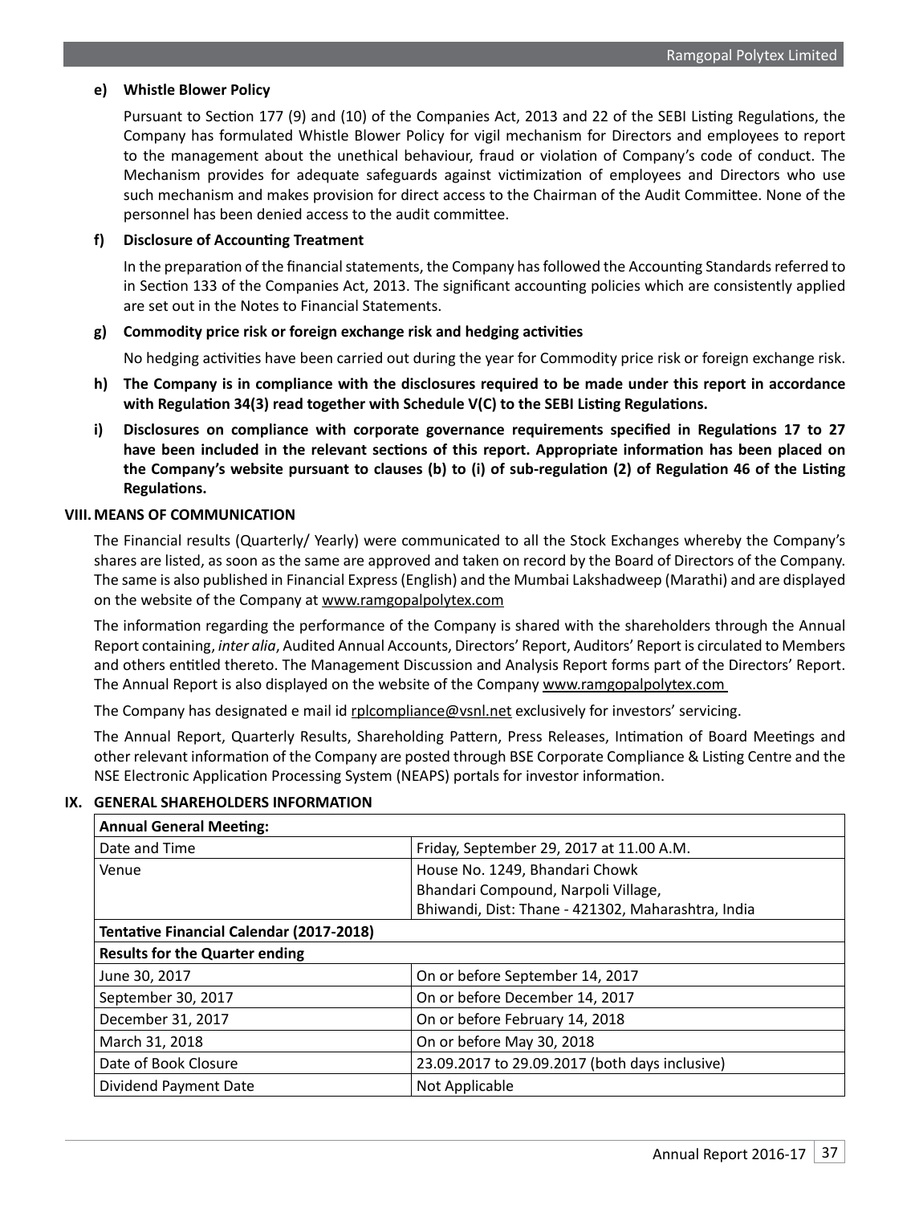**e) Whistle Blower Policy**

Pursuant to Section 177 (9) and (10) of the Companies Act, 2013 and 22 of the SEBI Listing Regulations, the Company has formulated Whistle Blower Policy for vigil mechanism for Directors and employees to report to the management about the unethical behaviour, fraud or violation of Company's code of conduct. The Mechanism provides for adequate safeguards against victimization of employees and Directors who use such mechanism and makes provision for direct access to the Chairman of the Audit Committee. None of the personnel has been denied access to the audit committee.

**f) Disclosure of Accounting Treatment**

In the preparation of the financial statements, the Company has followed the Accounting Standards referred to in Section 133 of the Companies Act, 2013. The significant accounting policies which are consistently applied are set out in the Notes to Financial Statements.

**g) Commodity price risk or foreign exchange risk and hedging activities**

No hedging activities have been carried out during the year for Commodity price risk or foreign exchange risk.

**h) The Company is in compliance with the disclosures required to be made under this report in accordance with Regulation 34(3) read together with Schedule V(C) to the SEBI Listing Regulations.**

**i) Disclosures on compliance with corporate governance requirements specified in Regulations 17 to 27 have been included in the relevant sections of this report. Appropriate information has been placed on the Company's website pursuant to clauses (b) to (i) of sub-regulation (2) of Regulation 46 of the Listing Regulations.**

## VIII. MEANS OF COMMUNICATION

The Financial results (Quarterly/ Yearly) were communicated to all the Stock Exchanges whereby the Company's shares are listed, as soon as the same are approved and taken on record by the Board of Directors of the Company. The same is also published in Financial Express (English) and the Mumbai Lakshadweep (Marathi) and are displayed on the website of the Company at www.ramgopalpolytex.com

The information regarding the performance of the Company is shared with the shareholders through the Annual Report containing, *inter alia*, Audited Annual Accounts, Directors' Report, Auditors' Report is circulated to Members and others entitled thereto. The Management Discussion and Analysis Report forms part of the Directors' Report. The Annual Report is also displayed on the website of the Company www.ramgopalpolytex.com

The Company has designated e mail id rplcompliance@vsnl.net exclusively for investors' servicing.

The Annual Report, Quarterly Results, Shareholding Pattern, Press Releases, Intimation of Board Meetings and other relevant information of the Company are posted through BSE Corporate Compliance & Listing Centre and the NSE Electronic Application Processing System (NEAPS) portals for investor information.

## IX. GENERAL SHAREHOLDERS INFORMATION

| **Annual General Meeting:** | |
|---|---|
| Date and Time | Friday, September 29, 2017 at 11.00 A.M. |
| Venue | House No. 1249, Bhandari Chowk<br>Bhandari Compound, Narpoli Village,<br>Bhiwandi, Dist: Thane - 421302, Maharashtra, India |
| **Tentative Financial Calendar (2017-2018)** | |
| **Results for the Quarter ending** | |
| June 30, 2017 | On or before September 14, 2017 |
| September 30, 2017 | On or before December 14, 2017 |
| December 31, 2017 | On or before February 14, 2018 |
| March 31, 2018 | On or before May 30, 2018 |
| Date of Book Closure | 23.09.2017 to 29.09.2017 (both days inclusive) |
| Dividend Payment Date | Not Applicable |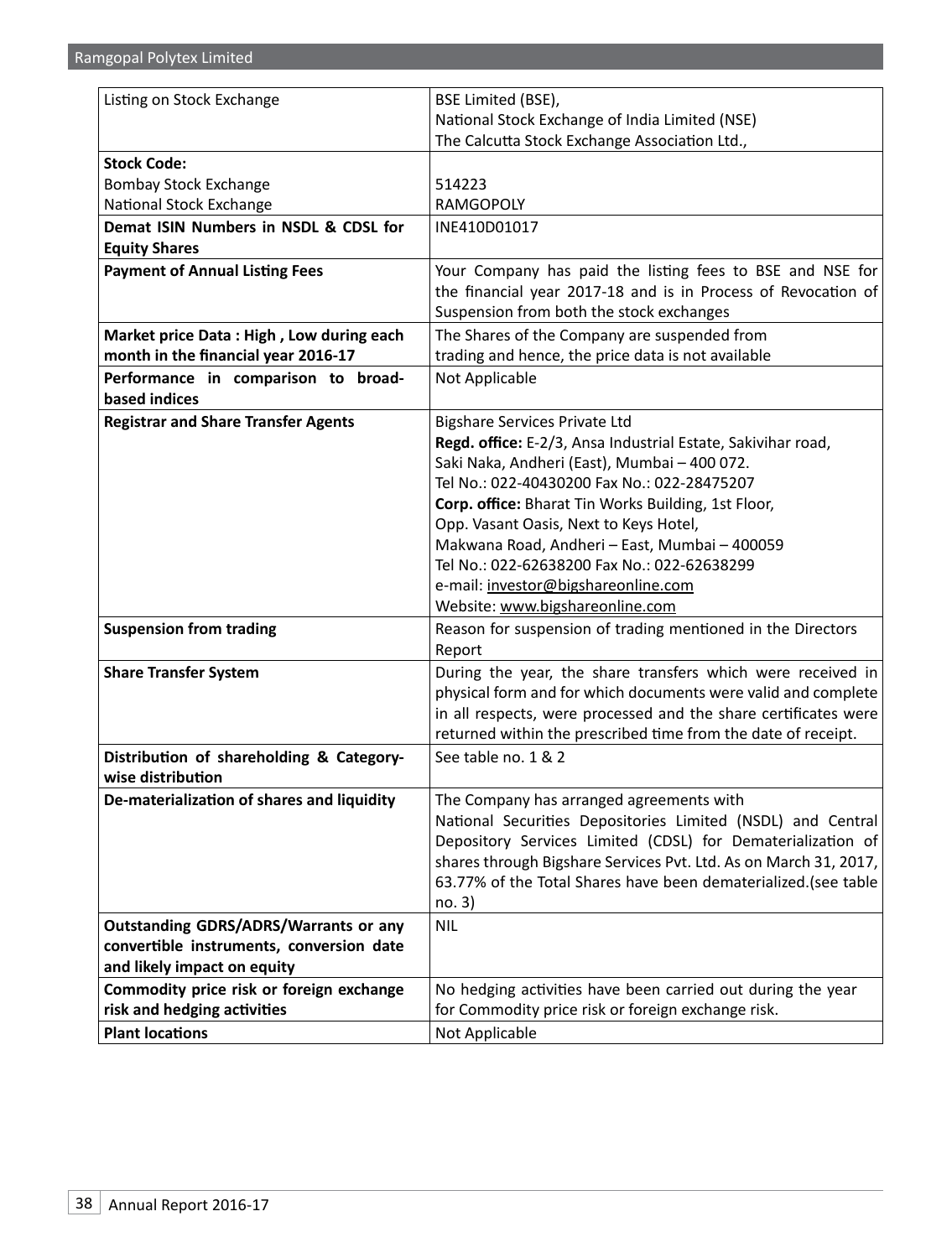| Listing on Stock Exchange | BSE Limited (BSE),<br>National Stock Exchange of India Limited (NSE)<br>The Calcutta Stock Exchange Association Ltd., |
|---|---|
| **Stock Code:**<br>Bombay Stock Exchange<br>National Stock Exchange | <br>514223<br>RAMGOPOLY |
| **Demat ISIN Numbers in NSDL & CDSL for Equity Shares** | INE410D01017 |
| **Payment of Annual Listing Fees** | Your Company has paid the listing fees to BSE and NSE for the financial year 2017-18 and is in Process of Revocation of Suspension from both the stock exchanges |
| **Market price Data : High , Low during each month in the financial year 2016-17** | The Shares of the Company are suspended from trading and hence, the price data is not available |
| **Performance in comparison to broad-based indices** | Not Applicable |
| **Registrar and Share Transfer Agents** | Bigshare Services Private Ltd<br>**Regd. office:** E-2/3, Ansa Industrial Estate, Sakivihar road, Saki Naka, Andheri (East), Mumbai – 400 072.<br>Tel No.: 022-40430200 Fax No.: 022-28475207<br>**Corp. office:** Bharat Tin Works Building, 1st Floor, Opp. Vasant Oasis, Next to Keys Hotel, Makwana Road, Andheri – East, Mumbai – 400059<br>Tel No.: 022-62638200 Fax No.: 022-62638299<br>e-mail: investor@bigshareonline.com<br>Website: www.bigshareonline.com |
| **Suspension from trading** | Reason for suspension of trading mentioned in the Directors Report |
| **Share Transfer System** | During the year, the share transfers which were received in physical form and for which documents were valid and complete in all respects, were processed and the share certificates were returned within the prescribed time from the date of receipt. |
| **Distribution of shareholding & Category-wise distribution** | See table no. 1 & 2 |
| **De-materialization of shares and liquidity** | The Company has arranged agreements with National Securities Depositories Limited (NSDL) and Central Depository Services Limited (CDSL) for Dematerialization of shares through Bigshare Services Pvt. Ltd. As on March 31, 2017, 63.77% of the Total Shares have been dematerialized.(see table no. 3) |
| **Outstanding GDRS/ADRS/Warrants or any convertible instruments, conversion date and likely impact on equity** | NIL |
| **Commodity price risk or foreign exchange risk and hedging activities** | No hedging activities have been carried out during the year for Commodity price risk or foreign exchange risk. |
| **Plant locations** | Not Applicable |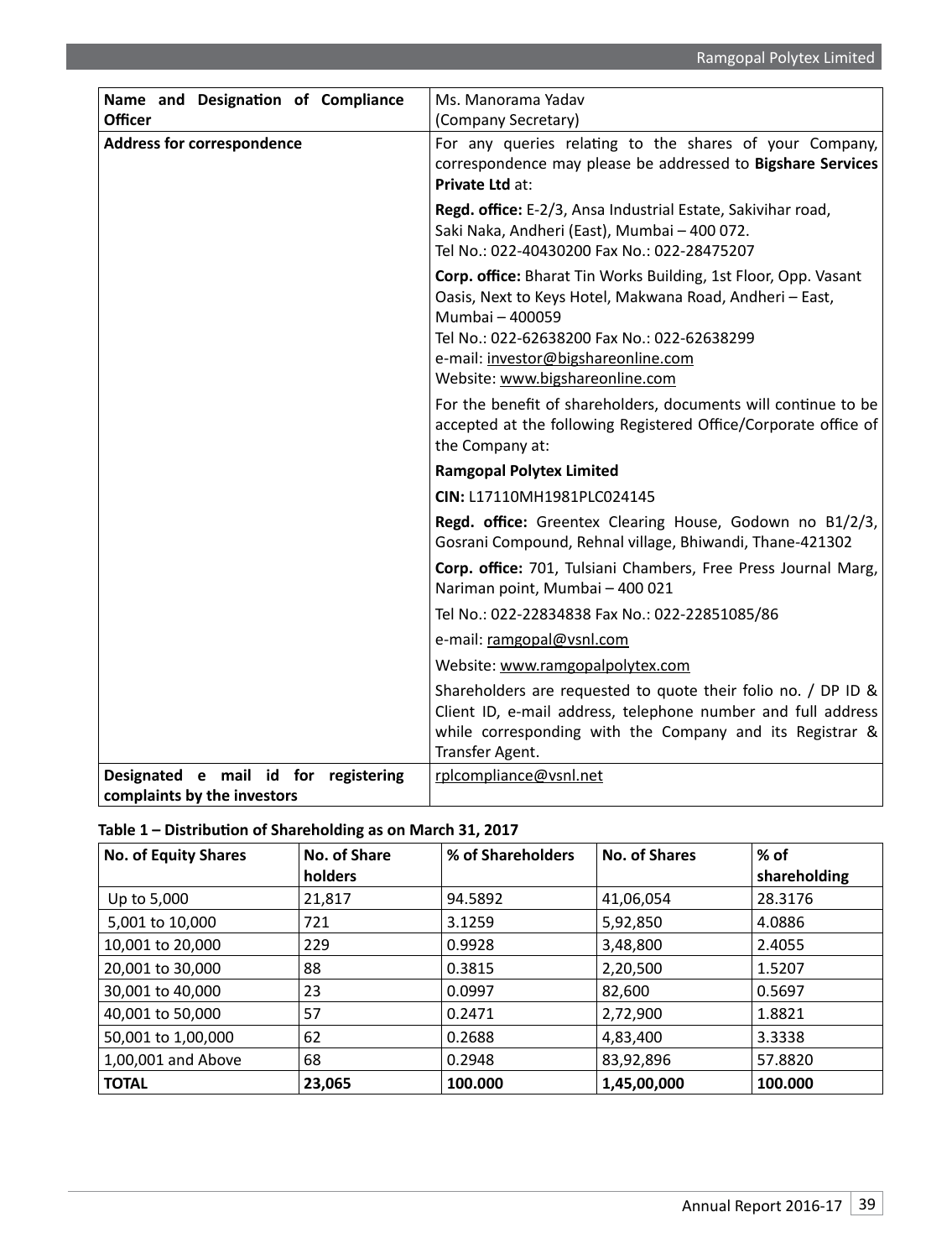| Name and Designation of Compliance Officer | Ms. Manorama Yadav<br>(Company Secretary) |
|---|---|
| Address for correspondence | For any queries relating to the shares of your Company, correspondence may please be addressed to **Bigshare Services Private Ltd** at:<br><br>**Regd. office:** E-2/3, Ansa Industrial Estate, Sakivihar road, Saki Naka, Andheri (East), Mumbai – 400 072.<br>Tel No.: 022-40430200 Fax No.: 022-28475207<br><br>**Corp. office:** Bharat Tin Works Building, 1st Floor, Opp. Vasant Oasis, Next to Keys Hotel, Makwana Road, Andheri – East, Mumbai – 400059<br>Tel No.: 022-62638200 Fax No.: 022-62638299<br>e-mail: investor@bigshareonline.com<br>Website: www.bigshareonline.com<br><br>For the benefit of shareholders, documents will continue to be accepted at the following Registered Office/Corporate office of the Company at:<br><br>**Ramgopal Polytex Limited**<br><br>**CIN:** L17110MH1981PLC024145<br><br>**Regd. office:** Greentex Clearing House, Godown no B1/2/3, Gosrani Compound, Rehnal village, Bhiwandi, Thane-421302<br><br>**Corp. office:** 701, Tulsiani Chambers, Free Press Journal Marg, Nariman point, Mumbai – 400 021<br><br>Tel No.: 022-22834838 Fax No.: 022-22851085/86<br><br>e-mail: ramgopal@vsnl.com<br><br>Website: www.ramgopalpolytex.com<br><br>Shareholders are requested to quote their folio no. / DP ID & Client ID, e-mail address, telephone number and full address while corresponding with the Company and its Registrar & Transfer Agent. |
| Designated e mail id for registering complaints by the investors | rplcompliance@vsnl.net |

**Table 1 – Distribution of Shareholding as on March 31, 2017**

| No. of Equity Shares | No. of Share holders | % of Shareholders | No. of Shares | % of shareholding |
|---|---|---|---|---|
| Up to 5,000 | 21,817 | 94.5892 | 41,06,054 | 28.3176 |
| 5,001 to 10,000 | 721 | 3.1259 | 5,92,850 | 4.0886 |
| 10,001 to 20,000 | 229 | 0.9928 | 3,48,800 | 2.4055 |
| 20,001 to 30,000 | 88 | 0.3815 | 2,20,500 | 1.5207 |
| 30,001 to 40,000 | 23 | 0.0997 | 82,600 | 0.5697 |
| 40,001 to 50,000 | 57 | 0.2471 | 2,72,900 | 1.8821 |
| 50,001 to 1,00,000 | 62 | 0.2688 | 4,83,400 | 3.3338 |
| 1,00,001 and Above | 68 | 0.2948 | 83,92,896 | 57.8820 |
| **TOTAL** | **23,065** | **100.000** | **1,45,00,000** | **100.000** |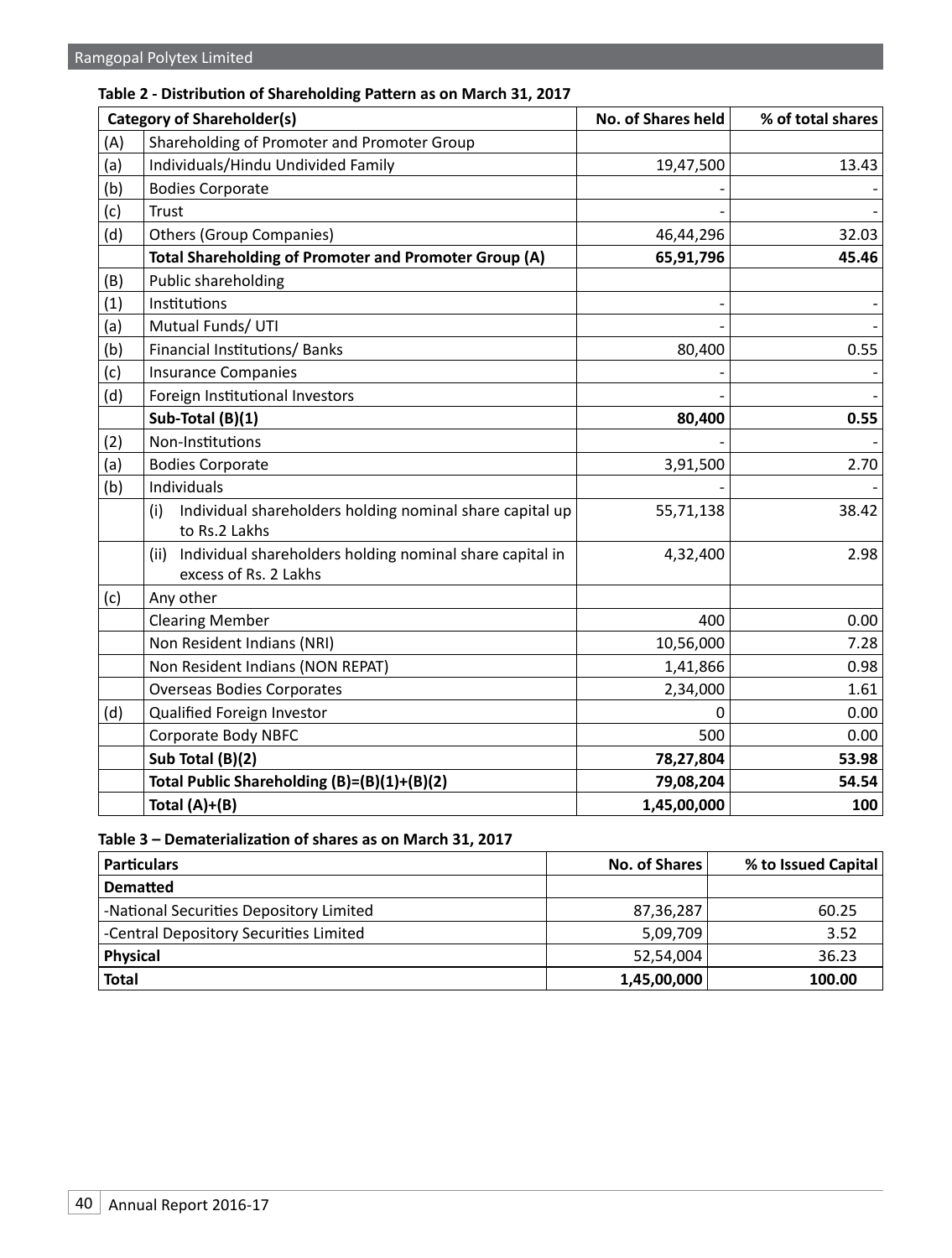**Table 2 - Distribution of Shareholding Pattern as on March 31, 2017**

| Category of Shareholder(s) | | No. of Shares held | % of total shares |
|---|---|---|---|
| (A) | Shareholding of Promoter and Promoter Group | | |
| (a) | Individuals/Hindu Undivided Family | 19,47,500 | 13.43 |
| (b) | Bodies Corporate | - | - |
| (c) | Trust | - | - |
| (d) | Others (Group Companies) | 46,44,296 | 32.03 |
| | **Total Shareholding of Promoter and Promoter Group (A)** | **65,91,796** | **45.46** |
| (B) | Public shareholding | | |
| (1) | Institutions | - | - |
| (a) | Mutual Funds/ UTI | - | - |
| (b) | Financial Institutions/ Banks | 80,400 | 0.55 |
| (c) | Insurance Companies | - | - |
| (d) | Foreign Institutional Investors | - | - |
| | **Sub-Total (B)(1)** | **80,400** | **0.55** |
| (2) | Non-Institutions | - | - |
| (a) | Bodies Corporate | 3,91,500 | 2.70 |
| (b) | Individuals | - | - |
| | (i) Individual shareholders holding nominal share capital up to Rs.2 Lakhs | 55,71,138 | 38.42 |
| | (ii) Individual shareholders holding nominal share capital in excess of Rs. 2 Lakhs | 4,32,400 | 2.98 |
| (c) | Any other | | |
| | Clearing Member | 400 | 0.00 |
| | Non Resident Indians (NRI) | 10,56,000 | 7.28 |
| | Non Resident Indians (NON REPAT) | 1,41,866 | 0.98 |
| | Overseas Bodies Corporates | 2,34,000 | 1.61 |
| (d) | Qualified Foreign Investor | 0 | 0.00 |
| | Corporate Body NBFC | 500 | 0.00 |
| | **Sub Total (B)(2)** | **78,27,804** | **53.98** |
| | **Total Public Shareholding (B)=(B)(1)+(B)(2)** | **79,08,204** | **54.54** |
| | **Total (A)+(B)** | **1,45,00,000** | **100** |

**Table 3 – Dematerialization of shares as on March 31, 2017**

| Particulars | No. of Shares | % to Issued Capital |
|---|---|---|
| **Dematted** | | |
| -National Securities Depository Limited | 87,36,287 | 60.25 |
| -Central Depository Securities Limited | 5,09,709 | 3.52 |
| **Physical** | 52,54,004 | 36.23 |
| **Total** | **1,45,00,000** | **100.00** |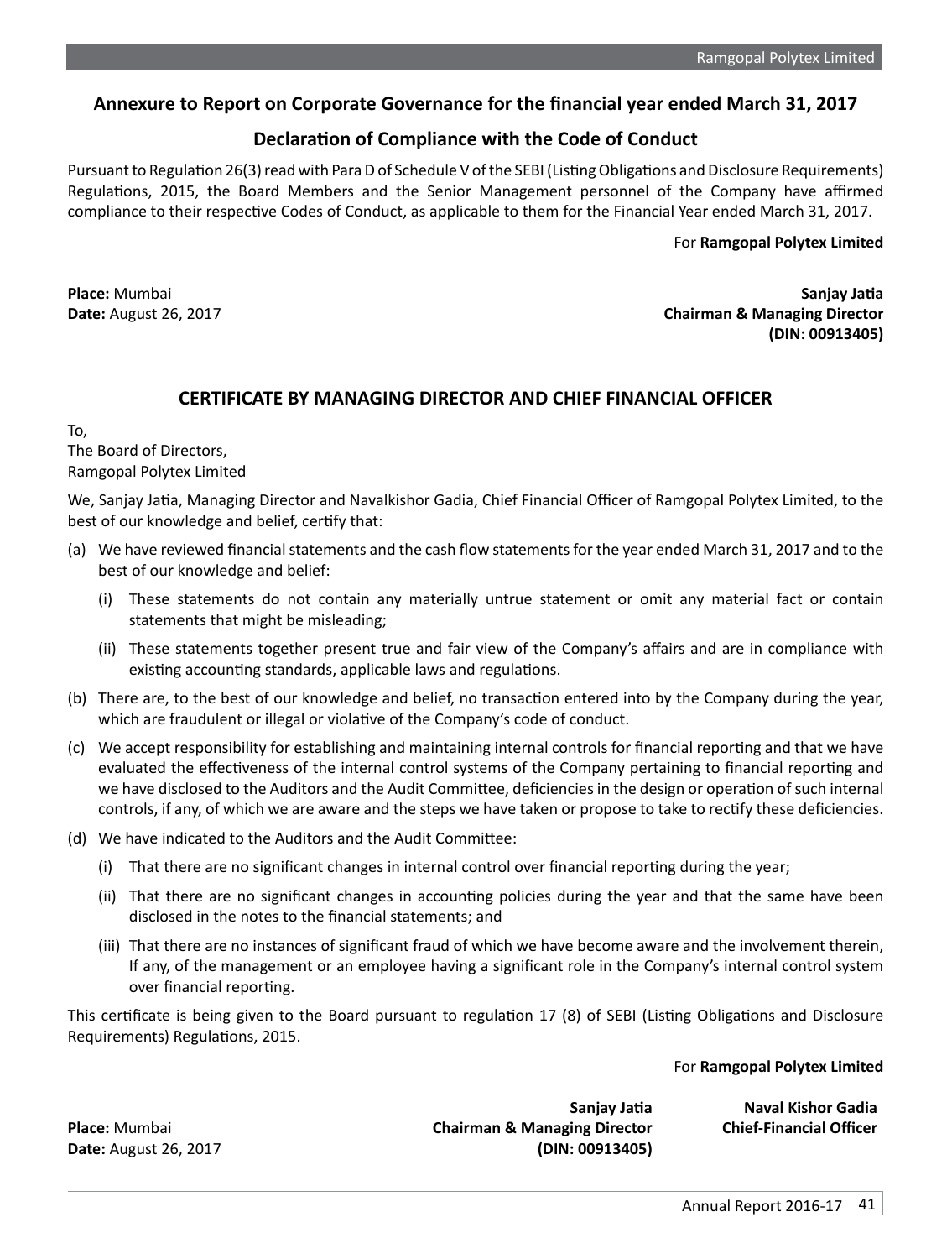## Annexure to Report on Corporate Governance for the financial year ended March 31, 2017

## Declaration of Compliance with the Code of Conduct

Pursuant to Regulation 26(3) read with Para D of Schedule V of the SEBI (Listing Obligations and Disclosure Requirements) Regulations, 2015, the Board Members and the Senior Management personnel of the Company have affirmed compliance to their respective Codes of Conduct, as applicable to them for the Financial Year ended March 31, 2017.

For **Ramgopal Polytex Limited**

**Place:** Mumbai
**Date:** August 26, 2017

**Sanjay Jatia**
**Chairman & Managing Director**
**(DIN: 00913405)**

## CERTIFICATE BY MANAGING DIRECTOR AND CHIEF FINANCIAL OFFICER

To,
The Board of Directors,
Ramgopal Polytex Limited

We, Sanjay Jatia, Managing Director and Navalkishor Gadia, Chief Financial Officer of Ramgopal Polytex Limited, to the best of our knowledge and belief, certify that:

(a) We have reviewed financial statements and the cash flow statements for the year ended March 31, 2017 and to the best of our knowledge and belief:

   (i) These statements do not contain any materially untrue statement or omit any material fact or contain statements that might be misleading;

   (ii) These statements together present true and fair view of the Company's affairs and are in compliance with existing accounting standards, applicable laws and regulations.

(b) There are, to the best of our knowledge and belief, no transaction entered into by the Company during the year, which are fraudulent or illegal or violative of the Company's code of conduct.

(c) We accept responsibility for establishing and maintaining internal controls for financial reporting and that we have evaluated the effectiveness of the internal control systems of the Company pertaining to financial reporting and we have disclosed to the Auditors and the Audit Committee, deficiencies in the design or operation of such internal controls, if any, of which we are aware and the steps we have taken or propose to take to rectify these deficiencies.

(d) We have indicated to the Auditors and the Audit Committee:

   (i) That there are no significant changes in internal control over financial reporting during the year;

   (ii) That there are no significant changes in accounting policies during the year and that the same have been disclosed in the notes to the financial statements; and

   (iii) That there are no instances of significant fraud of which we have become aware and the involvement therein, If any, of the management or an employee having a significant role in the Company's internal control system over financial reporting.

This certificate is being given to the Board pursuant to regulation 17 (8) of SEBI (Listing Obligations and Disclosure Requirements) Regulations, 2015.

For **Ramgopal Polytex Limited**

**Place:** Mumbai
**Date:** August 26, 2017

**Sanjay Jatia**
**Chairman & Managing Director**
**(DIN: 00913405)**

**Naval Kishor Gadia**
**Chief-Financial Officer**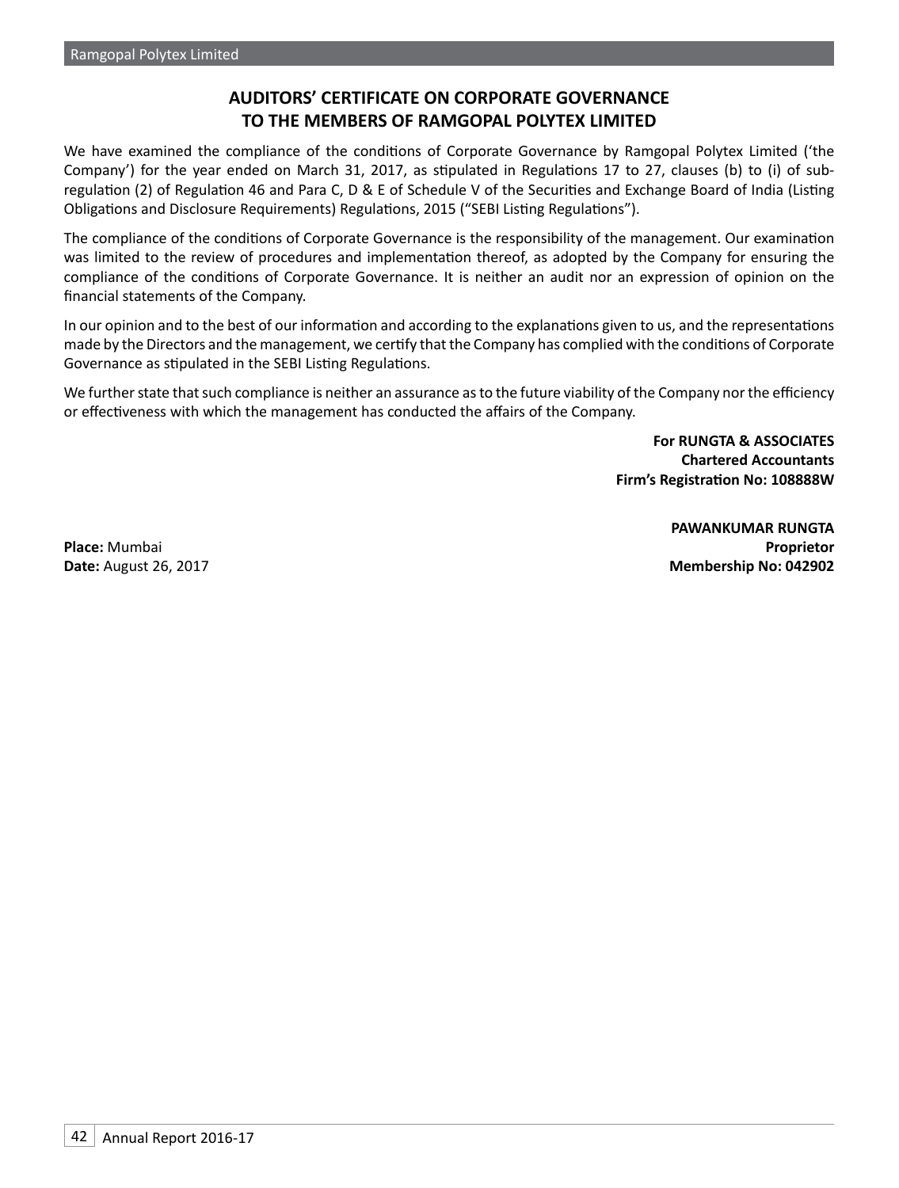## AUDITORS' CERTIFICATE ON CORPORATE GOVERNANCE TO THE MEMBERS OF RAMGOPAL POLYTEX LIMITED

We have examined the compliance of the conditions of Corporate Governance by Ramgopal Polytex Limited ('the Company') for the year ended on March 31, 2017, as stipulated in Regulations 17 to 27, clauses (b) to (i) of sub-regulation (2) of Regulation 46 and Para C, D & E of Schedule V of the Securities and Exchange Board of India (Listing Obligations and Disclosure Requirements) Regulations, 2015 ("SEBI Listing Regulations").

The compliance of the conditions of Corporate Governance is the responsibility of the management. Our examination was limited to the review of procedures and implementation thereof, as adopted by the Company for ensuring the compliance of the conditions of Corporate Governance. It is neither an audit nor an expression of opinion on the financial statements of the Company.

In our opinion and to the best of our information and according to the explanations given to us, and the representations made by the Directors and the management, we certify that the Company has complied with the conditions of Corporate Governance as stipulated in the SEBI Listing Regulations.

We further state that such compliance is neither an assurance as to the future viability of the Company nor the efficiency or effectiveness with which the management has conducted the affairs of the Company.

**For RUNGTA & ASSOCIATES**
**Chartered Accountants**
**Firm's Registration No: 108888W**

**PAWANKUMAR RUNGTA**
**Proprietor**
**Membership No: 042902**

**Place:** Mumbai
**Date:** August 26, 2017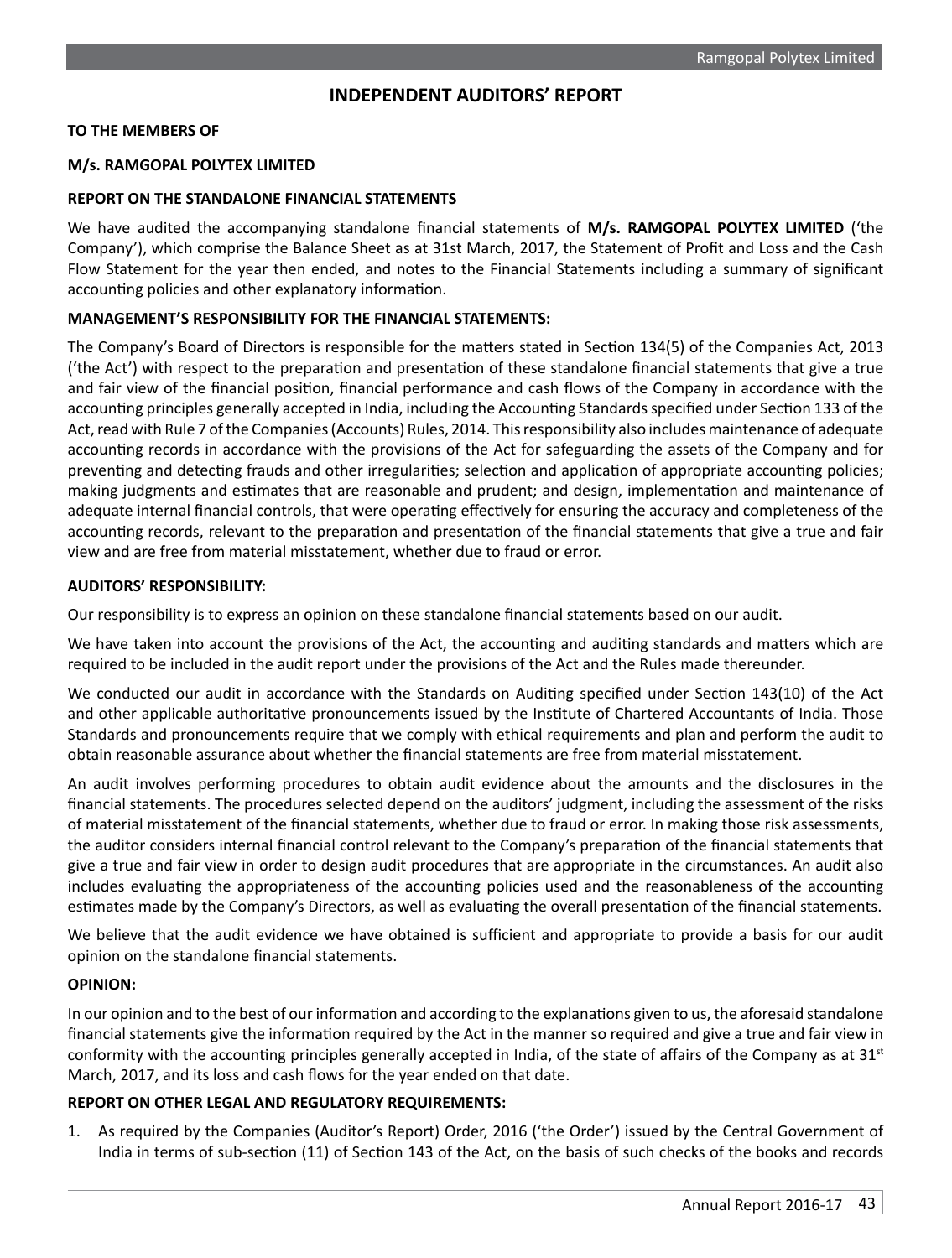# INDEPENDENT AUDITORS' REPORT

**TO THE MEMBERS OF**

**M/s. RAMGOPAL POLYTEX LIMITED**

**REPORT ON THE STANDALONE FINANCIAL STATEMENTS**

We have audited the accompanying standalone financial statements of **M/s. RAMGOPAL POLYTEX LIMITED** ('the Company'), which comprise the Balance Sheet as at 31st March, 2017, the Statement of Profit and Loss and the Cash Flow Statement for the year then ended, and notes to the Financial Statements including a summary of significant accounting policies and other explanatory information.

**MANAGEMENT'S RESPONSIBILITY FOR THE FINANCIAL STATEMENTS:**

The Company's Board of Directors is responsible for the matters stated in Section 134(5) of the Companies Act, 2013 ('the Act') with respect to the preparation and presentation of these standalone financial statements that give a true and fair view of the financial position, financial performance and cash flows of the Company in accordance with the accounting principles generally accepted in India, including the Accounting Standards specified under Section 133 of the Act, read with Rule 7 of the Companies (Accounts) Rules, 2014. This responsibility also includes maintenance of adequate accounting records in accordance with the provisions of the Act for safeguarding the assets of the Company and for preventing and detecting frauds and other irregularities; selection and application of appropriate accounting policies; making judgments and estimates that are reasonable and prudent; and design, implementation and maintenance of adequate internal financial controls, that were operating effectively for ensuring the accuracy and completeness of the accounting records, relevant to the preparation and presentation of the financial statements that give a true and fair view and are free from material misstatement, whether due to fraud or error.

**AUDITORS' RESPONSIBILITY:**

Our responsibility is to express an opinion on these standalone financial statements based on our audit.

We have taken into account the provisions of the Act, the accounting and auditing standards and matters which are required to be included in the audit report under the provisions of the Act and the Rules made thereunder.

We conducted our audit in accordance with the Standards on Auditing specified under Section 143(10) of the Act and other applicable authoritative pronouncements issued by the Institute of Chartered Accountants of India. Those Standards and pronouncements require that we comply with ethical requirements and plan and perform the audit to obtain reasonable assurance about whether the financial statements are free from material misstatement.

An audit involves performing procedures to obtain audit evidence about the amounts and the disclosures in the financial statements. The procedures selected depend on the auditors' judgment, including the assessment of the risks of material misstatement of the financial statements, whether due to fraud or error. In making those risk assessments, the auditor considers internal financial control relevant to the Company's preparation of the financial statements that give a true and fair view in order to design audit procedures that are appropriate in the circumstances. An audit also includes evaluating the appropriateness of the accounting policies used and the reasonableness of the accounting estimates made by the Company's Directors, as well as evaluating the overall presentation of the financial statements.

We believe that the audit evidence we have obtained is sufficient and appropriate to provide a basis for our audit opinion on the standalone financial statements.

**OPINION:**

In our opinion and to the best of our information and according to the explanations given to us, the aforesaid standalone financial statements give the information required by the Act in the manner so required and give a true and fair view in conformity with the accounting principles generally accepted in India, of the state of affairs of the Company as at 31st March, 2017, and its loss and cash flows for the year ended on that date.

**REPORT ON OTHER LEGAL AND REGULATORY REQUIREMENTS:**

1. As required by the Companies (Auditor's Report) Order, 2016 ('the Order') issued by the Central Government of India in terms of sub-section (11) of Section 143 of the Act, on the basis of such checks of the books and records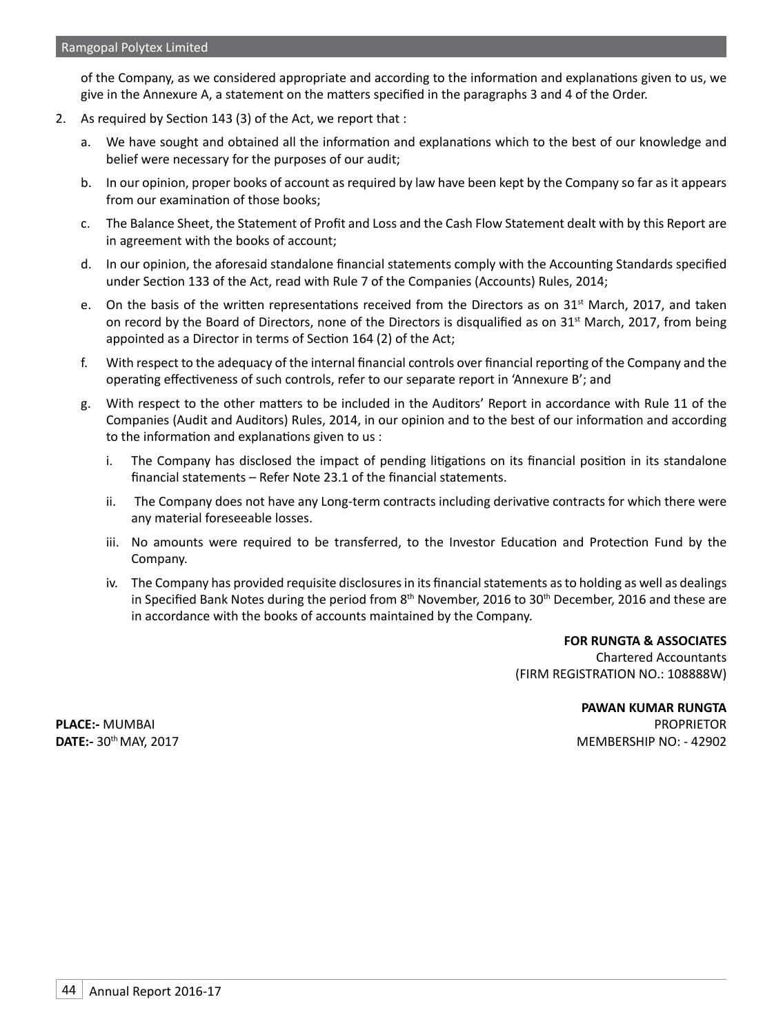of the Company, as we considered appropriate and according to the information and explanations given to us, we give in the Annexure A, a statement on the matters specified in the paragraphs 3 and 4 of the Order.

2. As required by Section 143 (3) of the Act, we report that :

   a. We have sought and obtained all the information and explanations which to the best of our knowledge and belief were necessary for the purposes of our audit;

   b. In our opinion, proper books of account as required by law have been kept by the Company so far as it appears from our examination of those books;

   c. The Balance Sheet, the Statement of Profit and Loss and the Cash Flow Statement dealt with by this Report are in agreement with the books of account;

   d. In our opinion, the aforesaid standalone financial statements comply with the Accounting Standards specified under Section 133 of the Act, read with Rule 7 of the Companies (Accounts) Rules, 2014;

   e. On the basis of the written representations received from the Directors as on 31st March, 2017, and taken on record by the Board of Directors, none of the Directors is disqualified as on 31st March, 2017, from being appointed as a Director in terms of Section 164 (2) of the Act;

   f. With respect to the adequacy of the internal financial controls over financial reporting of the Company and the operating effectiveness of such controls, refer to our separate report in 'Annexure B'; and

   g. With respect to the other matters to be included in the Auditors' Report in accordance with Rule 11 of the Companies (Audit and Auditors) Rules, 2014, in our opinion and to the best of our information and according to the information and explanations given to us :

      i. The Company has disclosed the impact of pending litigations on its financial position in its standalone financial statements – Refer Note 23.1 of the financial statements.

      ii. The Company does not have any Long-term contracts including derivative contracts for which there were any material foreseeable losses.

      iii. No amounts were required to be transferred, to the Investor Education and Protection Fund by the Company.

      iv. The Company has provided requisite disclosures in its financial statements as to holding as well as dealings in Specified Bank Notes during the period from 8th November, 2016 to 30th December, 2016 and these are in accordance with the books of accounts maintained by the Company.

**FOR RUNGTA & ASSOCIATES**
Chartered Accountants
(FIRM REGISTRATION NO.: 108888W)

**PAWAN KUMAR RUNGTA**
PROPRIETOR
MEMBERSHIP NO: - 42902

**PLACE:-** MUMBAI
**DATE:-** 30th MAY, 2017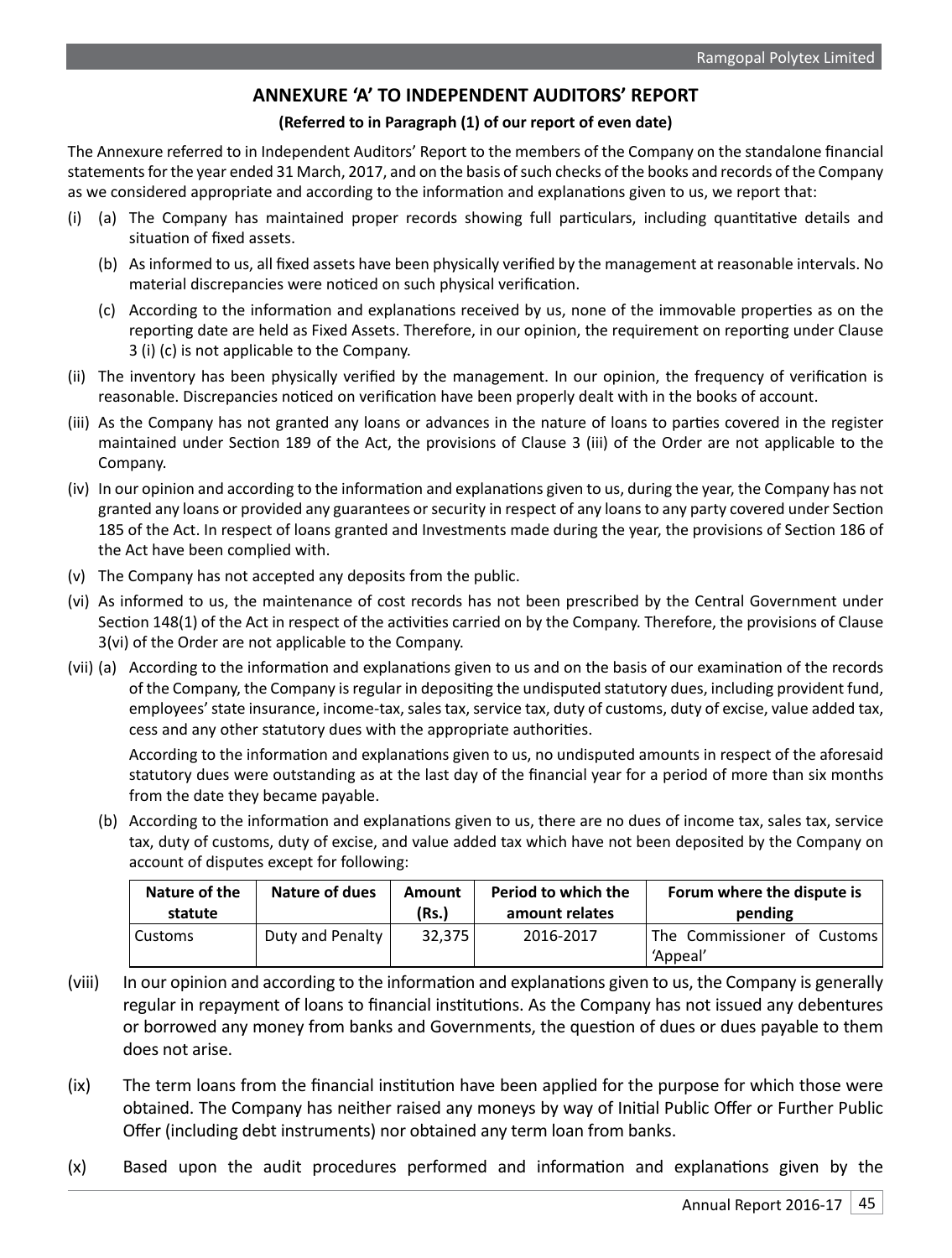## ANNEXURE 'A' TO INDEPENDENT AUDITORS' REPORT

**(Referred to in Paragraph (1) of our report of even date)**

The Annexure referred to in Independent Auditors' Report to the members of the Company on the standalone financial statements for the year ended 31 March, 2017, and on the basis of such checks of the books and records of the Company as we considered appropriate and according to the information and explanations given to us, we report that:

(i) (a) The Company has maintained proper records showing full particulars, including quantitative details and situation of fixed assets.

(b) As informed to us, all fixed assets have been physically verified by the management at reasonable intervals. No material discrepancies were noticed on such physical verification.

(c) According to the information and explanations received by us, none of the immovable properties as on the reporting date are held as Fixed Assets. Therefore, in our opinion, the requirement on reporting under Clause 3 (i) (c) is not applicable to the Company.

(ii) The inventory has been physically verified by the management. In our opinion, the frequency of verification is reasonable. Discrepancies noticed on verification have been properly dealt with in the books of account.

(iii) As the Company has not granted any loans or advances in the nature of loans to parties covered in the register maintained under Section 189 of the Act, the provisions of Clause 3 (iii) of the Order are not applicable to the Company.

(iv) In our opinion and according to the information and explanations given to us, during the year, the Company has not granted any loans or provided any guarantees or security in respect of any loans to any party covered under Section 185 of the Act. In respect of loans granted and Investments made during the year, the provisions of Section 186 of the Act have been complied with.

(v) The Company has not accepted any deposits from the public.

(vi) As informed to us, the maintenance of cost records has not been prescribed by the Central Government under Section 148(1) of the Act in respect of the activities carried on by the Company. Therefore, the provisions of Clause 3(vi) of the Order are not applicable to the Company.

(vii) (a) According to the information and explanations given to us and on the basis of our examination of the records of the Company, the Company is regular in depositing the undisputed statutory dues, including provident fund, employees' state insurance, income-tax, sales tax, service tax, duty of customs, duty of excise, value added tax, cess and any other statutory dues with the appropriate authorities.

According to the information and explanations given to us, no undisputed amounts in respect of the aforesaid statutory dues were outstanding as at the last day of the financial year for a period of more than six months from the date they became payable.

(b) According to the information and explanations given to us, there are no dues of income tax, sales tax, service tax, duty of customs, duty of excise, and value added tax which have not been deposited by the Company on account of disputes except for following:

| Nature of the statute | Nature of dues | Amount (Rs.) | Period to which the amount relates | Forum where the dispute is pending |
|---|---|---|---|---|
| Customs | Duty and Penalty | 32,375 | 2016-2017 | The Commissioner of Customs 'Appeal' |

(viii) In our opinion and according to the information and explanations given to us, the Company is generally regular in repayment of loans to financial institutions. As the Company has not issued any debentures or borrowed any money from banks and Governments, the question of dues or dues payable to them does not arise.

(ix) The term loans from the financial institution have been applied for the purpose for which those were obtained. The Company has neither raised any moneys by way of Initial Public Offer or Further Public Offer (including debt instruments) nor obtained any term loan from banks.

(x) Based upon the audit procedures performed and information and explanations given by the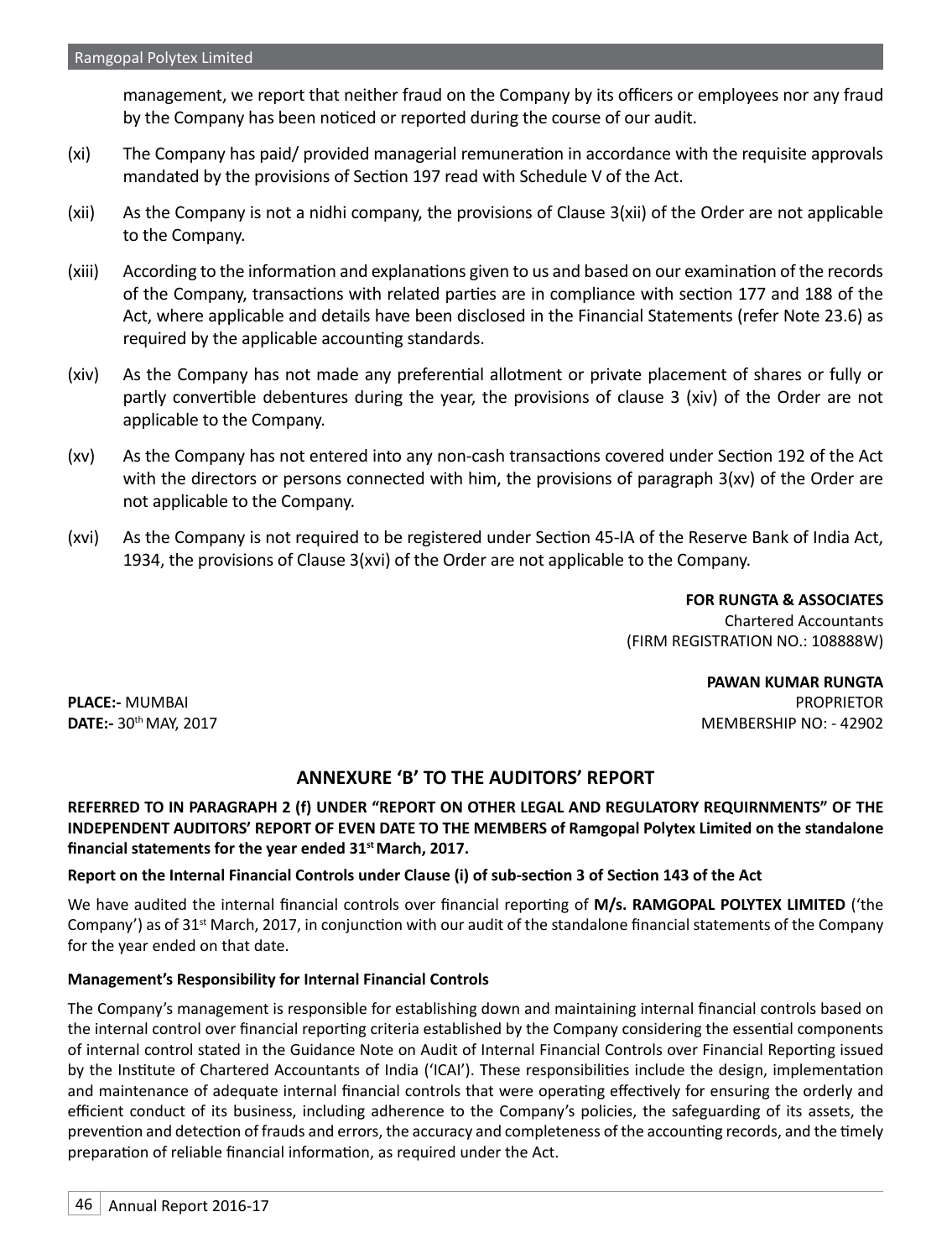management, we report that neither fraud on the Company by its officers or employees nor any fraud by the Company has been noticed or reported during the course of our audit.

(xi) The Company has paid/ provided managerial remuneration in accordance with the requisite approvals mandated by the provisions of Section 197 read with Schedule V of the Act.

(xii) As the Company is not a nidhi company, the provisions of Clause 3(xii) of the Order are not applicable to the Company.

(xiii) According to the information and explanations given to us and based on our examination of the records of the Company, transactions with related parties are in compliance with section 177 and 188 of the Act, where applicable and details have been disclosed in the Financial Statements (refer Note 23.6) as required by the applicable accounting standards.

(xiv) As the Company has not made any preferential allotment or private placement of shares or fully or partly convertible debentures during the year, the provisions of clause 3 (xiv) of the Order are not applicable to the Company.

(xv) As the Company has not entered into any non-cash transactions covered under Section 192 of the Act with the directors or persons connected with him, the provisions of paragraph 3(xv) of the Order are not applicable to the Company.

(xvi) As the Company is not required to be registered under Section 45-IA of the Reserve Bank of India Act, 1934, the provisions of Clause 3(xvi) of the Order are not applicable to the Company.

**FOR RUNGTA & ASSOCIATES**
Chartered Accountants
(FIRM REGISTRATION NO.: 108888W)

**PAWAN KUMAR RUNGTA**
PROPRIETOR
MEMBERSHIP NO: - 42902

**PLACE:-** MUMBAI
**DATE:-** 30th MAY, 2017

## ANNEXURE 'B' TO THE AUDITORS' REPORT

**REFERRED TO IN PARAGRAPH 2 (f) UNDER "REPORT ON OTHER LEGAL AND REGULATORY REQUIRNMENTS" OF THE INDEPENDENT AUDITORS' REPORT OF EVEN DATE TO THE MEMBERS of Ramgopal Polytex Limited on the standalone financial statements for the year ended 31st March, 2017.**

**Report on the Internal Financial Controls under Clause (i) of sub-section 3 of Section 143 of the Act**

We have audited the internal financial controls over financial reporting of **M/s. RAMGOPAL POLYTEX LIMITED** ('the Company') as of 31st March, 2017, in conjunction with our audit of the standalone financial statements of the Company for the year ended on that date.

**Management's Responsibility for Internal Financial Controls**

The Company's management is responsible for establishing down and maintaining internal financial controls based on the internal control over financial reporting criteria established by the Company considering the essential components of internal control stated in the Guidance Note on Audit of Internal Financial Controls over Financial Reporting issued by the Institute of Chartered Accountants of India ('ICAI'). These responsibilities include the design, implementation and maintenance of adequate internal financial controls that were operating effectively for ensuring the orderly and efficient conduct of its business, including adherence to the Company's policies, the safeguarding of its assets, the prevention and detection of frauds and errors, the accuracy and completeness of the accounting records, and the timely preparation of reliable financial information, as required under the Act.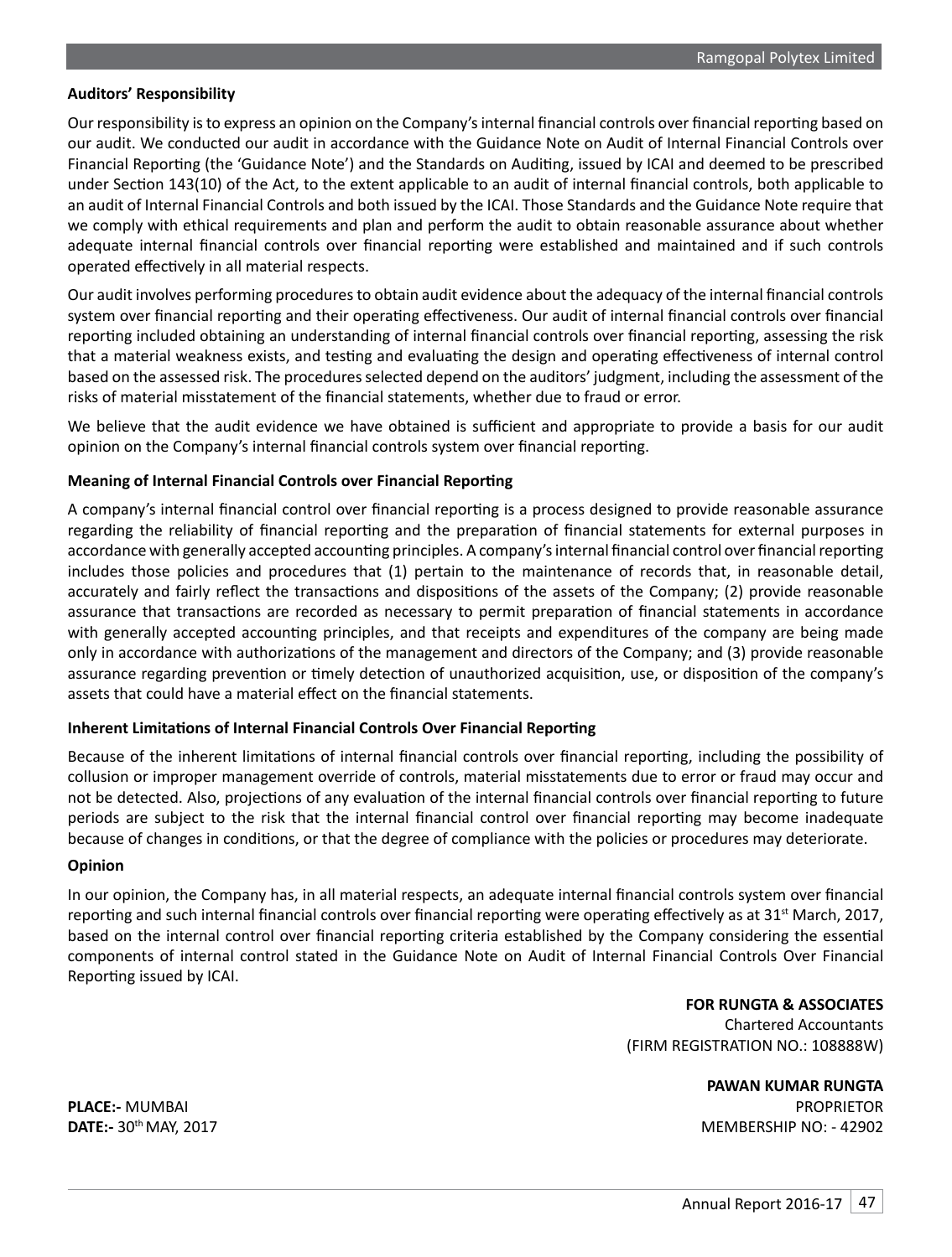**Auditors' Responsibility**

Our responsibility is to express an opinion on the Company's internal financial controls over financial reporting based on our audit. We conducted our audit in accordance with the Guidance Note on Audit of Internal Financial Controls over Financial Reporting (the 'Guidance Note') and the Standards on Auditing, issued by ICAI and deemed to be prescribed under Section 143(10) of the Act, to the extent applicable to an audit of internal financial controls, both applicable to an audit of Internal Financial Controls and both issued by the ICAI. Those Standards and the Guidance Note require that we comply with ethical requirements and plan and perform the audit to obtain reasonable assurance about whether adequate internal financial controls over financial reporting were established and maintained and if such controls operated effectively in all material respects.

Our audit involves performing procedures to obtain audit evidence about the adequacy of the internal financial controls system over financial reporting and their operating effectiveness. Our audit of internal financial controls over financial reporting included obtaining an understanding of internal financial controls over financial reporting, assessing the risk that a material weakness exists, and testing and evaluating the design and operating effectiveness of internal control based on the assessed risk. The procedures selected depend on the auditors' judgment, including the assessment of the risks of material misstatement of the financial statements, whether due to fraud or error.

We believe that the audit evidence we have obtained is sufficient and appropriate to provide a basis for our audit opinion on the Company's internal financial controls system over financial reporting.

**Meaning of Internal Financial Controls over Financial Reporting**

A company's internal financial control over financial reporting is a process designed to provide reasonable assurance regarding the reliability of financial reporting and the preparation of financial statements for external purposes in accordance with generally accepted accounting principles. A company's internal financial control over financial reporting includes those policies and procedures that (1) pertain to the maintenance of records that, in reasonable detail, accurately and fairly reflect the transactions and dispositions of the assets of the Company; (2) provide reasonable assurance that transactions are recorded as necessary to permit preparation of financial statements in accordance with generally accepted accounting principles, and that receipts and expenditures of the company are being made only in accordance with authorizations of the management and directors of the Company; and (3) provide reasonable assurance regarding prevention or timely detection of unauthorized acquisition, use, or disposition of the company's assets that could have a material effect on the financial statements.

**Inherent Limitations of Internal Financial Controls Over Financial Reporting**

Because of the inherent limitations of internal financial controls over financial reporting, including the possibility of collusion or improper management override of controls, material misstatements due to error or fraud may occur and not be detected. Also, projections of any evaluation of the internal financial controls over financial reporting to future periods are subject to the risk that the internal financial control over financial reporting may become inadequate because of changes in conditions, or that the degree of compliance with the policies or procedures may deteriorate.

**Opinion**

In our opinion, the Company has, in all material respects, an adequate internal financial controls system over financial reporting and such internal financial controls over financial reporting were operating effectively as at 31st March, 2017, based on the internal control over financial reporting criteria established by the Company considering the essential components of internal control stated in the Guidance Note on Audit of Internal Financial Controls Over Financial Reporting issued by ICAI.

**FOR RUNGTA & ASSOCIATES**
Chartered Accountants
(FIRM REGISTRATION NO.: 108888W)

**PAWAN KUMAR RUNGTA**
PROPRIETOR
MEMBERSHIP NO: - 42902

**PLACE:-** MUMBAI
**DATE:-** 30th MAY, 2017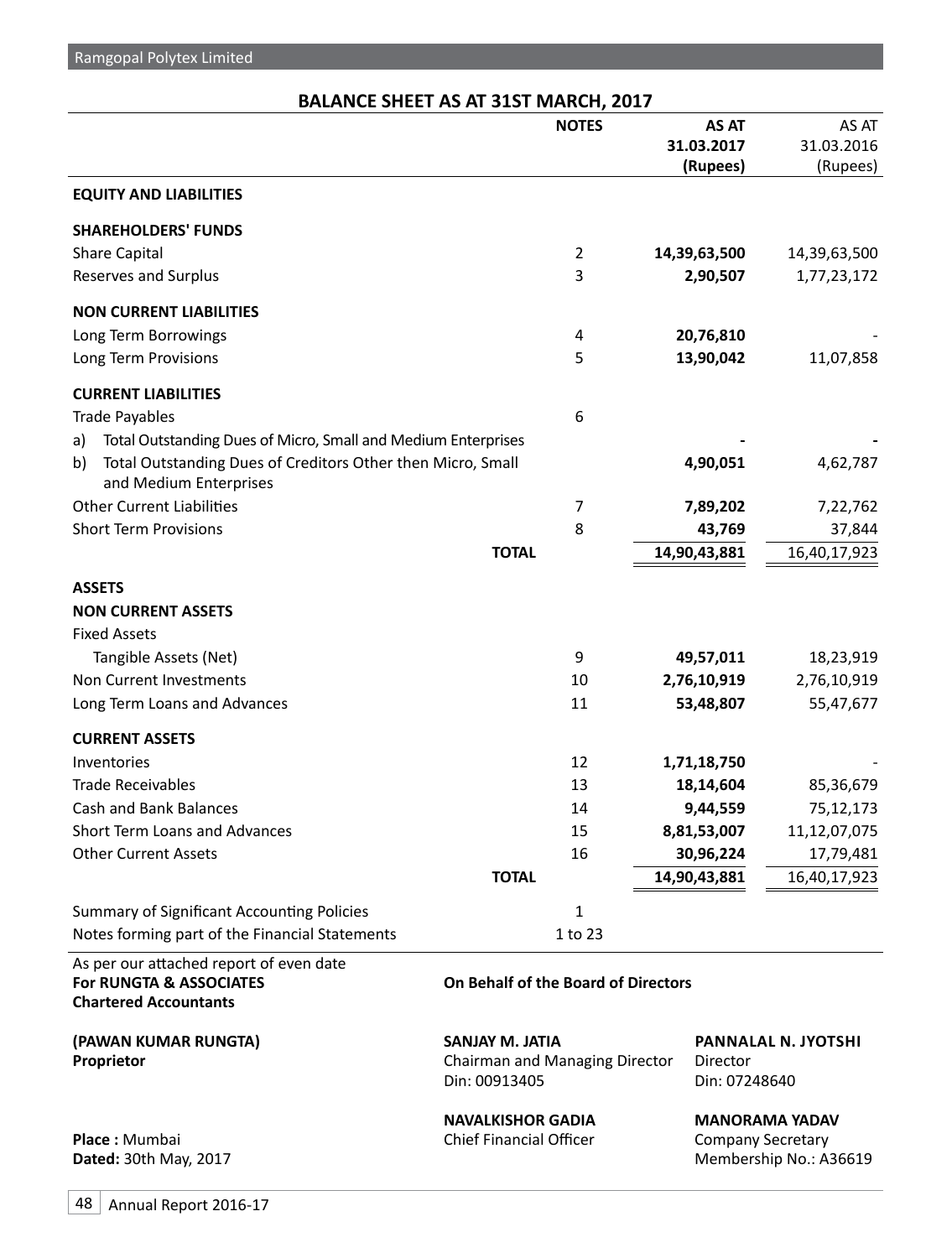## BALANCE SHEET AS AT 31ST MARCH, 2017

| | NOTES | AS AT 31.03.2017 (Rupees) | AS AT 31.03.2016 (Rupees) |
|---|---|---|---|
| **EQUITY AND LIABILITIES** | | | |
| **SHAREHOLDERS' FUNDS** | | | |
| Share Capital | 2 | **14,39,63,500** | 14,39,63,500 |
| Reserves and Surplus | 3 | **2,90,507** | 1,77,23,172 |
| **NON CURRENT LIABILITIES** | | | |
| Long Term Borrowings | 4 | **20,76,810** | - |
| Long Term Provisions | 5 | **13,90,042** | 11,07,858 |
| **CURRENT LIABILITIES** | | | |
| Trade Payables | 6 | | |
| a) Total Outstanding Dues of Micro, Small and Medium Enterprises | | **-** | - |
| b) Total Outstanding Dues of Creditors Other then Micro, Small and Medium Enterprises | | **4,90,051** | 4,62,787 |
| Other Current Liabilities | 7 | **7,89,202** | 7,22,762 |
| Short Term Provisions | 8 | **43,769** | 37,844 |
| **TOTAL** | | **14,90,43,881** | 16,40,17,923 |
| **ASSETS** | | | |
| **NON CURRENT ASSETS** | | | |
| Fixed Assets | | | |
| Tangible Assets (Net) | 9 | **49,57,011** | 18,23,919 |
| Non Current Investments | 10 | **2,76,10,919** | 2,76,10,919 |
| Long Term Loans and Advances | 11 | **53,48,807** | 55,47,677 |
| **CURRENT ASSETS** | | | |
| Inventories | 12 | **1,71,18,750** | - |
| Trade Receivables | 13 | **18,14,604** | 85,36,679 |
| Cash and Bank Balances | 14 | **9,44,559** | 75,12,173 |
| Short Term Loans and Advances | 15 | **8,81,53,007** | 11,12,07,075 |
| Other Current Assets | 16 | **30,96,224** | 17,79,481 |
| **TOTAL** | | **14,90,43,881** | 16,40,17,923 |
| Summary of Significant Accounting Policies | 1 | | |
| Notes forming part of the Financial Statements | 1 to 23 | | |

As per our attached report of even date
**For RUNGTA & ASSOCIATES**
**Chartered Accountants**

**(PAWAN KUMAR RUNGTA)**
**Proprietor**

**On Behalf of the Board of Directors**

**SANJAY M. JATIA**
Chairman and Managing Director
Din: 00913405

**PANNALAL N. JYOTSHI**
Director
Din: 07248640

**NAVALKISHOR GADIA**
Chief Financial Officer

**MANORAMA YADAV**
Company Secretary
Membership No.: A36619

**Place :** Mumbai
**Dated:** 30th May, 2017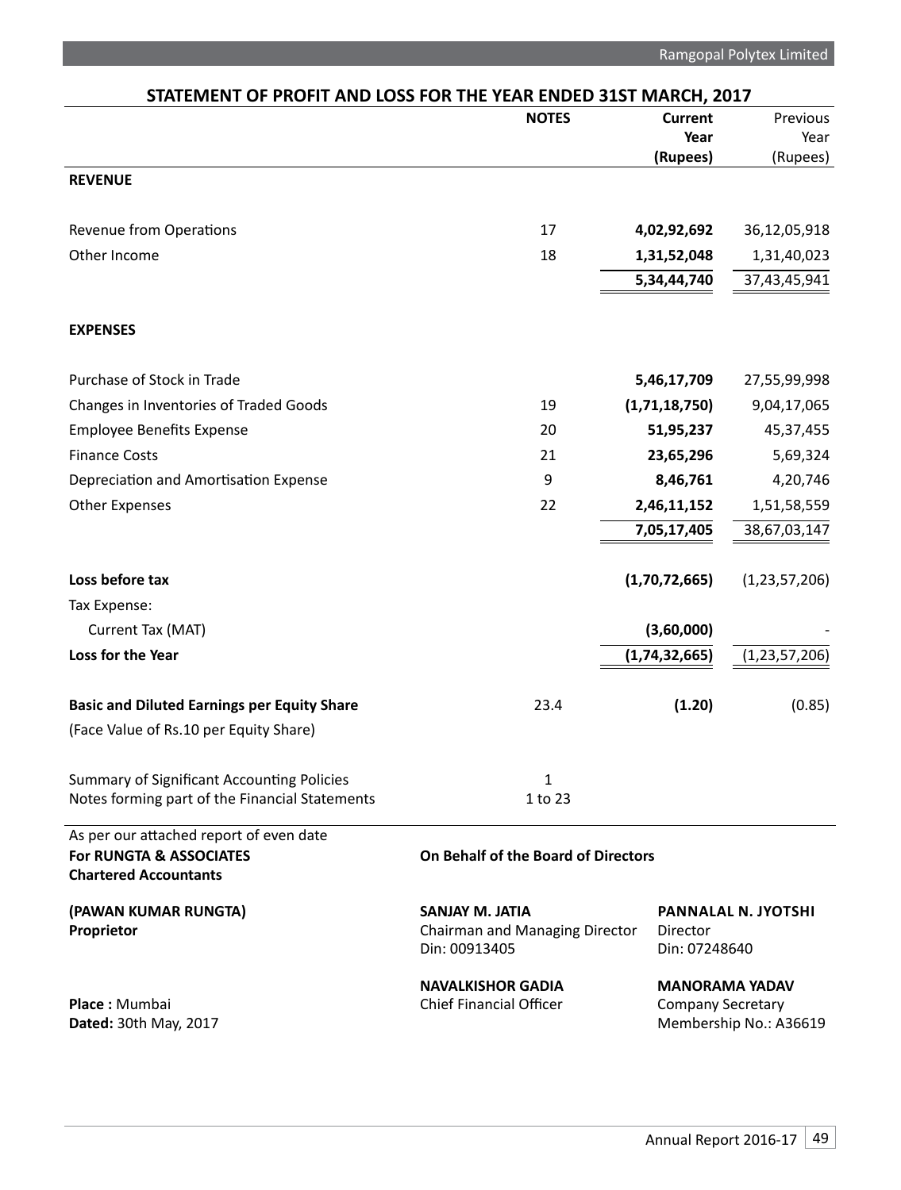## STATEMENT OF PROFIT AND LOSS FOR THE YEAR ENDED 31ST MARCH, 2017

| | NOTES | Current Year (Rupees) | Previous Year (Rupees) |
|---|---|---|---|
| **REVENUE** | | | |
| Revenue from Operations | 17 | **4,02,92,692** | 36,12,05,918 |
| Other Income | 18 | **1,31,52,048** | 1,31,40,023 |
| | | **5,34,44,740** | 37,43,45,941 |
| **EXPENSES** | | | |
| Purchase of Stock in Trade | | **5,46,17,709** | 27,55,99,998 |
| Changes in Inventories of Traded Goods | 19 | **(1,71,18,750)** | 9,04,17,065 |
| Employee Benefits Expense | 20 | **51,95,237** | 45,37,455 |
| Finance Costs | 21 | **23,65,296** | 5,69,324 |
| Depreciation and Amortisation Expense | 9 | **8,46,761** | 4,20,746 |
| Other Expenses | 22 | **2,46,11,152** | 1,51,58,559 |
| | | **7,05,17,405** | 38,67,03,147 |
| **Loss before tax** | | **(1,70,72,665)** | (1,23,57,206) |
| Tax Expense: | | | |
| Current Tax (MAT) | | **(3,60,000)** | - |
| **Loss for the Year** | | **(1,74,32,665)** | (1,23,57,206) |
| **Basic and Diluted Earnings per Equity Share** | 23.4 | **(1.20)** | (0.85) |
| (Face Value of Rs.10 per Equity Share) | | | |
| Summary of Significant Accounting Policies | 1 | | |
| Notes forming part of the Financial Statements | 1 to 23 | | |

As per our attached report of even date

**For RUNGTA & ASSOCIATES**
**Chartered Accountants**

**(PAWAN KUMAR RUNGTA)**
**Proprietor**

**Place :** Mumbai
**Dated:** 30th May, 2017

**On Behalf of the Board of Directors**

**SANJAY M. JATIA**
Chairman and Managing Director
Din: 00913405

**PANNALAL N. JYOTSHI**
Director
Din: 07248640

**NAVALKISHOR GADIA**
Chief Financial Officer

**MANORAMA YADAV**
Company Secretary
Membership No.: A36619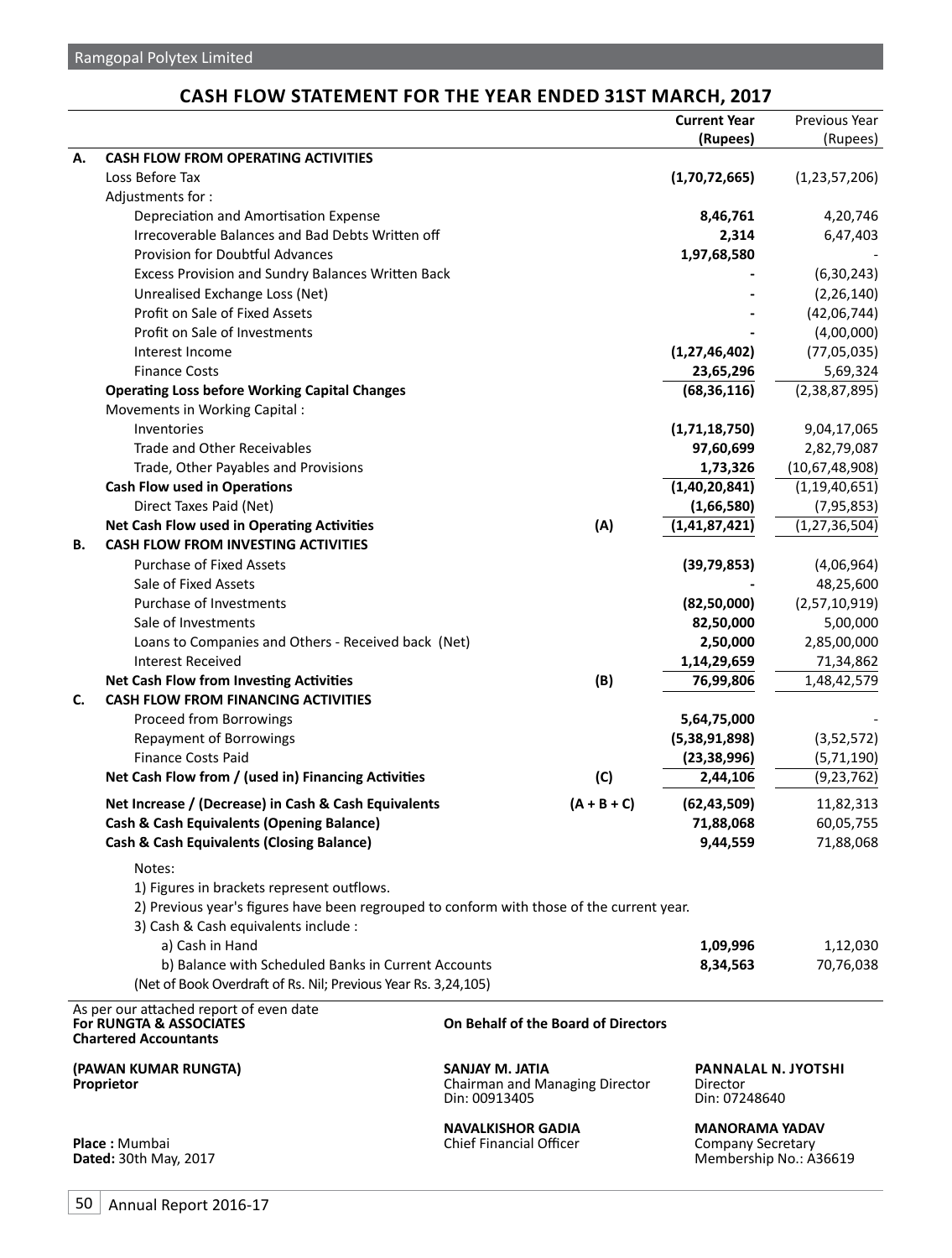# CASH FLOW STATEMENT FOR THE YEAR ENDED 31ST MARCH, 2017

| | | | Current Year (Rupees) | Previous Year (Rupees) |
|---|---|---|---|---|
| **A.** | **CASH FLOW FROM OPERATING ACTIVITIES** | | | |
| | Loss Before Tax | | **(1,70,72,665)** | (1,23,57,206) |
| | Adjustments for : | | | |
| | Depreciation and Amortisation Expense | | **8,46,761** | 4,20,746 |
| | Irrecoverable Balances and Bad Debts Written off | | **2,314** | 6,47,403 |
| | Provision for Doubtful Advances | | **1,97,68,580** | - |
| | Excess Provision and Sundry Balances Written Back | | **-** | (6,30,243) |
| | Unrealised Exchange Loss (Net) | | **-** | (2,26,140) |
| | Profit on Sale of Fixed Assets | | **-** | (42,06,744) |
| | Profit on Sale of Investments | | **-** | (4,00,000) |
| | Interest Income | | **(1,27,46,402)** | (77,05,035) |
| | Finance Costs | | **23,65,296** | 5,69,324 |
| | **Operating Loss before Working Capital Changes** | | **(68,36,116)** | (2,38,87,895) |
| | Movements in Working Capital : | | | |
| | Inventories | | **(1,71,18,750)** | 9,04,17,065 |
| | Trade and Other Receivables | | **97,60,699** | 2,82,79,087 |
| | Trade, Other Payables and Provisions | | **1,73,326** | (10,67,48,908) |
| | **Cash Flow used in Operations** | | **(1,40,20,841)** | (1,19,40,651) |
| | Direct Taxes Paid (Net) | | **(1,66,580)** | (7,95,853) |
| | **Net Cash Flow used in Operating Activities** | **(A)** | **(1,41,87,421)** | (1,27,36,504) |
| **B.** | **CASH FLOW FROM INVESTING ACTIVITIES** | | | |
| | Purchase of Fixed Assets | | **(39,79,853)** | (4,06,964) |
| | Sale of Fixed Assets | | **-** | 48,25,600 |
| | Purchase of Investments | | **(82,50,000)** | (2,57,10,919) |
| | Sale of Investments | | **82,50,000** | 5,00,000 |
| | Loans to Companies and Others - Received back (Net) | | **2,50,000** | 2,85,00,000 |
| | Interest Received | | **1,14,29,659** | 71,34,862 |
| | **Net Cash Flow from Investing Activities** | **(B)** | **76,99,806** | 1,48,42,579 |
| **C.** | **CASH FLOW FROM FINANCING ACTIVITIES** | | | |
| | Proceed from Borrowings | | **5,64,75,000** | - |
| | Repayment of Borrowings | | **(5,38,91,898)** | (3,52,572) |
| | Finance Costs Paid | | **(23,38,996)** | (5,71,190) |
| | **Net Cash Flow from / (used in) Financing Activities** | **(C)** | **2,44,106** | (9,23,762) |
| | **Net Increase / (Decrease) in Cash & Cash Equivalents** | **(A + B + C)** | **(62,43,509)** | 11,82,313 |
| | **Cash & Cash Equivalents (Opening Balance)** | | **71,88,068** | 60,05,755 |
| | **Cash & Cash Equivalents (Closing Balance)** | | **9,44,559** | 71,88,068 |

Notes:

1) Figures in brackets represent outflows.

2) Previous year's figures have been regrouped to conform with those of the current year.

3) Cash & Cash equivalents include :

| | Current Year | Previous Year |
|---|---|---|
| a) Cash in Hand | **1,09,996** | 1,12,030 |
| b) Balance with Scheduled Banks in Current Accounts | **8,34,563** | 70,76,038 |

(Net of Book Overdraft of Rs. Nil; Previous Year Rs. 3,24,105)

As per our attached report of even date
**For RUNGTA & ASSOCIATES**
**Chartered Accountants**

**(PAWAN KUMAR RUNGTA)**
**Proprietor**

**Place :** Mumbai
**Dated:** 30th May, 2017

**On Behalf of the Board of Directors**

**SANJAY M. JATIA**
Chairman and Managing Director
Din: 00913405

**PANNALAL N. JYOTSHI**
Director
Din: 07248640

**NAVALKISHOR GADIA**
Chief Financial Officer

**MANORAMA YADAV**
Company Secretary
Membership No.: A36619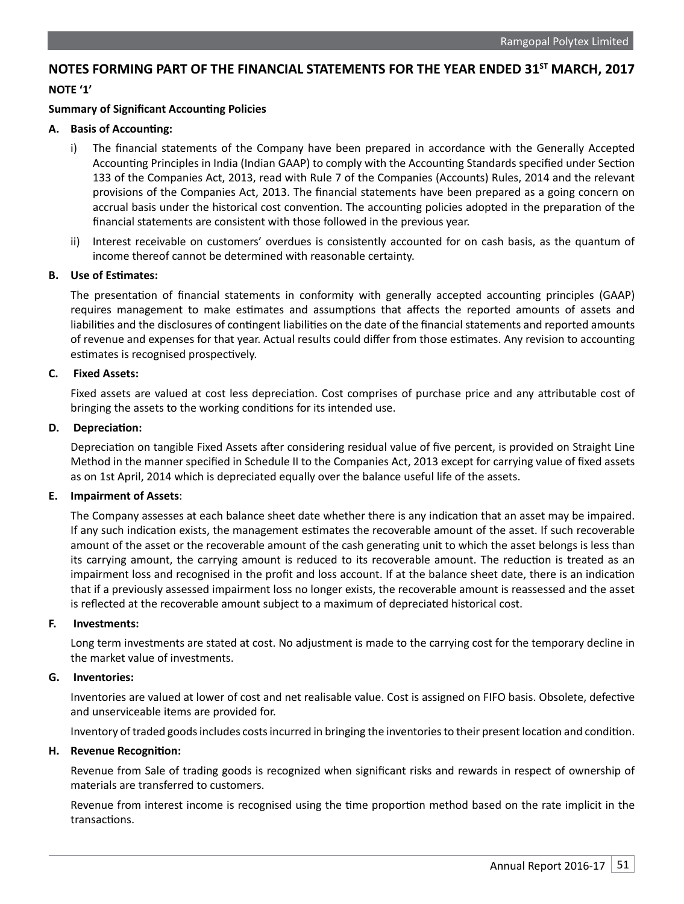# NOTES FORMING PART OF THE FINANCIAL STATEMENTS FOR THE YEAR ENDED 31ST MARCH, 2017

**NOTE '1'**

**Summary of Significant Accounting Policies**

**A. Basis of Accounting:**

i) The financial statements of the Company have been prepared in accordance with the Generally Accepted Accounting Principles in India (Indian GAAP) to comply with the Accounting Standards specified under Section 133 of the Companies Act, 2013, read with Rule 7 of the Companies (Accounts) Rules, 2014 and the relevant provisions of the Companies Act, 2013. The financial statements have been prepared as a going concern on accrual basis under the historical cost convention. The accounting policies adopted in the preparation of the financial statements are consistent with those followed in the previous year.

ii) Interest receivable on customers' overdues is consistently accounted for on cash basis, as the quantum of income thereof cannot be determined with reasonable certainty.

**B. Use of Estimates:**

The presentation of financial statements in conformity with generally accepted accounting principles (GAAP) requires management to make estimates and assumptions that affects the reported amounts of assets and liabilities and the disclosures of contingent liabilities on the date of the financial statements and reported amounts of revenue and expenses for that year. Actual results could differ from those estimates. Any revision to accounting estimates is recognised prospectively.

**C. Fixed Assets:**

Fixed assets are valued at cost less depreciation. Cost comprises of purchase price and any attributable cost of bringing the assets to the working conditions for its intended use.

**D. Depreciation:**

Depreciation on tangible Fixed Assets after considering residual value of five percent, is provided on Straight Line Method in the manner specified in Schedule II to the Companies Act, 2013 except for carrying value of fixed assets as on 1st April, 2014 which is depreciated equally over the balance useful life of the assets.

**E. Impairment of Assets**:

The Company assesses at each balance sheet date whether there is any indication that an asset may be impaired. If any such indication exists, the management estimates the recoverable amount of the asset. If such recoverable amount of the asset or the recoverable amount of the cash generating unit to which the asset belongs is less than its carrying amount, the carrying amount is reduced to its recoverable amount. The reduction is treated as an impairment loss and recognised in the profit and loss account. If at the balance sheet date, there is an indication that if a previously assessed impairment loss no longer exists, the recoverable amount is reassessed and the asset is reflected at the recoverable amount subject to a maximum of depreciated historical cost.

**F. Investments:**

Long term investments are stated at cost. No adjustment is made to the carrying cost for the temporary decline in the market value of investments.

**G. Inventories:**

Inventories are valued at lower of cost and net realisable value. Cost is assigned on FIFO basis. Obsolete, defective and unserviceable items are provided for.

Inventory of traded goods includes costs incurred in bringing the inventories to their present location and condition.

**H. Revenue Recognition:**

Revenue from Sale of trading goods is recognized when significant risks and rewards in respect of ownership of materials are transferred to customers.

Revenue from interest income is recognised using the time proportion method based on the rate implicit in the transactions.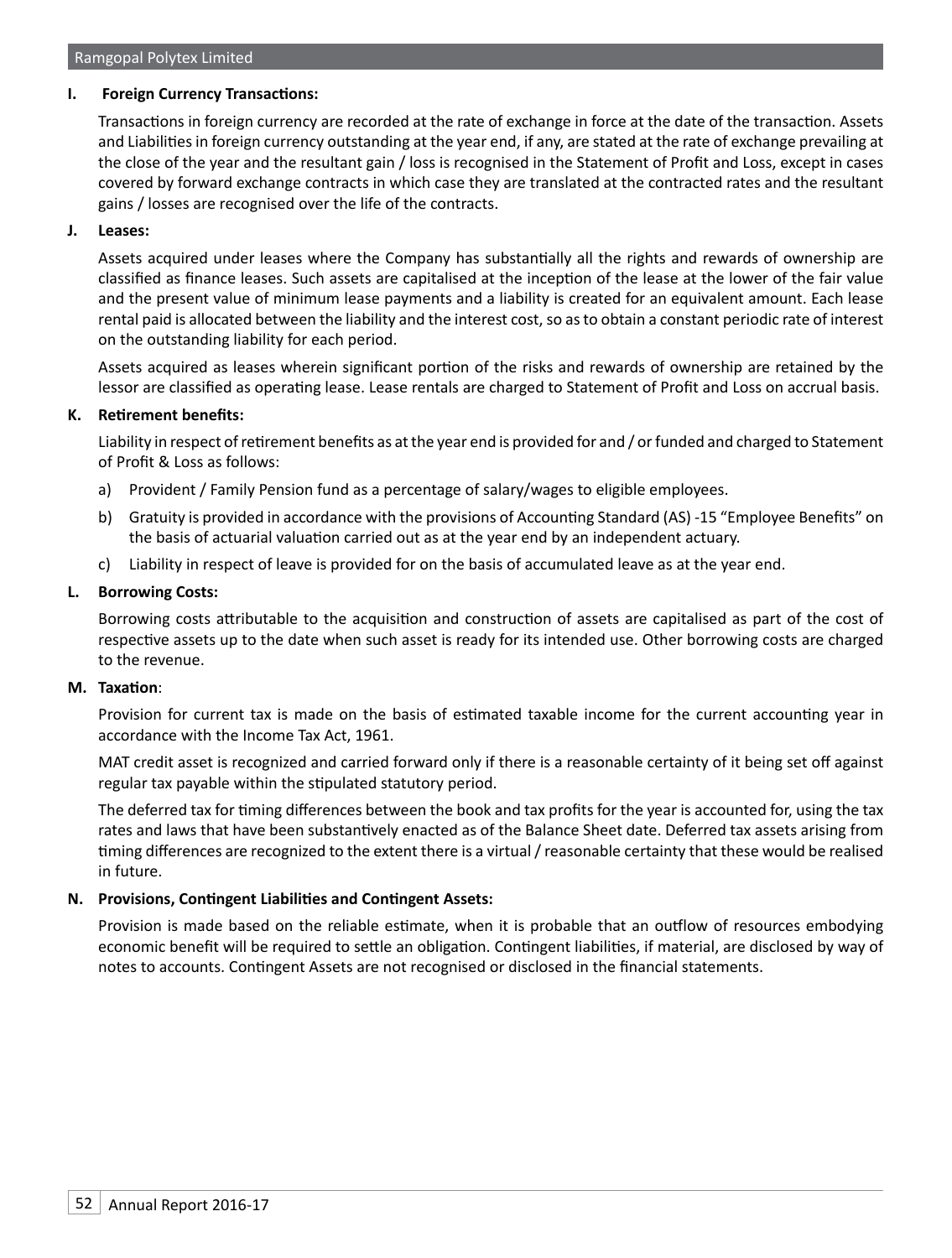**I. Foreign Currency Transactions:**

Transactions in foreign currency are recorded at the rate of exchange in force at the date of the transaction. Assets and Liabilities in foreign currency outstanding at the year end, if any, are stated at the rate of exchange prevailing at the close of the year and the resultant gain / loss is recognised in the Statement of Profit and Loss, except in cases covered by forward exchange contracts in which case they are translated at the contracted rates and the resultant gains / losses are recognised over the life of the contracts.

**J. Leases:**

Assets acquired under leases where the Company has substantially all the rights and rewards of ownership are classified as finance leases. Such assets are capitalised at the inception of the lease at the lower of the fair value and the present value of minimum lease payments and a liability is created for an equivalent amount. Each lease rental paid is allocated between the liability and the interest cost, so as to obtain a constant periodic rate of interest on the outstanding liability for each period.

Assets acquired as leases wherein significant portion of the risks and rewards of ownership are retained by the lessor are classified as operating lease. Lease rentals are charged to Statement of Profit and Loss on accrual basis.

**K. Retirement benefits:**

Liability in respect of retirement benefits as at the year end is provided for and / or funded and charged to Statement of Profit & Loss as follows:

a) Provident / Family Pension fund as a percentage of salary/wages to eligible employees.

b) Gratuity is provided in accordance with the provisions of Accounting Standard (AS) -15 "Employee Benefits" on the basis of actuarial valuation carried out as at the year end by an independent actuary.

c) Liability in respect of leave is provided for on the basis of accumulated leave as at the year end.

**L. Borrowing Costs:**

Borrowing costs attributable to the acquisition and construction of assets are capitalised as part of the cost of respective assets up to the date when such asset is ready for its intended use. Other borrowing costs are charged to the revenue.

**M. Taxation**:

Provision for current tax is made on the basis of estimated taxable income for the current accounting year in accordance with the Income Tax Act, 1961.

MAT credit asset is recognized and carried forward only if there is a reasonable certainty of it being set off against regular tax payable within the stipulated statutory period.

The deferred tax for timing differences between the book and tax profits for the year is accounted for, using the tax rates and laws that have been substantively enacted as of the Balance Sheet date. Deferred tax assets arising from timing differences are recognized to the extent there is a virtual / reasonable certainty that these would be realised in future.

**N. Provisions, Contingent Liabilities and Contingent Assets:**

Provision is made based on the reliable estimate, when it is probable that an outflow of resources embodying economic benefit will be required to settle an obligation. Contingent liabilities, if material, are disclosed by way of notes to accounts. Contingent Assets are not recognised or disclosed in the financial statements.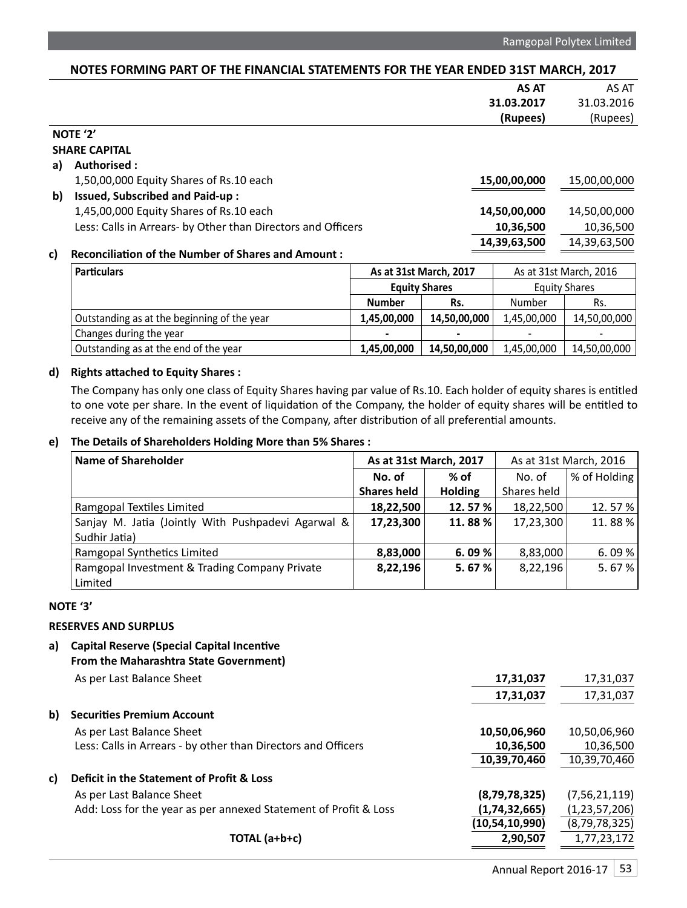## NOTES FORMING PART OF THE FINANCIAL STATEMENTS FOR THE YEAR ENDED 31ST MARCH, 2017

| | AS AT 31.03.2017 (Rupees) | AS AT 31.03.2016 (Rupees) |
|---|---|---|
| **NOTE '2'** | | |
| **SHARE CAPITAL** | | |
| **a) Authorised :** | | |
| 1,50,00,000 Equity Shares of Rs.10 each | **15,00,00,000** | 15,00,00,000 |
| **b) Issued, Subscribed and Paid-up :** | | |
| 1,45,00,000 Equity Shares of Rs.10 each | **14,50,00,000** | 14,50,00,000 |
| Less: Calls in Arrears- by Other than Directors and Officers | **10,36,500** | 10,36,500 |
| | **14,39,63,500** | 14,39,63,500 |

**c) Reconciliation of the Number of Shares and Amount :**

| Particulars | As at 31st March, 2017 | | As at 31st March, 2016 | |
|---|---|---|---|---|
| | Equity Shares | | Equity Shares | |
| | Number | Rs. | Number | Rs. |
| Outstanding as at the beginning of the year | **1,45,00,000** | **14,50,00,000** | 1,45,00,000 | 14,50,00,000 |
| Changes during the year | **-** | **-** | - | - |
| Outstanding as at the end of the year | **1,45,00,000** | **14,50,00,000** | 1,45,00,000 | 14,50,00,000 |

**d) Rights attached to Equity Shares :**

The Company has only one class of Equity Shares having par value of Rs.10. Each holder of equity shares is entitled to one vote per share. In the event of liquidation of the Company, the holder of equity shares will be entitled to receive any of the remaining assets of the Company, after distribution of all preferential amounts.

**e) The Details of Shareholders Holding More than 5% Shares :**

| Name of Shareholder | As at 31st March, 2017 | | As at 31st March, 2016 | |
|---|---|---|---|---|
| | No. of Shares held | % of Holding | No. of Shares held | % of Holding |
| Ramgopal Textiles Limited | **18,22,500** | **12. 57 %** | 18,22,500 | 12. 57 % |
| Sanjay M. Jatia (Jointly With Pushpadevi Agarwal & Sudhir Jatia) | **17,23,300** | **11. 88 %** | 17,23,300 | 11. 88 % |
| Ramgopal Synthetics Limited | **8,83,000** | **6. 09 %** | 8,83,000 | 6. 09 % |
| Ramgopal Investment & Trading Company Private Limited | **8,22,196** | **5. 67 %** | 8,22,196 | 5. 67 % |

**NOTE '3'**

**RESERVES AND SURPLUS**

| | AS AT 31.03.2017 (Rupees) | AS AT 31.03.2016 (Rupees) |
|---|---|---|
| **a) Capital Reserve (Special Capital Incentive From the Maharashtra State Government)** | | |
| As per Last Balance Sheet | **17,31,037** | 17,31,037 |
| | **17,31,037** | 17,31,037 |
| **b) Securities Premium Account** | | |
| As per Last Balance Sheet | **10,50,06,960** | 10,50,06,960 |
| Less: Calls in Arrears - by other than Directors and Officers | **10,36,500** | 10,36,500 |
| | **10,39,70,460** | 10,39,70,460 |
| **c) Deficit in the Statement of Profit & Loss** | | |
| As per Last Balance Sheet | **(8,79,78,325)** | (7,56,21,119) |
| Add: Loss for the year as per annexed Statement of Profit & Loss | **(1,74,32,665)** | (1,23,57,206) |
| | **(10,54,10,990)** | (8,79,78,325) |
| **TOTAL (a+b+c)** | **2,90,507** | 1,77,23,172 |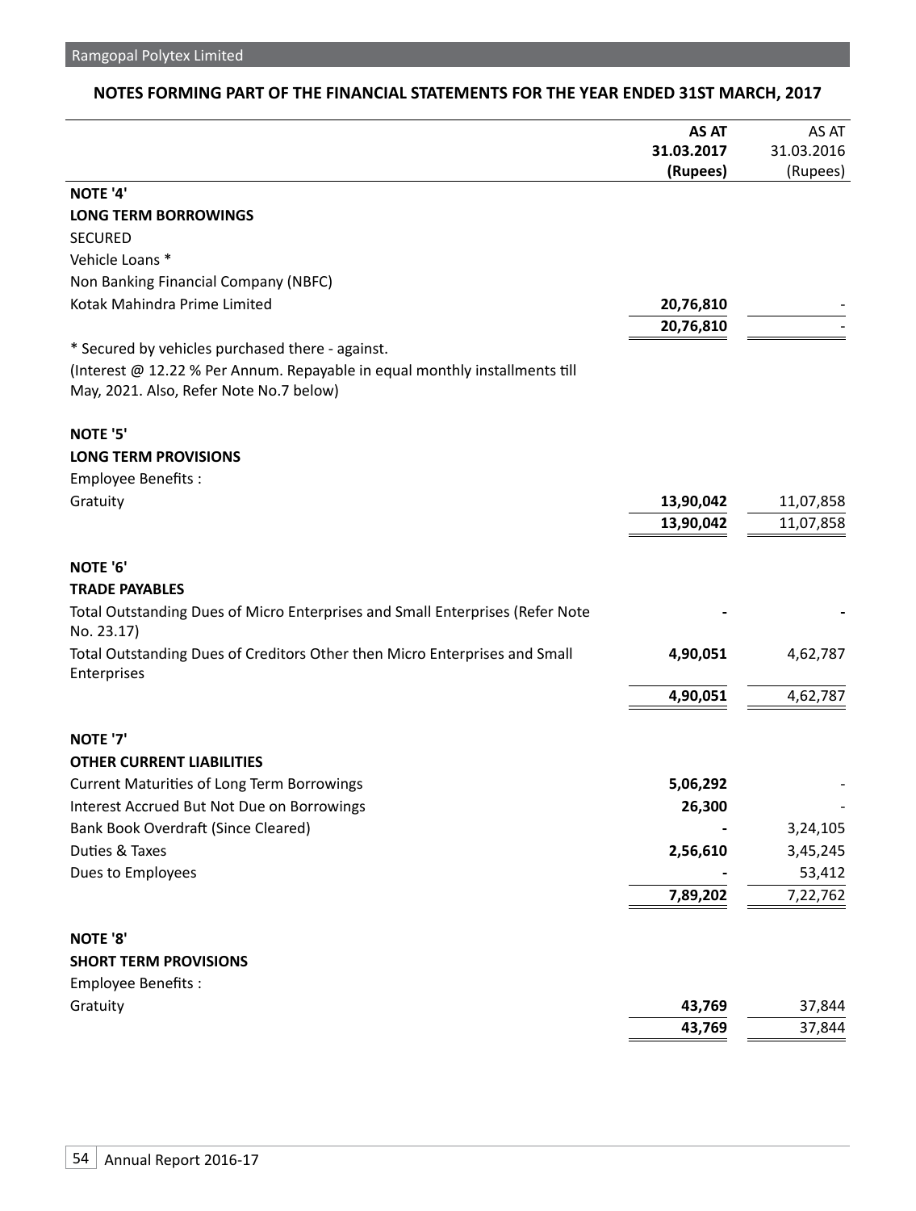## NOTES FORMING PART OF THE FINANCIAL STATEMENTS FOR THE YEAR ENDED 31ST MARCH, 2017

| | **AS AT 31.03.2017 (Rupees)** | AS AT 31.03.2016 (Rupees) |
|---|---|---|
| **NOTE '4'** | | |
| **LONG TERM BORROWINGS** | | |
| SECURED | | |
| Vehicle Loans * | | |
| Non Banking Financial Company (NBFC) | | |
| Kotak Mahindra Prime Limited | **20,76,810** | - |
| | **20,76,810** | - |
| * Secured by vehicles purchased there - against. | | |
| (Interest @ 12.22 % Per Annum. Repayable in equal monthly installments till May, 2021. Also, Refer Note No.7 below) | | |
| **NOTE '5'** | | |
| **LONG TERM PROVISIONS** | | |
| Employee Benefits : | | |
| Gratuity | **13,90,042** | 11,07,858 |
| | **13,90,042** | 11,07,858 |
| **NOTE '6'** | | |
| **TRADE PAYABLES** | | |
| Total Outstanding Dues of Micro Enterprises and Small Enterprises (Refer Note No. 23.17) | **-** | **-** |
| Total Outstanding Dues of Creditors Other then Micro Enterprises and Small Enterprises | **4,90,051** | 4,62,787 |
| | **4,90,051** | 4,62,787 |
| **NOTE '7'** | | |
| **OTHER CURRENT LIABILITIES** | | |
| Current Maturities of Long Term Borrowings | **5,06,292** | - |
| Interest Accrued But Not Due on Borrowings | **26,300** | - |
| Bank Book Overdraft (Since Cleared) | **-** | 3,24,105 |
| Duties & Taxes | **2,56,610** | 3,45,245 |
| Dues to Employees | **-** | 53,412 |
| | **7,89,202** | 7,22,762 |
| **NOTE '8'** | | |
| **SHORT TERM PROVISIONS** | | |
| Employee Benefits : | | |
| Gratuity | **43,769** | 37,844 |
| | **43,769** | 37,844 |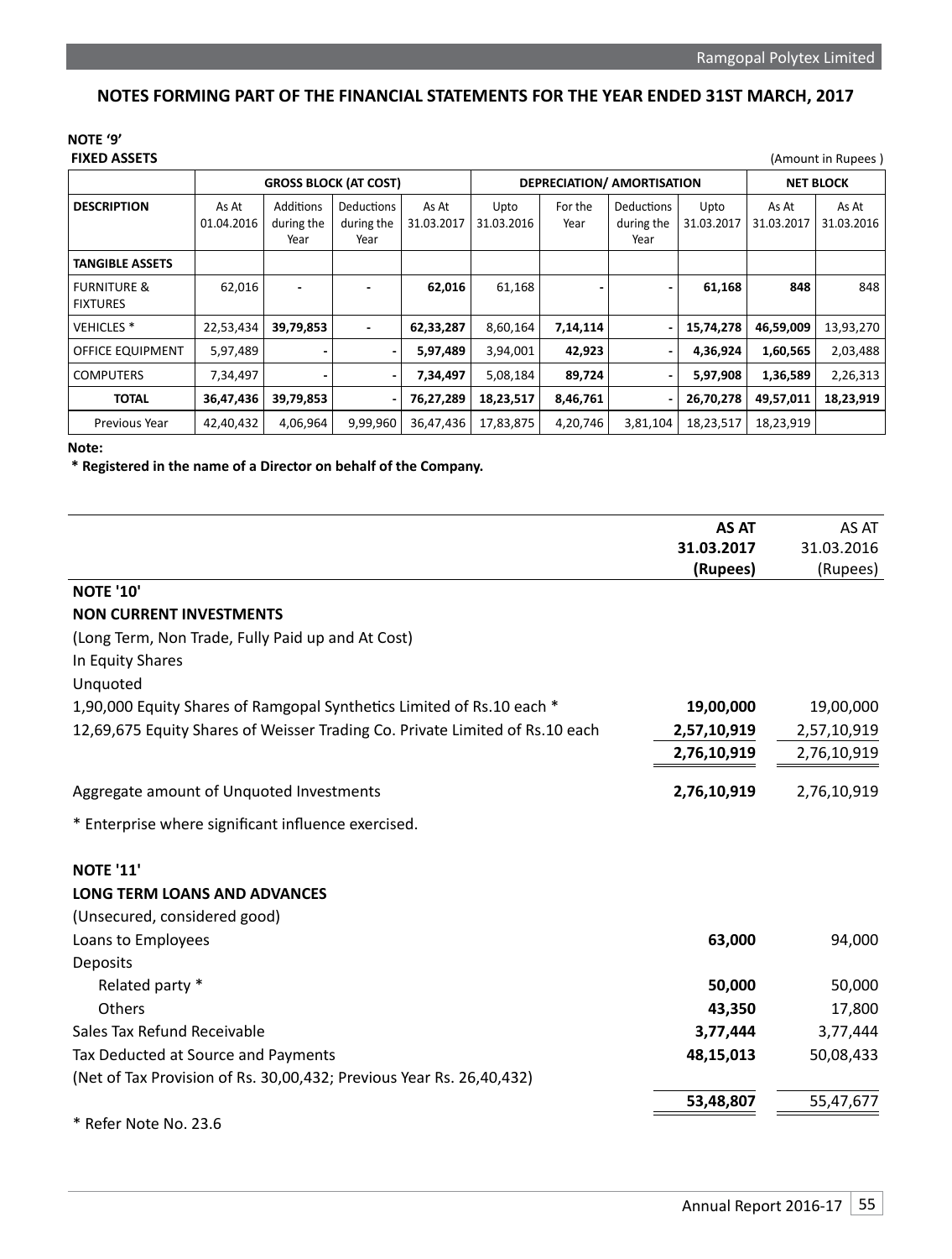## NOTES FORMING PART OF THE FINANCIAL STATEMENTS FOR THE YEAR ENDED 31ST MARCH, 2017

**NOTE '9'**

**FIXED ASSETS**

(Amount in Rupees )

| | GROSS BLOCK (AT COST) | | | | DEPRECIATION/ AMORTISATION | | | | NET BLOCK | |
|---|---|---|---|---|---|---|---|---|---|---|
| **DESCRIPTION** | As At 01.04.2016 | Additions during the Year | Deductions during the Year | As At 31.03.2017 | Upto 31.03.2016 | For the Year | Deductions during the Year | Upto 31.03.2017 | As At 31.03.2017 | As At 31.03.2016 |
| **TANGIBLE ASSETS** | | | | | | | | | | |
| FURNITURE & FIXTURES | 62,016 | - | - | **62,016** | 61,168 | - | - | **61,168** | **848** | 848 |
| VEHICLES * | 22,53,434 | **39,79,853** | - | **62,33,287** | 8,60,164 | **7,14,114** | - | **15,74,278** | **46,59,009** | 13,93,270 |
| OFFICE EQUIPMENT | 5,97,489 | - | - | **5,97,489** | 3,94,001 | **42,923** | - | **4,36,924** | **1,60,565** | 2,03,488 |
| COMPUTERS | 7,34,497 | - | - | **7,34,497** | 5,08,184 | **89,724** | - | **5,97,908** | **1,36,589** | 2,26,313 |
| **TOTAL** | **36,47,436** | **39,79,853** | - | **76,27,289** | **18,23,517** | **8,46,761** | - | **26,70,278** | **49,57,011** | **18,23,919** |
| Previous Year | 42,40,432 | 4,06,964 | 9,99,960 | 36,47,436 | 17,83,875 | 4,20,746 | 3,81,104 | 18,23,517 | 18,23,919 | |

**Note:**

**\* Registered in the name of a Director on behalf of the Company.**

| | **AS AT 31.03.2017 (Rupees)** | AS AT 31.03.2016 (Rupees) |
|---|---|---|
| **NOTE '10'** | | |
| **NON CURRENT INVESTMENTS** | | |
| (Long Term, Non Trade, Fully Paid up and At Cost) | | |
| In Equity Shares | | |
| Unquoted | | |
| 1,90,000 Equity Shares of Ramgopal Synthetics Limited of Rs.10 each * | **19,00,000** | 19,00,000 |
| 12,69,675 Equity Shares of Weisser Trading Co. Private Limited of Rs.10 each | **2,57,10,919** | 2,57,10,919 |
| | **2,76,10,919** | 2,76,10,919 |
| Aggregate amount of Unquoted Investments | **2,76,10,919** | 2,76,10,919 |

\* Enterprise where significant influence exercised.

| | | |
|---|---|---|
| **NOTE '11'** | | |
| **LONG TERM LOANS AND ADVANCES** | | |
| (Unsecured, considered good) | | |
| Loans to Employees | **63,000** | 94,000 |
| Deposits | | |
| Related party * | **50,000** | 50,000 |
| Others | **43,350** | 17,800 |
| Sales Tax Refund Receivable | **3,77,444** | 3,77,444 |
| Tax Deducted at Source and Payments | **48,15,013** | 50,08,433 |
| (Net of Tax Provision of Rs. 30,00,432; Previous Year Rs. 26,40,432) | | |
| | **53,48,807** | 55,47,677 |

\* Refer Note No. 23.6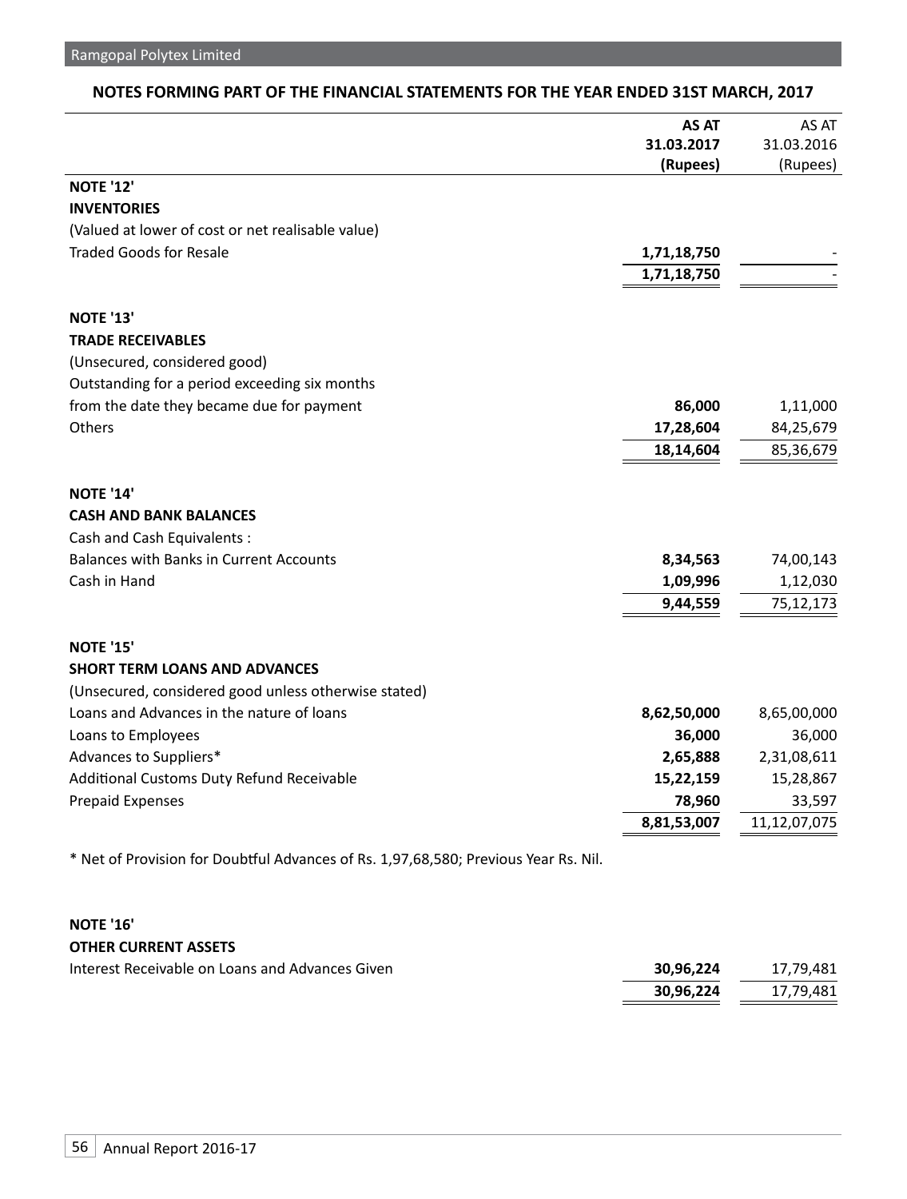## NOTES FORMING PART OF THE FINANCIAL STATEMENTS FOR THE YEAR ENDED 31ST MARCH, 2017

| | **AS AT 31.03.2017 (Rupees)** | AS AT 31.03.2016 (Rupees) |
|---|---|---|
| **NOTE '12'** | | |
| **INVENTORIES** | | |
| (Valued at lower of cost or net realisable value) | | |
| Traded Goods for Resale | **1,71,18,750** | - |
| | **1,71,18,750** | - |
| **NOTE '13'** | | |
| **TRADE RECEIVABLES** | | |
| (Unsecured, considered good) | | |
| Outstanding for a period exceeding six months from the date they became due for payment | **86,000** | 1,11,000 |
| Others | **17,28,604** | 84,25,679 |
| | **18,14,604** | 85,36,679 |
| **NOTE '14'** | | |
| **CASH AND BANK BALANCES** | | |
| Cash and Cash Equivalents : | | |
| Balances with Banks in Current Accounts | **8,34,563** | 74,00,143 |
| Cash in Hand | **1,09,996** | 1,12,030 |
| | **9,44,559** | 75,12,173 |
| **NOTE '15'** | | |
| **SHORT TERM LOANS AND ADVANCES** | | |
| (Unsecured, considered good unless otherwise stated) | | |
| Loans and Advances in the nature of loans | **8,62,50,000** | 8,65,00,000 |
| Loans to Employees | **36,000** | 36,000 |
| Advances to Suppliers* | **2,65,888** | 2,31,08,611 |
| Additional Customs Duty Refund Receivable | **15,22,159** | 15,28,867 |
| Prepaid Expenses | **78,960** | 33,597 |
| | **8,81,53,007** | 11,12,07,075 |

* Net of Provision for Doubtful Advances of Rs. 1,97,68,580; Previous Year Rs. Nil.

| | **AS AT 31.03.2017 (Rupees)** | AS AT 31.03.2016 (Rupees) |
|---|---|---|
| **NOTE '16'** | | |
| **OTHER CURRENT ASSETS** | | |
| Interest Receivable on Loans and Advances Given | **30,96,224** | 17,79,481 |
| | **30,96,224** | 17,79,481 |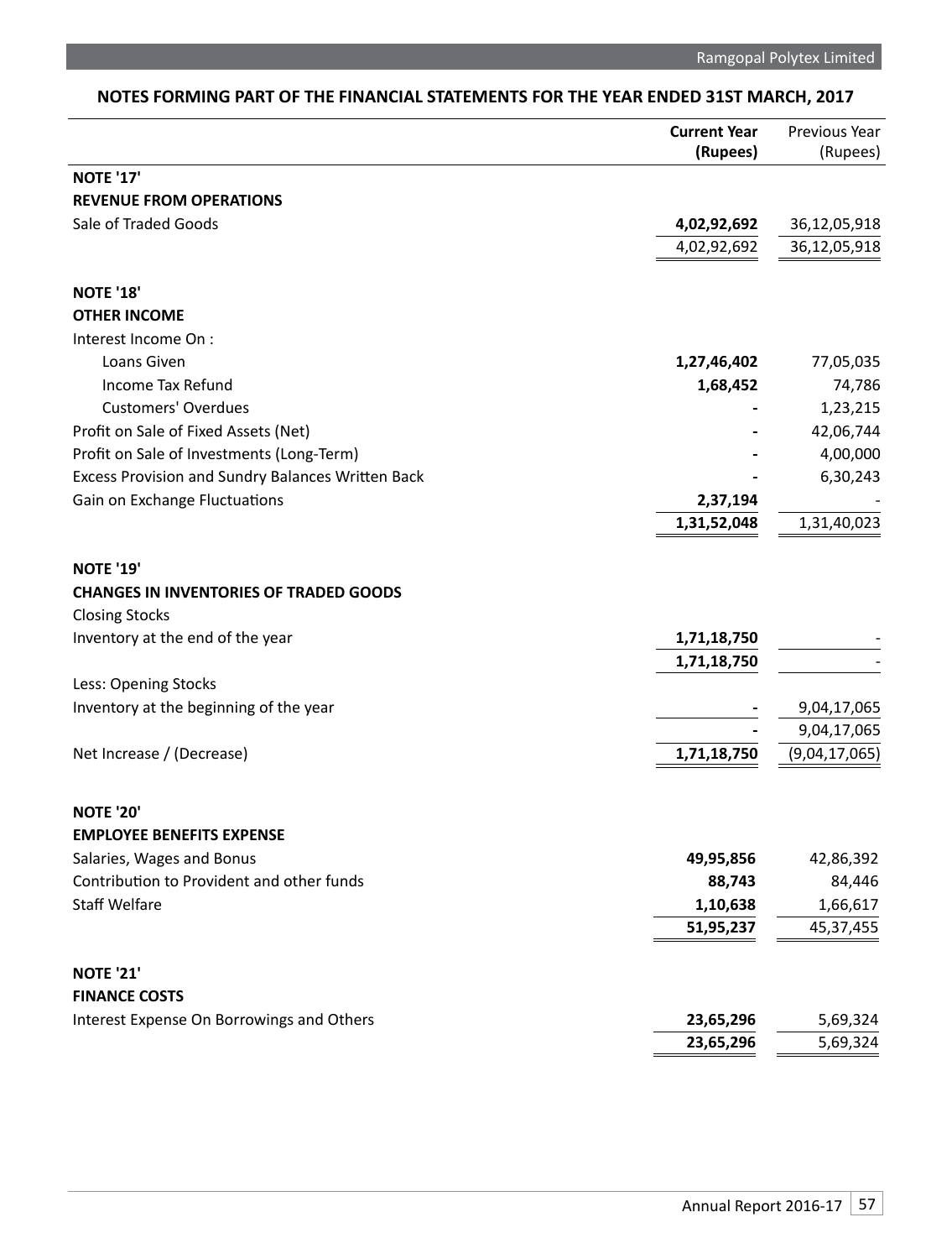## NOTES FORMING PART OF THE FINANCIAL STATEMENTS FOR THE YEAR ENDED 31ST MARCH, 2017

| | Current Year (Rupees) | Previous Year (Rupees) |
|---|---|---|
| **NOTE '17'** | | |
| **REVENUE FROM OPERATIONS** | | |
| Sale of Traded Goods | **4,02,92,692** | 36,12,05,918 |
| | 4,02,92,692 | 36,12,05,918 |
| **NOTE '18'** | | |
| **OTHER INCOME** | | |
| Interest Income On : | | |
| Loans Given | **1,27,46,402** | 77,05,035 |
| Income Tax Refund | **1,68,452** | 74,786 |
| Customers' Overdues | **-** | 1,23,215 |
| Profit on Sale of Fixed Assets (Net) | **-** | 42,06,744 |
| Profit on Sale of Investments (Long-Term) | **-** | 4,00,000 |
| Excess Provision and Sundry Balances Written Back | **-** | 6,30,243 |
| Gain on Exchange Fluctuations | **2,37,194** | - |
| | **1,31,52,048** | 1,31,40,023 |
| **NOTE '19'** | | |
| **CHANGES IN INVENTORIES OF TRADED GOODS** | | |
| Closing Stocks | | |
| Inventory at the end of the year | **1,71,18,750** | - |
| | **1,71,18,750** | - |
| Less: Opening Stocks | | |
| Inventory at the beginning of the year | **-** | 9,04,17,065 |
| | **-** | 9,04,17,065 |
| Net Increase / (Decrease) | **1,71,18,750** | (9,04,17,065) |
| **NOTE '20'** | | |
| **EMPLOYEE BENEFITS EXPENSE** | | |
| Salaries, Wages and Bonus | **49,95,856** | 42,86,392 |
| Contribution to Provident and other funds | **88,743** | 84,446 |
| Staff Welfare | **1,10,638** | 1,66,617 |
| | **51,95,237** | 45,37,455 |
| **NOTE '21'** | | |
| **FINANCE COSTS** | | |
| Interest Expense On Borrowings and Others | **23,65,296** | 5,69,324 |
| | **23,65,296** | 5,69,324 |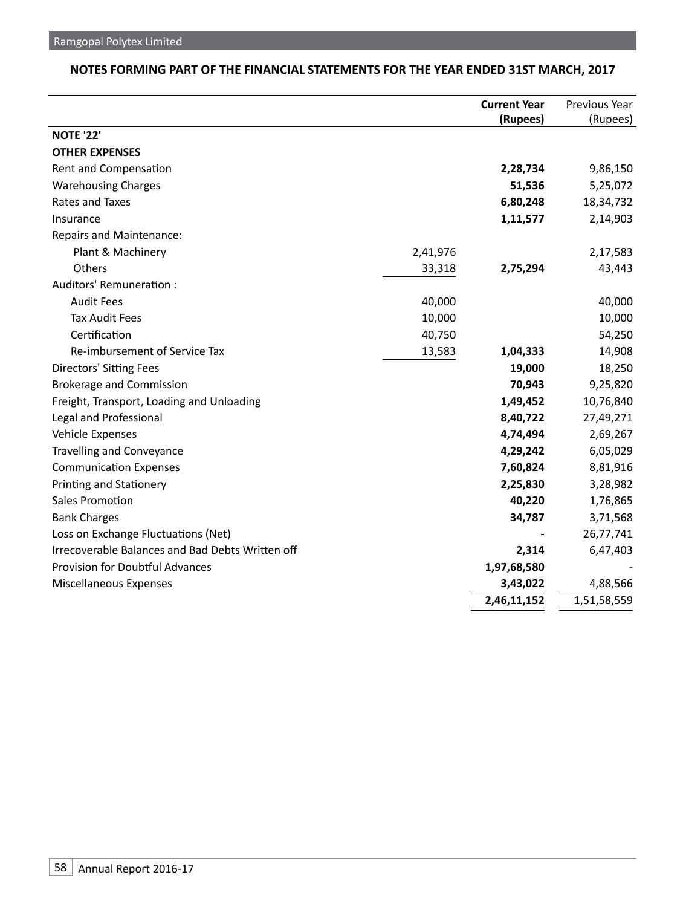## NOTES FORMING PART OF THE FINANCIAL STATEMENTS FOR THE YEAR ENDED 31ST MARCH, 2017

| | | Current Year (Rupees) | Previous Year (Rupees) |
|---|---|---|---|
| **NOTE '22'** | | | |
| **OTHER EXPENSES** | | | |
| Rent and Compensation | | **2,28,734** | 9,86,150 |
| Warehousing Charges | | **51,536** | 5,25,072 |
| Rates and Taxes | | **6,80,248** | 18,34,732 |
| Insurance | | **1,11,577** | 2,14,903 |
| Repairs and Maintenance: | | | |
| Plant & Machinery | 2,41,976 | | 2,17,583 |
| Others | 33,318 | **2,75,294** | 43,443 |
| Auditors' Remuneration : | | | |
| Audit Fees | 40,000 | | 40,000 |
| Tax Audit Fees | 10,000 | | 10,000 |
| Certification | 40,750 | | 54,250 |
| Re-imbursement of Service Tax | 13,583 | **1,04,333** | 14,908 |
| Directors' Sitting Fees | | **19,000** | 18,250 |
| Brokerage and Commission | | **70,943** | 9,25,820 |
| Freight, Transport, Loading and Unloading | | **1,49,452** | 10,76,840 |
| Legal and Professional | | **8,40,722** | 27,49,271 |
| Vehicle Expenses | | **4,74,494** | 2,69,267 |
| Travelling and Conveyance | | **4,29,242** | 6,05,029 |
| Communication Expenses | | **7,60,824** | 8,81,916 |
| Printing and Stationery | | **2,25,830** | 3,28,982 |
| Sales Promotion | | **40,220** | 1,76,865 |
| Bank Charges | | **34,787** | 3,71,568 |
| Loss on Exchange Fluctuations (Net) | | **-** | 26,77,741 |
| Irrecoverable Balances and Bad Debts Written off | | **2,314** | 6,47,403 |
| Provision for Doubtful Advances | | **1,97,68,580** | - |
| Miscellaneous Expenses | | **3,43,022** | 4,88,566 |
| | | **2,46,11,152** | 1,51,58,559 |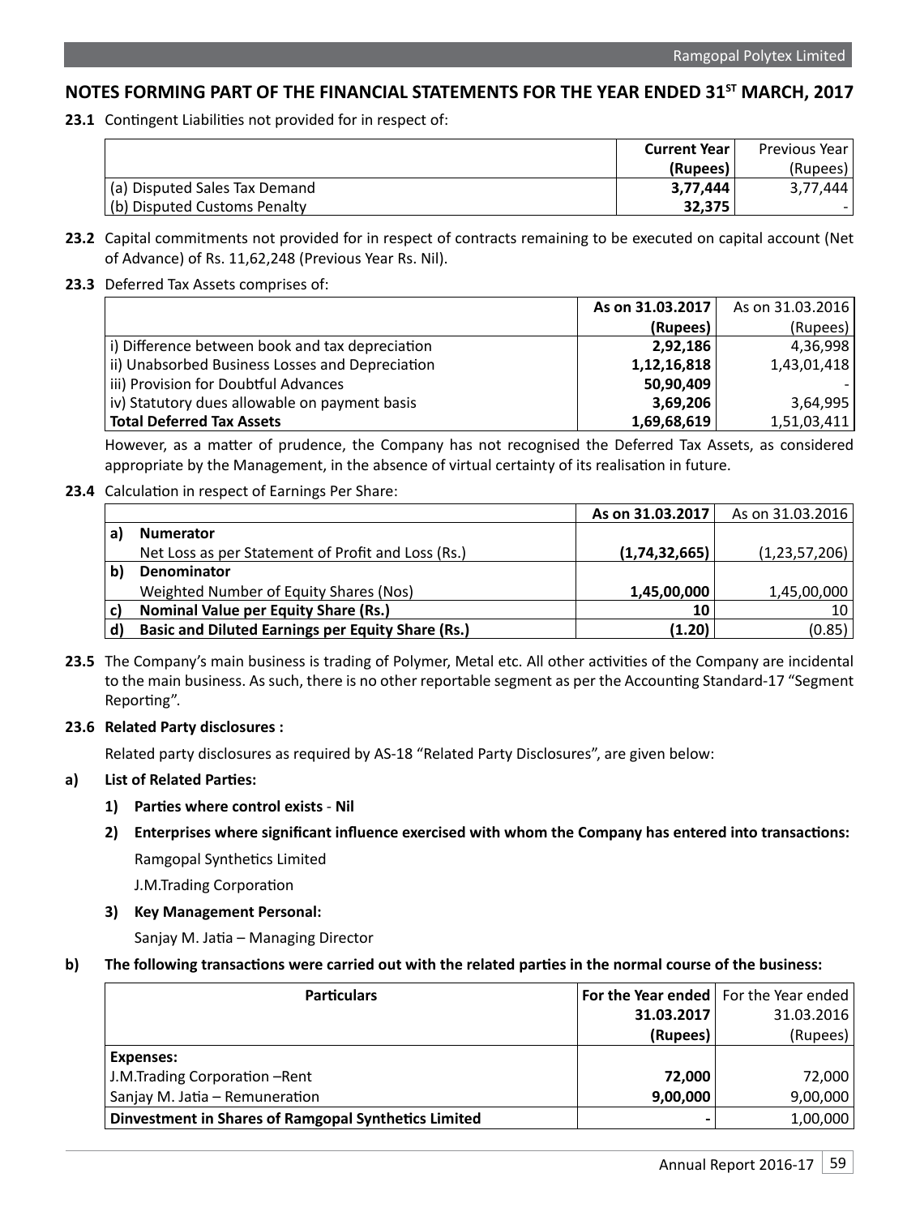## NOTES FORMING PART OF THE FINANCIAL STATEMENTS FOR THE YEAR ENDED 31ST MARCH, 2017

**23.1** Contingent Liabilities not provided for in respect of:

| | Current Year (Rupees) | Previous Year (Rupees) |
|---|---|---|
| (a) Disputed Sales Tax Demand | **3,77,444** | 3,77,444 |
| (b) Disputed Customs Penalty | **32,375** | - |

**23.2** Capital commitments not provided for in respect of contracts remaining to be executed on capital account (Net of Advance) of Rs. 11,62,248 (Previous Year Rs. Nil).

**23.3** Deferred Tax Assets comprises of:

| | As on 31.03.2017 (Rupees) | As on 31.03.2016 (Rupees) |
|---|---|---|
| i) Difference between book and tax depreciation | **2,92,186** | 4,36,998 |
| ii) Unabsorbed Business Losses and Depreciation | **1,12,16,818** | 1,43,01,418 |
| iii) Provision for Doubtful Advances | **50,90,409** | - |
| iv) Statutory dues allowable on payment basis | **3,69,206** | 3,64,995 |
| **Total Deferred Tax Assets** | **1,69,68,619** | 1,51,03,411 |

However, as a matter of prudence, the Company has not recognised the Deferred Tax Assets, as considered appropriate by the Management, in the absence of virtual certainty of its realisation in future.

**23.4** Calculation in respect of Earnings Per Share:

| | | As on 31.03.2017 | As on 31.03.2016 |
|---|---|---|---|
| a) | **Numerator** | | |
| | Net Loss as per Statement of Profit and Loss (Rs.) | **(1,74,32,665)** | (1,23,57,206) |
| b) | **Denominator** | | |
| | Weighted Number of Equity Shares (Nos) | **1,45,00,000** | 1,45,00,000 |
| c) | **Nominal Value per Equity Share (Rs.)** | **10** | 10 |
| d) | **Basic and Diluted Earnings per Equity Share (Rs.)** | **(1.20)** | (0.85) |

**23.5** The Company's main business is trading of Polymer, Metal etc. All other activities of the Company are incidental to the main business. As such, there is no other reportable segment as per the Accounting Standard-17 "Segment Reporting".

**23.6 Related Party disclosures :**

Related party disclosures as required by AS-18 "Related Party Disclosures", are given below:

**a) List of Related Parties:**

1) **Parties where control exists** - **Nil**

2) **Enterprises where significant influence exercised with whom the Company has entered into transactions:**

   Ramgopal Synthetics Limited

   J.M.Trading Corporation

3) **Key Management Personal:**

   Sanjay M. Jatia – Managing Director

**b) The following transactions were carried out with the related parties in the normal course of the business:**

| Particulars | For the Year ended 31.03.2017 (Rupees) | For the Year ended 31.03.2016 (Rupees) |
|---|---|---|
| **Expenses:** | | |
| J.M.Trading Corporation –Rent | **72,000** | 72,000 |
| Sanjay M. Jatia – Remuneration | **9,00,000** | 9,00,000 |
| **Dinvestment in Shares of Ramgopal Synthetics Limited** | **-** | 1,00,000 |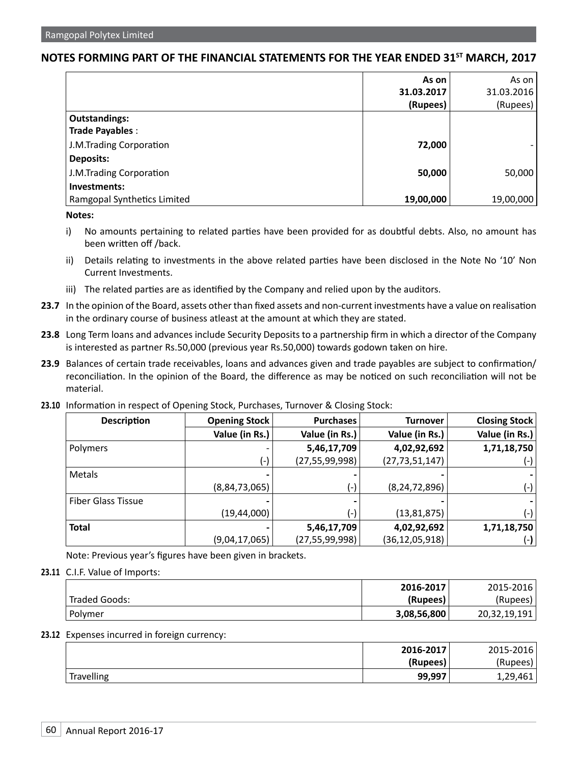## NOTES FORMING PART OF THE FINANCIAL STATEMENTS FOR THE YEAR ENDED 31ST MARCH, 2017

| | As on 31.03.2017 (Rupees) | As on 31.03.2016 (Rupees) |
|---|---|---|
| **Outstandings:** | | |
| **Trade Payables** : | | |
| J.M.Trading Corporation | **72,000** | - |
| **Deposits:** | | |
| J.M.Trading Corporation | **50,000** | 50,000 |
| **Investments:** | | |
| Ramgopal Synthetics Limited | **19,00,000** | 19,00,000 |

**Notes:**

i) No amounts pertaining to related parties have been provided for as doubtful debts. Also, no amount has been written off /back.

ii) Details relating to investments in the above related parties have been disclosed in the Note No '10' Non Current Investments.

iii) The related parties are as identified by the Company and relied upon by the auditors.

**23.7** In the opinion of the Board, assets other than fixed assets and non-current investments have a value on realisation in the ordinary course of business atleast at the amount at which they are stated.

**23.8** Long Term loans and advances include Security Deposits to a partnership firm in which a director of the Company is interested as partner Rs.50,000 (previous year Rs.50,000) towards godown taken on hire.

**23.9** Balances of certain trade receivables, loans and advances given and trade payables are subject to confirmation/ reconciliation. In the opinion of the Board, the difference as may be noticed on such reconciliation will not be material.

**23.10** Information in respect of Opening Stock, Purchases, Turnover & Closing Stock:

| Description | Opening Stock | Purchases | Turnover | Closing Stock |
|---|---|---|---|---|
| | Value (in Rs.) | Value (in Rs.) | Value (in Rs.) | Value (in Rs.) |
| Polymers | - | **5,46,17,709** | **4,02,92,692** | **1,71,18,750** |
| | (-) | (27,55,99,998) | (27,73,51,147) | (-) |
| Metals | **-** | **-** | **-** | **-** |
| | (8,84,73,065) | (-) | (8,24,72,896) | (-) |
| Fiber Glass Tissue | **-** | **-** | **-** | **-** |
| | (19,44,000) | (-) | (13,81,875) | (-) |
| **Total** | **-** | **5,46,17,709** | **4,02,92,692** | **1,71,18,750** |
| | (9,04,17,065) | (27,55,99,998) | (36,12,05,918) | (-) |

Note: Previous year's figures have been given in brackets.

**23.11** C.I.F. Value of Imports:

| Traded Goods: | 2016-2017 (Rupees) | 2015-2016 (Rupees) |
|---|---|---|
| Polymer | **3,08,56,800** | 20,32,19,191 |

**23.12** Expenses incurred in foreign currency:

| | 2016-2017 (Rupees) | 2015-2016 (Rupees) |
|---|---|---|
| Travelling | **99,997** | 1,29,461 |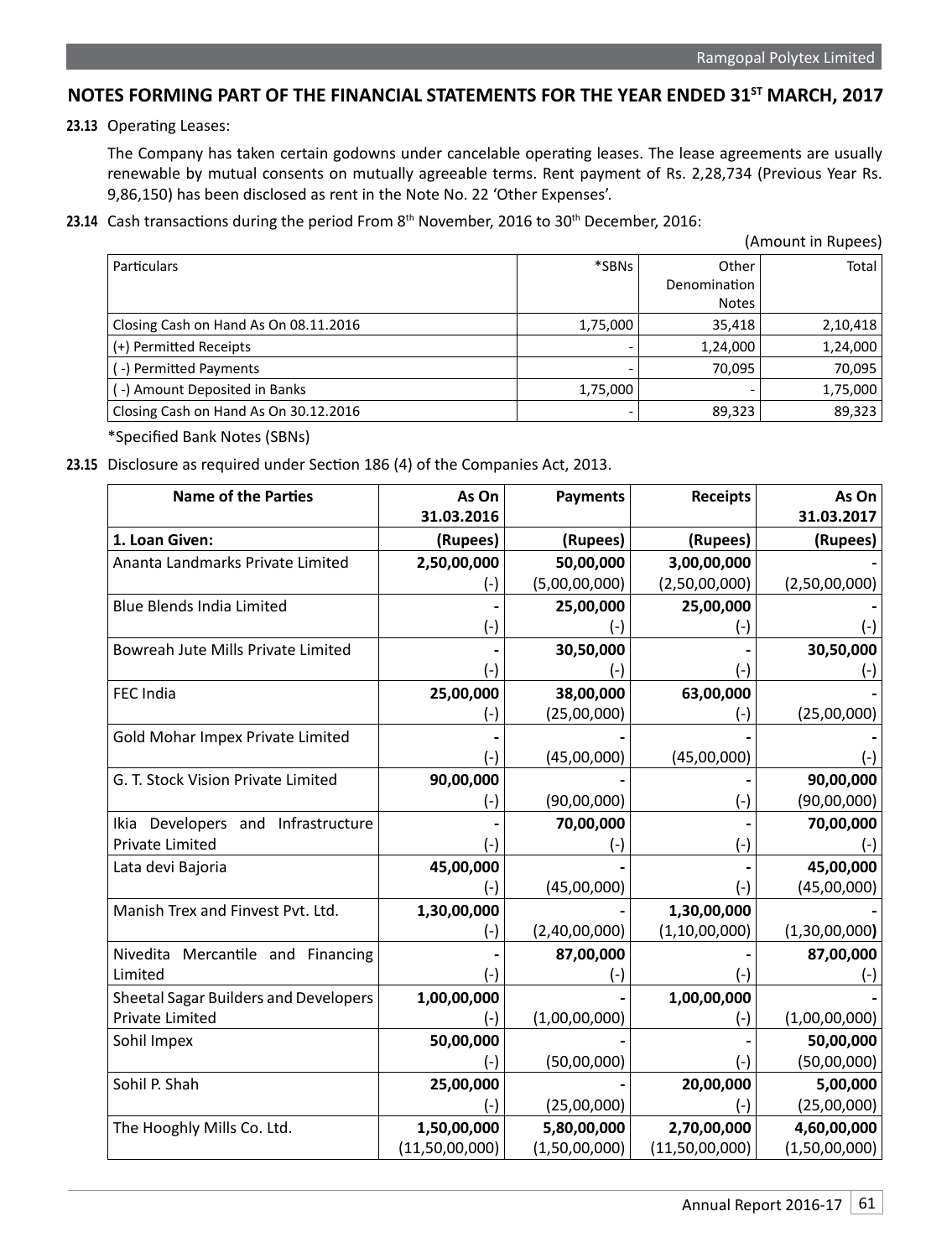## NOTES FORMING PART OF THE FINANCIAL STATEMENTS FOR THE YEAR ENDED 31ST MARCH, 2017

**23.13** Operating Leases:

The Company has taken certain godowns under cancelable operating leases. The lease agreements are usually renewable by mutual consents on mutually agreeable terms. Rent payment of Rs. 2,28,734 (Previous Year Rs. 9,86,150) has been disclosed as rent in the Note No. 22 'Other Expenses'.

**23.14** Cash transactions during the period From 8th November, 2016 to 30th December, 2016:

(Amount in Rupees)

| Particulars | *SBNs | Other Denomination Notes | Total |
|---|---|---|---|
| Closing Cash on Hand As On 08.11.2016 | 1,75,000 | 35,418 | 2,10,418 |
| (+) Permitted Receipts | - | 1,24,000 | 1,24,000 |
| ( -) Permitted Payments | - | 70,095 | 70,095 |
| ( -) Amount Deposited in Banks | 1,75,000 | - | 1,75,000 |
| Closing Cash on Hand As On 30.12.2016 | - | 89,323 | 89,323 |

*Specified Bank Notes (SBNs)

**23.15** Disclosure as required under Section 186 (4) of the Companies Act, 2013.

| Name of the Parties | As On 31.03.2016 | Payments | Receipts | As On 31.03.2017 |
|---|---|---|---|---|
| **1. Loan Given:** | **(Rupees)** | **(Rupees)** | **(Rupees)** | **(Rupees)** |
| Ananta Landmarks Private Limited | **2,50,00,000** | **50,00,000** | **3,00,00,000** | **-** |
| | (-) | (5,00,00,000) | (2,50,00,000) | (2,50,00,000) |
| Blue Blends India Limited | **-** | **25,00,000** | **25,00,000** | **-** |
| | (-) | (-) | (-) | (-) |
| Bowreah Jute Mills Private Limited | **-** | **30,50,000** | **-** | **30,50,000** |
| | (-) | (-) | (-) | (-) |
| FEC India | **25,00,000** | **38,00,000** | **63,00,000** | **-** |
| | (-) | (25,00,000) | (-) | (25,00,000) |
| Gold Mohar Impex Private Limited | **-** | **-** | **-** | **-** |
| | (-) | (45,00,000) | (45,00,000) | (-) |
| G. T. Stock Vision Private Limited | **90,00,000** | **-** | **-** | **90,00,000** |
| | (-) | (90,00,000) | (-) | (90,00,000) |
| Ikia Developers and Infrastructure Private Limited | **-** | **70,00,000** | **-** | **70,00,000** |
| | (-) | (-) | (-) | (-) |
| Lata devi Bajoria | **45,00,000** | **-** | **-** | **45,00,000** |
| | (-) | (45,00,000) | (-) | (45,00,000) |
| Manish Trex and Finvest Pvt. Ltd. | **1,30,00,000** | **-** | **1,30,00,000** | **-** |
| | (-) | (2,40,00,000) | (1,10,00,000) | (1,30,00,000) |
| Nivedita Mercantile and Financing Limited | **-** | **87,00,000** | **-** | **87,00,000** |
| | (-) | (-) | (-) | (-) |
| Sheetal Sagar Builders and Developers Private Limited | **1,00,00,000** | **-** | **1,00,00,000** | **-** |
| | (-) | (1,00,00,000) | (-) | (1,00,00,000) |
| Sohil Impex | **50,00,000** | **-** | **-** | **50,00,000** |
| | (-) | (50,00,000) | (-) | (50,00,000) |
| Sohil P. Shah | **25,00,000** | **-** | **20,00,000** | **5,00,000** |
| | (-) | (25,00,000) | (-) | (25,00,000) |
| The Hooghly Mills Co. Ltd. | **1,50,00,000** | **5,80,00,000** | **2,70,00,000** | **4,60,00,000** |
| | (11,50,00,000) | (1,50,00,000) | (11,50,00,000) | (1,50,00,000) |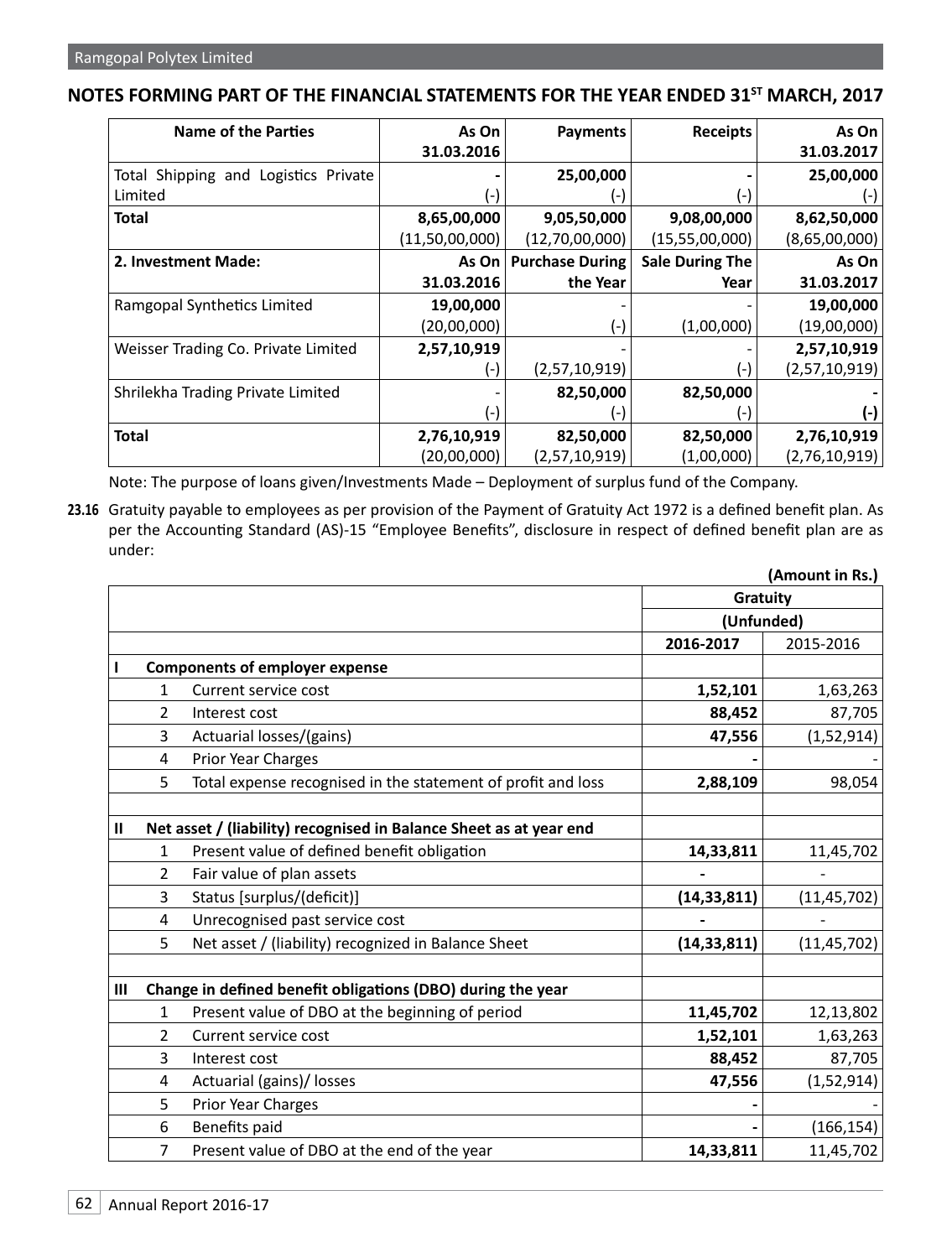## NOTES FORMING PART OF THE FINANCIAL STATEMENTS FOR THE YEAR ENDED 31ST MARCH, 2017

| Name of the Parties | As On 31.03.2016 | Payments | Receipts | As On 31.03.2017 |
|---|---|---|---|---|
| Total Shipping and Logistics Private Limited | - (-) | 25,00,000 (-) | - (-) | 25,00,000 (-) |
| **Total** | **8,65,00,000** (11,50,00,000) | **9,05,50,000** (12,70,00,000) | **9,08,00,000** (15,55,00,000) | **8,62,50,000** (8,65,00,000) |
| **2. Investment Made:** | **As On 31.03.2016** | **Purchase During the Year** | **Sale During The Year** | **As On 31.03.2017** |
| Ramgopal Synthetics Limited | **19,00,000** (20,00,000) | - (-) | - (1,00,000) | **19,00,000** (19,00,000) |
| Weisser Trading Co. Private Limited | **2,57,10,919** (-) | - (2,57,10,919) | - (-) | **2,57,10,919** (2,57,10,919) |
| Shrilekha Trading Private Limited | - (-) | **82,50,000** (-) | **82,50,000** (-) | **-** **(-)** |
| **Total** | **2,76,10,919** (20,00,000) | **82,50,000** (2,57,10,919) | **82,50,000** (1,00,000) | **2,76,10,919** (2,76,10,919) |

Note: The purpose of loans given/Investments Made – Deployment of surplus fund of the Company.

**23.16** Gratuity payable to employees as per provision of the Payment of Gratuity Act 1972 is a defined benefit plan. As per the Accounting Standard (AS)-15 "Employee Benefits", disclosure in respect of defined benefit plan are as under:

**(Amount in Rs.)**

| | | | Gratuity | |
|---|---|---|---|---|
| | | | (Unfunded) | |
| | | | **2016-2017** | 2015-2016 |
| **I** | **Components of employer expense** | | | |
| | 1 | Current service cost | **1,52,101** | 1,63,263 |
| | 2 | Interest cost | **88,452** | 87,705 |
| | 3 | Actuarial losses/(gains) | **47,556** | (1,52,914) |
| | 4 | Prior Year Charges | **-** | - |
| | 5 | Total expense recognised in the statement of profit and loss | **2,88,109** | 98,054 |
| | | | | |
| **II** | **Net asset / (liability) recognised in Balance Sheet as at year end** | | | |
| | 1 | Present value of defined benefit obligation | **14,33,811** | 11,45,702 |
| | 2 | Fair value of plan assets | **-** | - |
| | 3 | Status [surplus/(deficit)] | **(14,33,811)** | (11,45,702) |
| | 4 | Unrecognised past service cost | **-** | - |
| | 5 | Net asset / (liability) recognized in Balance Sheet | **(14,33,811)** | (11,45,702) |
| | | | | |
| **III** | **Change in defined benefit obligations (DBO) during the year** | | | |
| | 1 | Present value of DBO at the beginning of period | **11,45,702** | 12,13,802 |
| | 2 | Current service cost | **1,52,101** | 1,63,263 |
| | 3 | Interest cost | **88,452** | 87,705 |
| | 4 | Actuarial (gains)/ losses | **47,556** | (1,52,914) |
| | 5 | Prior Year Charges | **-** | - |
| | 6 | Benefits paid | **-** | (166,154) |
| | 7 | Present value of DBO at the end of the year | **14,33,811** | 11,45,702 |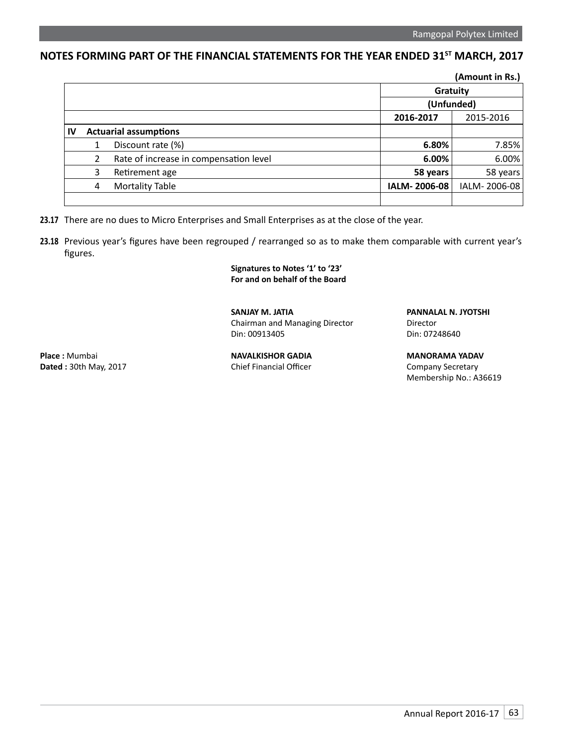## NOTES FORMING PART OF THE FINANCIAL STATEMENTS FOR THE YEAR ENDED 31ST MARCH, 2017

**(Amount in Rs.)**

| | | Gratuity | |
|---|---|---|---|
| | | (Unfunded) | |
| | | **2016-2017** | 2015-2016 |
| **IV** | **Actuarial assumptions** | | |
| 1 | Discount rate (%) | **6.80%** | 7.85% |
| 2 | Rate of increase in compensation level | **6.00%** | 6.00% |
| 3 | Retirement age | **58 years** | 58 years |
| 4 | Mortality Table | **IALM- 2006-08** | IALM- 2006-08 |
| | | | |

**23.17** There are no dues to Micro Enterprises and Small Enterprises as at the close of the year.

**23.18** Previous year's figures have been regrouped / rearranged so as to make them comparable with current year's figures.

**Signatures to Notes '1' to '23'**
**For and on behalf of the Board**

**SANJAY M. JATIA**
Chairman and Managing Director
Din: 00913405

**PANNALAL N. JYOTSHI**
Director
Din: 07248640

**Place :** Mumbai
**Dated :** 30th May, 2017

**NAVALKISHOR GADIA**
Chief Financial Officer

**MANORAMA YADAV**
Company Secretary
Membership No.: A36619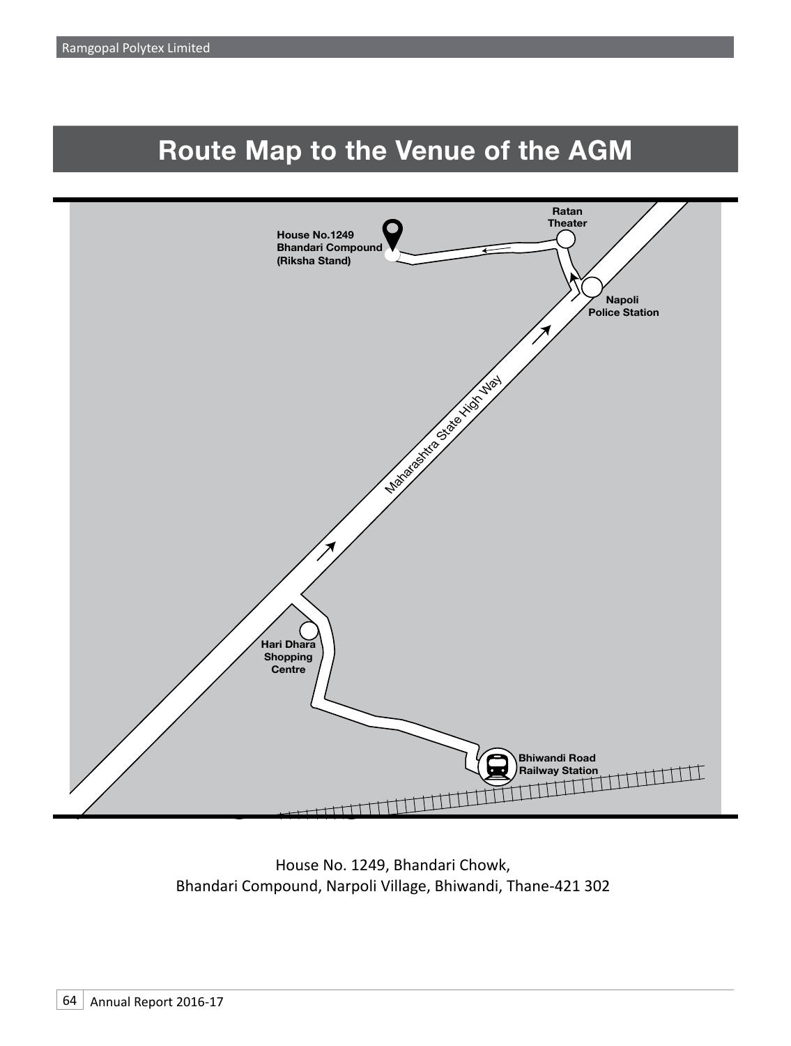# Route Map to the Venue of the AGM

House No.1249
Bhandari Compound
(Riksha Stand)

Ratan Theater

Napoli Police Station

Maharashtra State High Way

Hari Dhara Shopping Centre

Bhiwandi Road Railway Station

House No. 1249, Bhandari Chowk,
Bhandari Compound, Narpoli Village, Bhiwandi, Thane-421 302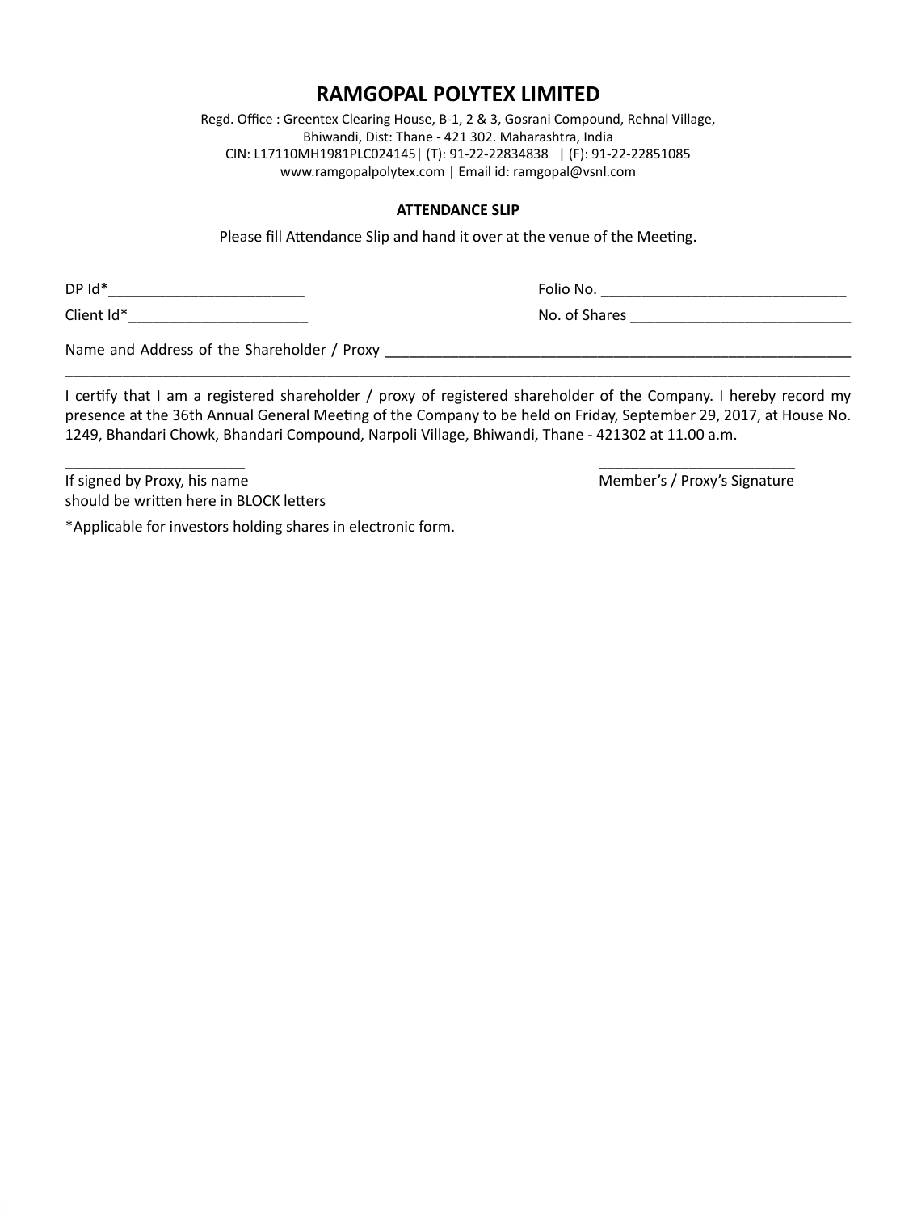# RAMGOPAL POLYTEX LIMITED

Regd. Office : Greentex Clearing House, B-1, 2 & 3, Gosrani Compound, Rehnal Village, Bhiwandi, Dist: Thane - 421 302. Maharashtra, India
CIN: L17110MH1981PLC024145| (T): 91-22-22834838 | (F): 91-22-22851085
www.ramgopalpolytex.com | Email id: ramgopal@vsnl.com

**ATTENDANCE SLIP**

Please fill Attendance Slip and hand it over at the venue of the Meeting.

DP Id*________________________ Folio No. ______________________________

Client Id*______________________ No. of Shares ___________________________

Name and Address of the Shareholder / Proxy ___________________________________________________________
_____________________________________________________________________________________________________

I certify that I am a registered shareholder / proxy of registered shareholder of the Company. I hereby record my presence at the 36th Annual General Meeting of the Company to be held on Friday, September 29, 2017, at House No. 1249, Bhandari Chowk, Bhandari Compound, Narpoli Village, Bhiwandi, Thane - 421302 at 11.00 a.m.

______________________ ________________________

If signed by Proxy, his name should be written here in BLOCK letters

Member's / Proxy's Signature

*Applicable for investors holding shares in electronic form.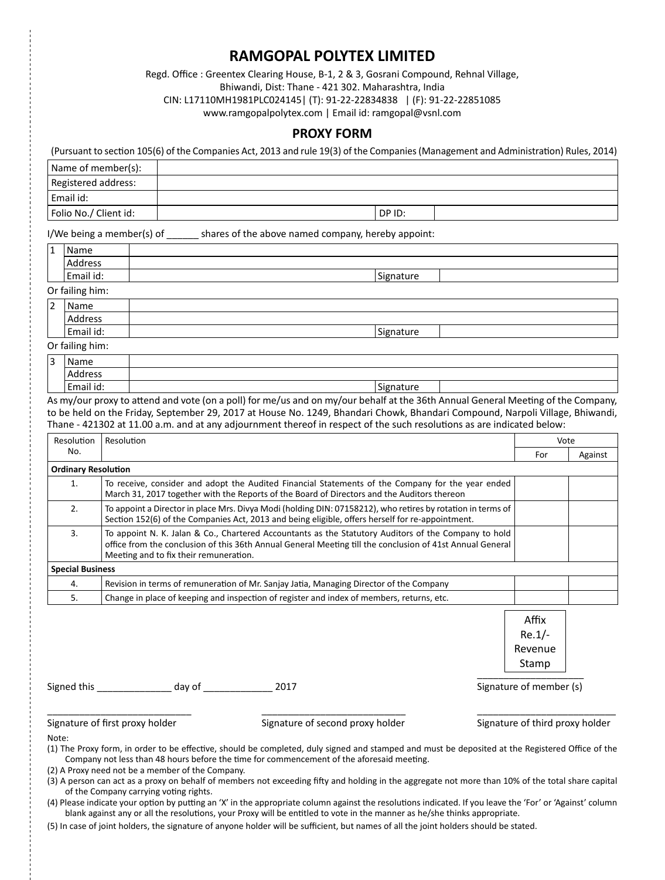# RAMGOPAL POLYTEX LIMITED

Regd. Office : Greentex Clearing House, B-1, 2 & 3, Gosrani Compound, Rehnal Village, Bhiwandi, Dist: Thane - 421 302. Maharashtra, India
CIN: L17110MH1981PLC024145| (T): 91-22-22834838 | (F): 91-22-22851085
www.ramgopalpolytex.com | Email id: ramgopal@vsnl.com

## PROXY FORM

(Pursuant to section 105(6) of the Companies Act, 2013 and rule 19(3) of the Companies (Management and Administration) Rules, 2014)

| Name of member(s): | | | |
|---|---|---|---|
| Registered address: | | | |
| Email id: | | | |
| Folio No./ Client id: | | DP ID: | |

I/We being a member(s) of ______ shares of the above named company, hereby appoint:

| 1 | Name | | | |
|---|---|---|---|---|
| | Address | | | |
| | Email id: | | Signature | |

Or failing him:

| 2 | Name | | | |
|---|---|---|---|---|
| | Address | | | |
| | Email id: | | Signature | |

Or failing him:

| 3 | Name | | | |
|---|---|---|---|---|
| | Address | | | |
| | Email id: | | Signature | |

As my/our proxy to attend and vote (on a poll) for me/us and on my/our behalf at the 36th Annual General Meeting of the Company, to be held on the Friday, September 29, 2017 at House No. 1249, Bhandari Chowk, Bhandari Compound, Narpoli Village, Bhiwandi, Thane - 421302 at 11.00 a.m. and at any adjournment thereof in respect of the such resolutions as are indicated below:

| Resolution No. | Resolution | Vote | |
|---|---|---|---|
| | | For | Against |
| **Ordinary Resolution** | | | |
| 1. | To receive, consider and adopt the Audited Financial Statements of the Company for the year ended March 31, 2017 together with the Reports of the Board of Directors and the Auditors thereon | | |
| 2. | To appoint a Director in place Mrs. Divya Modi (holding DIN: 07158212), who retires by rotation in terms of Section 152(6) of the Companies Act, 2013 and being eligible, offers herself for re-appointment. | | |
| 3. | To appoint N. K. Jalan & Co., Chartered Accountants as the Statutory Auditors of the Company to hold office from the conclusion of this 36th Annual General Meeting till the conclusion of 41st Annual General Meeting and to fix their remuneration. | | |
| **Special Business** | | | |
| 4. | Revision in terms of remuneration of Mr. Sanjay Jatia, Managing Director of the Company | | |
| 5. | Change in place of keeping and inspection of register and index of members, returns, etc. | | |

Affix Re.1/- Revenue Stamp

Signed this ______________ day of _____________ 2017

____________________
Signature of member (s)

____________________________
Signature of first proxy holder

____________________________
Signature of second proxy holder

____________________________
Signature of third proxy holder

Note:

(1) The Proxy form, in order to be effective, should be completed, duly signed and stamped and must be deposited at the Registered Office of the Company not less than 48 hours before the time for commencement of the aforesaid meeting.

(2) A Proxy need not be a member of the Company.

(3) A person can act as a proxy on behalf of members not exceeding fifty and holding in the aggregate not more than 10% of the total share capital of the Company carrying voting rights.

(4) Please indicate your option by putting an 'X' in the appropriate column against the resolutions indicated. If you leave the 'For' or 'Against' column blank against any or all the resolutions, your Proxy will be entitled to vote in the manner as he/she thinks appropriate.

(5) In case of joint holders, the signature of anyone holder will be sufficient, but names of all the joint holders should be stated.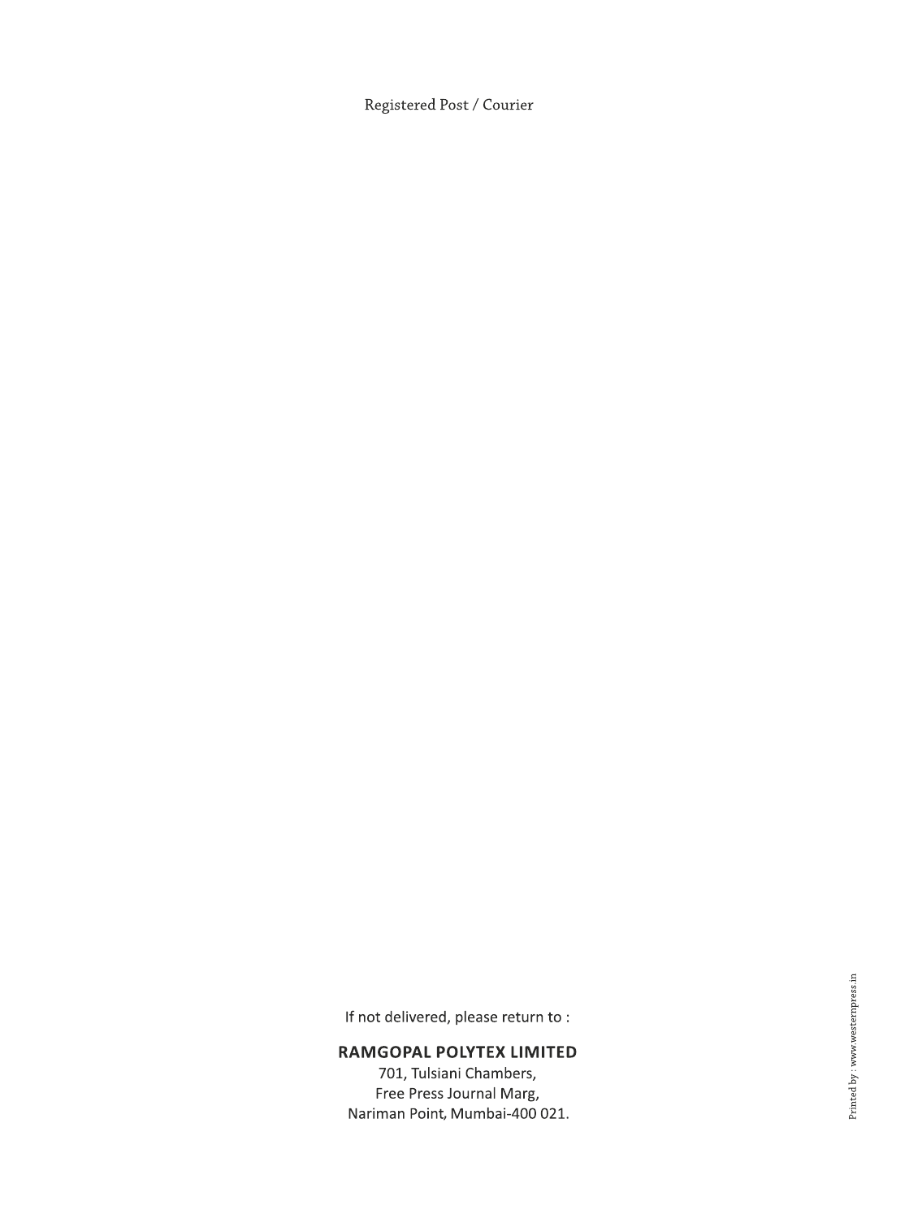Registered Post / Courier

If not delivered, please return to :

**RAMGOPAL POLYTEX LIMITED**

701, Tulsiani Chambers,
Free Press Journal Marg,
Nariman Point, Mumbai-400 021.

Printed by : www.westernpress.in